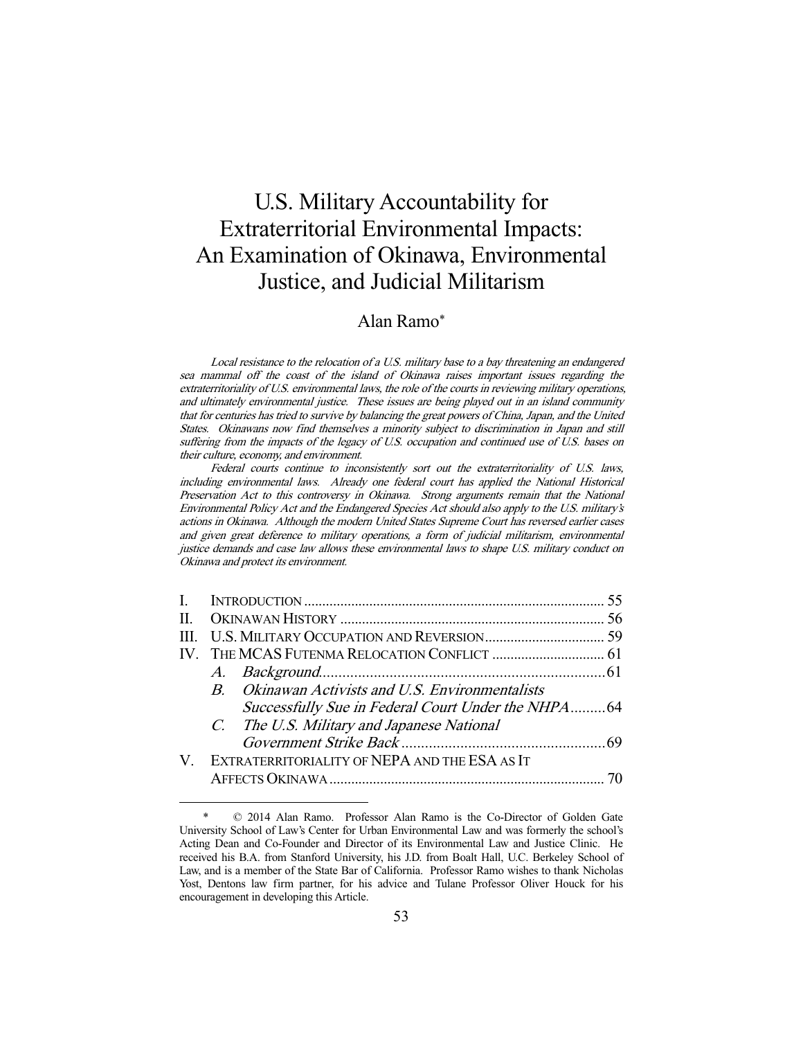# U.S. Military Accountability for Extraterritorial Environmental Impacts: An Examination of Okinawa, Environmental Justice, and Judicial Militarism

Alan Ramo*

*Local resistance to the relocation of a U.S. military base to a bay threatening an endangered sea mammal off the coast of the island of Okinawa raises important issues regarding the extraterritoriality of U.S. environmental laws, the role of the courts in reviewing military operations, and ultimately environmental justice. These issues are being played out in an island community that for centuries has tried to survive by balancing the great powers of China, Japan, and the United States. Okinawans now find themselves a minority subject to discrimination in Japan and still suffering from the impacts of the legacy of U.S. occupation and continued use of U.S. bases on their culture, economy, and environment.*

*Federal courts continue to inconsistently sort out the extraterritoriality of U.S. laws, including environmental laws. Already one federal court has applied the National Historical Preservation Act to this controversy in Okinawa. Strong arguments remain that the National Environmental Policy Act and the Endangered Species Act should also apply to the U.S. military's actions in Okinawa. Although the modern United States Supreme Court has reversed earlier cases and given great deference to military operations, a form of judicial militarism, environmental justice demands and case law allows these environmental laws to shape U.S. military conduct on Okinawa and protect its environment.*

| | | |
|---|---|---|
| I. | INTRODUCTION | 55 |
| II. | OKINAWAN HISTORY | 56 |
| III. | U.S. MILITARY OCCUPATION AND REVERSION | 59 |
| IV. | THE MCAS FUTENMA RELOCATION CONFLICT | 61 |
| | *A. Background* | 61 |
| | *B. Okinawan Activists and U.S. Environmentalists Successfully Sue in Federal Court Under the NHPA* | 64 |
| | *C. The U.S. Military and Japanese National Government Strike Back* | 69 |
| V. | EXTRATERRITORIALITY OF NEPA AND THE ESA AS IT AFFECTS OKINAWA | 70 |

\* © 2014 Alan Ramo. Professor Alan Ramo is the Co-Director of Golden Gate University School of Law's Center for Urban Environmental Law and was formerly the school's Acting Dean and Co-Founder and Director of its Environmental Law and Justice Clinic. He received his B.A. from Stanford University, his J.D. from Boalt Hall, U.C. Berkeley School of Law, and is a member of the State Bar of California. Professor Ramo wishes to thank Nicholas Yost, Dentons law firm partner, for his advice and Tulane Professor Oliver Houck for his encouragement in developing this Article.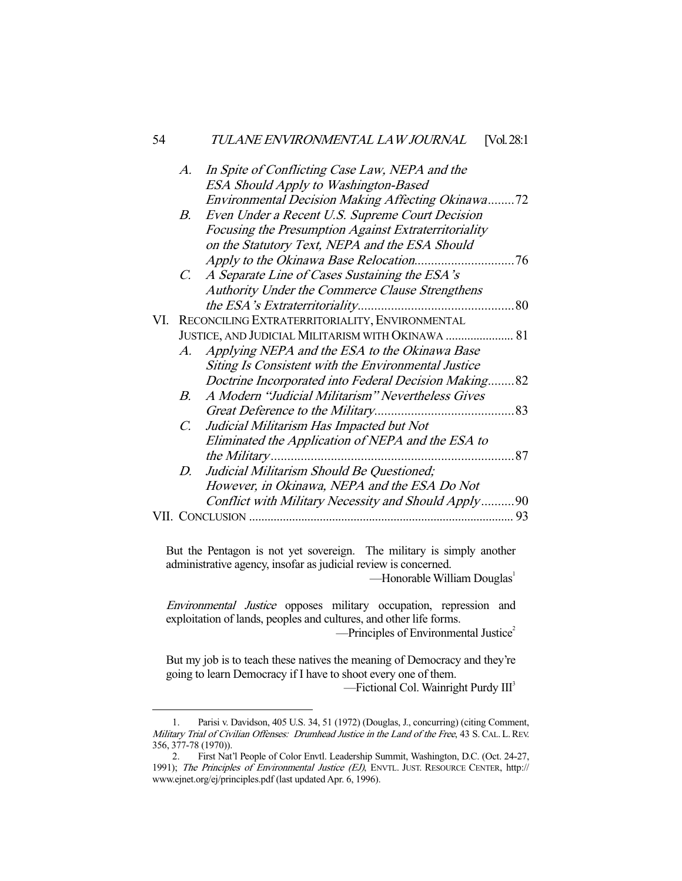A. *In Spite of Conflicting Case Law, NEPA and the ESA Should Apply to Washington-Based Environmental Decision Making Affecting Okinawa*........72

B. *Even Under a Recent U.S. Supreme Court Decision Focusing the Presumption Against Extraterritoriality on the Statutory Text, NEPA and the ESA Should Apply to the Okinawa Base Relocation*..............................76

C. *A Separate Line of Cases Sustaining the ESA's Authority Under the Commerce Clause Strengthens the ESA's Extraterritoriality*................................................80

VI. RECONCILING EXTRATERRITORIALITY, ENVIRONMENTAL JUSTICE, AND JUDICIAL MILITARISM WITH OKINAWA ...................... 81

A. *Applying NEPA and the ESA to the Okinawa Base Siting Is Consistent with the Environmental Justice Doctrine Incorporated into Federal Decision Making*........82

B. *A Modern "Judicial Militarism" Nevertheless Gives Great Deference to the Military*..........................................83

C. *Judicial Militarism Has Impacted but Not Eliminated the Application of NEPA and the ESA to the Military*.........................................................................87

D. *Judicial Militarism Should Be Questioned; However, in Okinawa, NEPA and the ESA Do Not Conflict with Military Necessity and Should Apply*..........90

VII. CONCLUSION ..................................................................................... 93

> But the Pentagon is not yet sovereign. The military is simply another administrative agency, insofar as judicial review is concerned.
>
> —Honorable William Douglas[1]

> *Environmental Justice* opposes military occupation, repression and exploitation of lands, peoples and cultures, and other life forms.
>
> —Principles of Environmental Justice[2]

> But my job is to teach these natives the meaning of Democracy and they're going to learn Democracy if I have to shoot every one of them.
>
> —Fictional Col. Wainright Purdy III[3]

---

1. Parisi v. Davidson, 405 U.S. 34, 51 (1972) (Douglas, J., concurring) (citing Comment, *Military Trial of Civilian Offenses: Drumhead Justice in the Land of the Free*, 43 S. CAL. L. REV. 356, 377-78 (1970)).

2. First Nat'l People of Color Envtl. Leadership Summit, Washington, D.C. (Oct. 24-27, 1991); *The Principles of Environmental Justice (EJ)*, ENVTL. JUST. RESOURCE CENTER, http://www.ejnet.org/ej/principles.pdf (last updated Apr. 6, 1996).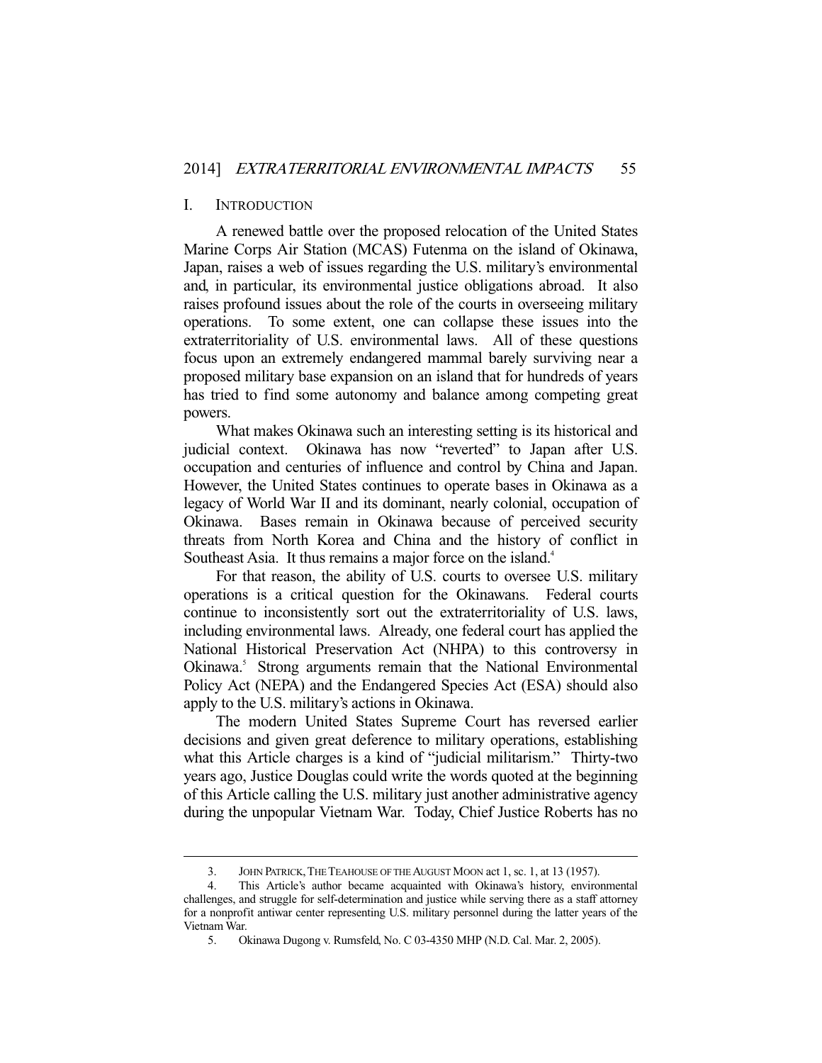## I. INTRODUCTION

A renewed battle over the proposed relocation of the United States Marine Corps Air Station (MCAS) Futenma on the island of Okinawa, Japan, raises a web of issues regarding the U.S. military's environmental and, in particular, its environmental justice obligations abroad. It also raises profound issues about the role of the courts in overseeing military operations. To some extent, one can collapse these issues into the extraterritoriality of U.S. environmental laws. All of these questions focus upon an extremely endangered mammal barely surviving near a proposed military base expansion on an island that for hundreds of years has tried to find some autonomy and balance among competing great powers.

What makes Okinawa such an interesting setting is its historical and judicial context. Okinawa has now "reverted" to Japan after U.S. occupation and centuries of influence and control by China and Japan. However, the United States continues to operate bases in Okinawa as a legacy of World War II and its dominant, nearly colonial, occupation of Okinawa. Bases remain in Okinawa because of perceived security threats from North Korea and China and the history of conflict in Southeast Asia. It thus remains a major force on the island.[4]

For that reason, the ability of U.S. courts to oversee U.S. military operations is a critical question for the Okinawans. Federal courts continue to inconsistently sort out the extraterritoriality of U.S. laws, including environmental laws. Already, one federal court has applied the National Historical Preservation Act (NHPA) to this controversy in Okinawa.[5] Strong arguments remain that the National Environmental Policy Act (NEPA) and the Endangered Species Act (ESA) should also apply to the U.S. military's actions in Okinawa.

The modern United States Supreme Court has reversed earlier decisions and given great deference to military operations, establishing what this Article charges is a kind of "judicial militarism." Thirty-two years ago, Justice Douglas could write the words quoted at the beginning of this Article calling the U.S. military just another administrative agency during the unpopular Vietnam War. Today, Chief Justice Roberts has no

---

3. JOHN PATRICK, THE TEAHOUSE OF THE AUGUST MOON act 1, sc. 1, at 13 (1957).

4. This Article's author became acquainted with Okinawa's history, environmental challenges, and struggle for self-determination and justice while serving there as a staff attorney for a nonprofit antiwar center representing U.S. military personnel during the latter years of the Vietnam War.

5. Okinawa Dugong v. Rumsfeld, No. C 03-4350 MHP (N.D. Cal. Mar. 2, 2005).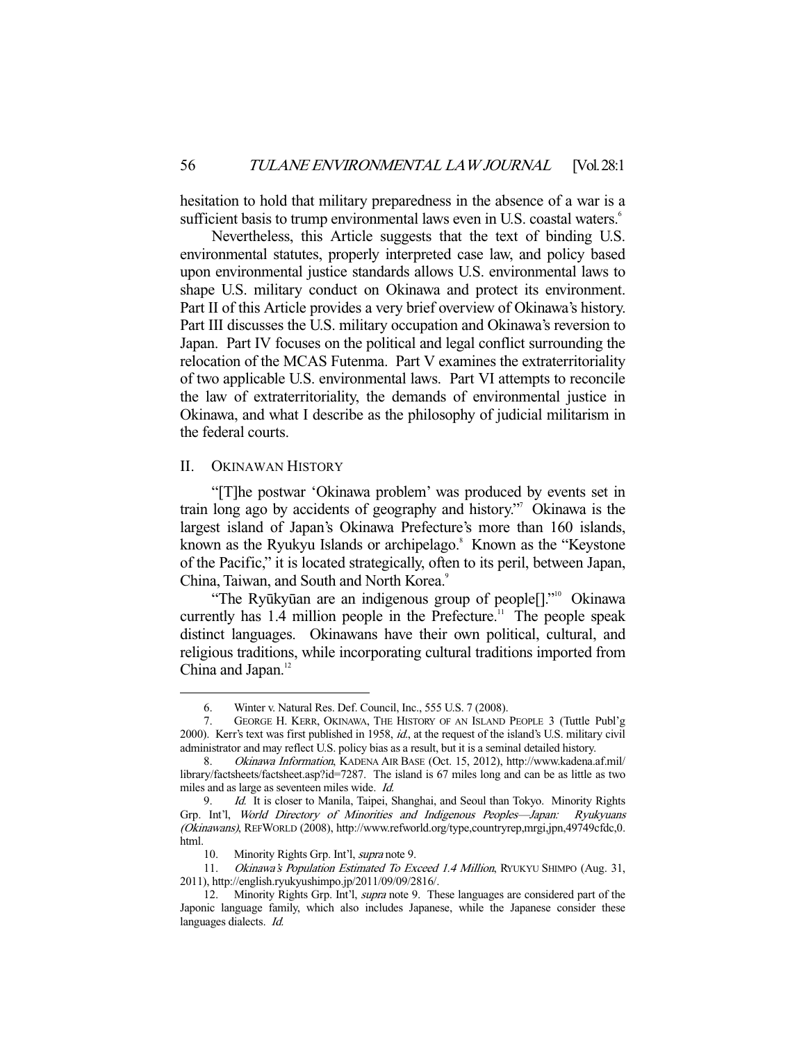hesitation to hold that military preparedness in the absence of a war is a sufficient basis to trump environmental laws even in U.S. coastal waters.[6]

Nevertheless, this Article suggests that the text of binding U.S. environmental statutes, properly interpreted case law, and policy based upon environmental justice standards allows U.S. environmental laws to shape U.S. military conduct on Okinawa and protect its environment. Part II of this Article provides a very brief overview of Okinawa's history. Part III discusses the U.S. military occupation and Okinawa's reversion to Japan. Part IV focuses on the political and legal conflict surrounding the relocation of the MCAS Futenma. Part V examines the extraterritoriality of two applicable U.S. environmental laws. Part VI attempts to reconcile the law of extraterritoriality, the demands of environmental justice in Okinawa, and what I describe as the philosophy of judicial militarism in the federal courts.

## II. OKINAWAN HISTORY

"[T]he postwar 'Okinawa problem' was produced by events set in train long ago by accidents of geography and history."[7] Okinawa is the largest island of Japan's Okinawa Prefecture's more than 160 islands, known as the Ryukyu Islands or archipelago.[8] Known as the "Keystone of the Pacific," it is located strategically, often to its peril, between Japan, China, Taiwan, and South and North Korea.[9]

"The Ryūkyūan are an indigenous group of people[]."[10] Okinawa currently has 1.4 million people in the Prefecture.[11] The people speak distinct languages. Okinawans have their own political, cultural, and religious traditions, while incorporating cultural traditions imported from China and Japan.[12]

---

6. Winter v. Natural Res. Def. Council, Inc., 555 U.S. 7 (2008).

7. GEORGE H. KERR, OKINAWA, THE HISTORY OF AN ISLAND PEOPLE 3 (Tuttle Publ'g 2000). Kerr's text was first published in 1958, *id.*, at the request of the island's U.S. military civil administrator and may reflect U.S. policy bias as a result, but it is a seminal detailed history.

8. *Okinawa Information*, KADENA AIR BASE (Oct. 15, 2012), http://www.kadena.af.mil/library/factsheets/factsheet.asp?id=7287. The island is 67 miles long and can be as little as two miles and as large as seventeen miles wide. *Id.*

9. *Id.* It is closer to Manila, Taipei, Shanghai, and Seoul than Tokyo. Minority Rights Grp. Int'l, *World Directory of Minorities and Indigenous Peoples—Japan: Ryukyuans (Okinawans)*, REFWORLD (2008), http://www.refworld.org/type,countryrep,mrgi,jpn,49749cfdc,0.html.

10. Minority Rights Grp. Int'l, *supra* note 9.

11. *Okinawa's Population Estimated To Exceed 1.4 Million*, RYUKYU SHIMPO (Aug. 31, 2011), http://english.ryukyushimpo.jp/2011/09/09/2816/.

12. Minority Rights Grp. Int'l, *supra* note 9. These languages are considered part of the Japonic language family, which also includes Japanese, while the Japanese consider these languages dialects. *Id.*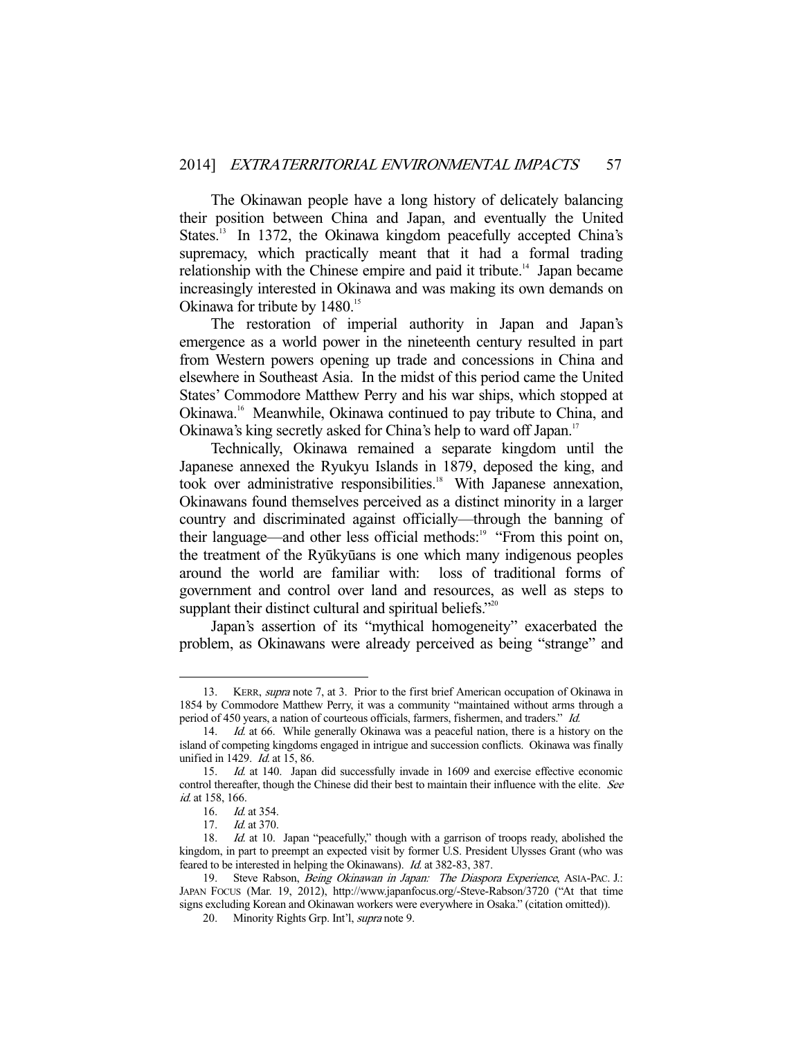The Okinawan people have a long history of delicately balancing their position between China and Japan, and eventually the United States.[13] In 1372, the Okinawa kingdom peacefully accepted China's supremacy, which practically meant that it had a formal trading relationship with the Chinese empire and paid it tribute.[14] Japan became increasingly interested in Okinawa and was making its own demands on Okinawa for tribute by 1480.[15]

The restoration of imperial authority in Japan and Japan's emergence as a world power in the nineteenth century resulted in part from Western powers opening up trade and concessions in China and elsewhere in Southeast Asia. In the midst of this period came the United States' Commodore Matthew Perry and his war ships, which stopped at Okinawa.[16] Meanwhile, Okinawa continued to pay tribute to China, and Okinawa's king secretly asked for China's help to ward off Japan.[17]

Technically, Okinawa remained a separate kingdom until the Japanese annexed the Ryukyu Islands in 1879, deposed the king, and took over administrative responsibilities.[18] With Japanese annexation, Okinawans found themselves perceived as a distinct minority in a larger country and discriminated against officially—through the banning of their language—and other less official methods:[19] "From this point on, the treatment of the Ryūkyūans is one which many indigenous peoples around the world are familiar with: loss of traditional forms of government and control over land and resources, as well as steps to supplant their distinct cultural and spiritual beliefs."[20]

Japan's assertion of its "mythical homogeneity" exacerbated the problem, as Okinawans were already perceived as being "strange" and

---

13. KERR, *supra* note 7, at 3. Prior to the first brief American occupation of Okinawa in 1854 by Commodore Matthew Perry, it was a community "maintained without arms through a period of 450 years, a nation of courteous officials, farmers, fishermen, and traders." *Id.*

14. *Id.* at 66. While generally Okinawa was a peaceful nation, there is a history on the island of competing kingdoms engaged in intrigue and succession conflicts. Okinawa was finally unified in 1429. *Id.* at 15, 86.

15. *Id.* at 140. Japan did successfully invade in 1609 and exercise effective economic control thereafter, though the Chinese did their best to maintain their influence with the elite. *See id.* at 158, 166.

16. *Id.* at 354.

17. *Id.* at 370.

18. *Id.* at 10. Japan "peacefully," though with a garrison of troops ready, abolished the kingdom, in part to preempt an expected visit by former U.S. President Ulysses Grant (who was feared to be interested in helping the Okinawans). *Id.* at 382-83, 387.

19. Steve Rabson, *Being Okinawan in Japan: The Diaspora Experience*, ASIA-PAC. J.: JAPAN FOCUS (Mar. 19, 2012), http://www.japanfocus.org/-Steve-Rabson/3720 ("At that time signs excluding Korean and Okinawan workers were everywhere in Osaka." (citation omitted)).

20. Minority Rights Grp. Int'l, *supra* note 9.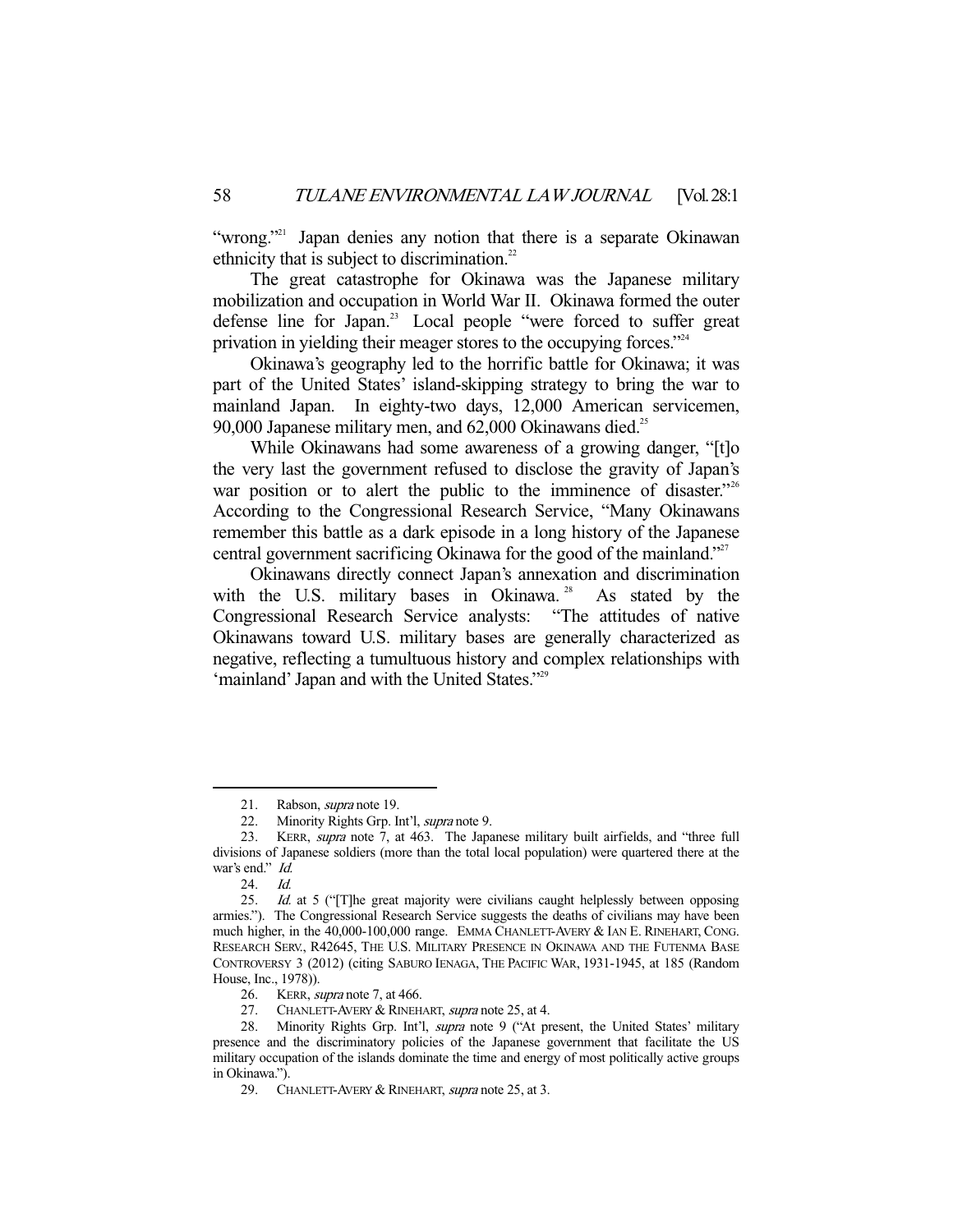"wrong."[21] Japan denies any notion that there is a separate Okinawan ethnicity that is subject to discrimination.[22]

The great catastrophe for Okinawa was the Japanese military mobilization and occupation in World War II. Okinawa formed the outer defense line for Japan.[23] Local people "were forced to suffer great privation in yielding their meager stores to the occupying forces."[24]

Okinawa's geography led to the horrific battle for Okinawa; it was part of the United States' island-skipping strategy to bring the war to mainland Japan. In eighty-two days, 12,000 American servicemen, 90,000 Japanese military men, and 62,000 Okinawans died.[25]

While Okinawans had some awareness of a growing danger, "[t]o the very last the government refused to disclose the gravity of Japan's war position or to alert the public to the imminence of disaster."[26] According to the Congressional Research Service, "Many Okinawans remember this battle as a dark episode in a long history of the Japanese central government sacrificing Okinawa for the good of the mainland."[27]

Okinawans directly connect Japan's annexation and discrimination with the U.S. military bases in Okinawa.[28] As stated by the Congressional Research Service analysts: "The attitudes of native Okinawans toward U.S. military bases are generally characterized as negative, reflecting a tumultuous history and complex relationships with 'mainland' Japan and with the United States."[29]

---

21. Rabson, *supra* note 19.

22. Minority Rights Grp. Int'l, *supra* note 9.

23. KERR, *supra* note 7, at 463. The Japanese military built airfields, and "three full divisions of Japanese soldiers (more than the total local population) were quartered there at the war's end." *Id.*

24. *Id.*

25. *Id.* at 5 ("[T]he great majority were civilians caught helplessly between opposing armies."). The Congressional Research Service suggests the deaths of civilians may have been much higher, in the 40,000-100,000 range. EMMA CHANLETT-AVERY & IAN E. RINEHART, CONG. RESEARCH SERV., R42645, THE U.S. MILITARY PRESENCE IN OKINAWA AND THE FUTENMA BASE CONTROVERSY 3 (2012) (citing SABURO IENAGA, THE PACIFIC WAR, 1931-1945, at 185 (Random House, Inc., 1978)).

26. KERR, *supra* note 7, at 466.

27. CHANLETT-AVERY & RINEHART, *supra* note 25, at 4.

28. Minority Rights Grp. Int'l, *supra* note 9 ("At present, the United States' military presence and the discriminatory policies of the Japanese government that facilitate the US military occupation of the islands dominate the time and energy of most politically active groups in Okinawa.").

29. CHANLETT-AVERY & RINEHART, *supra* note 25, at 3.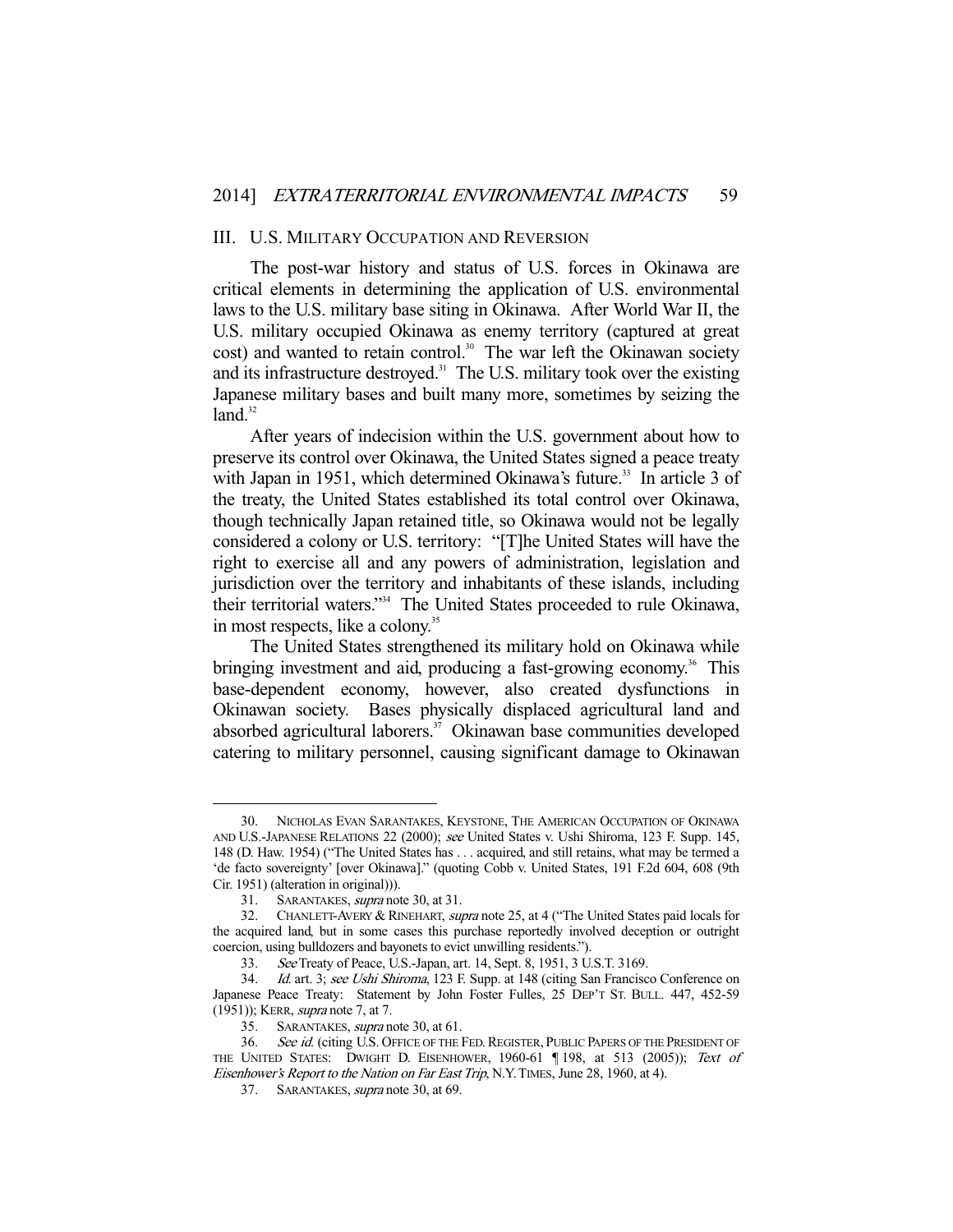## III. U.S. MILITARY OCCUPATION AND REVERSION

The post-war history and status of U.S. forces in Okinawa are critical elements in determining the application of U.S. environmental laws to the U.S. military base siting in Okinawa. After World War II, the U.S. military occupied Okinawa as enemy territory (captured at great cost) and wanted to retain control.[30] The war left the Okinawan society and its infrastructure destroyed.[31] The U.S. military took over the existing Japanese military bases and built many more, sometimes by seizing the land.[32]

After years of indecision within the U.S. government about how to preserve its control over Okinawa, the United States signed a peace treaty with Japan in 1951, which determined Okinawa's future.[33] In article 3 of the treaty, the United States established its total control over Okinawa, though technically Japan retained title, so Okinawa would not be legally considered a colony or U.S. territory: "[T]he United States will have the right to exercise all and any powers of administration, legislation and jurisdiction over the territory and inhabitants of these islands, including their territorial waters."[34] The United States proceeded to rule Okinawa, in most respects, like a colony.[35]

The United States strengthened its military hold on Okinawa while bringing investment and aid, producing a fast-growing economy.[36] This base-dependent economy, however, also created dysfunctions in Okinawan society. Bases physically displaced agricultural land and absorbed agricultural laborers.[37] Okinawan base communities developed catering to military personnel, causing significant damage to Okinawan

---

30. NICHOLAS EVAN SARANTAKES, KEYSTONE, THE AMERICAN OCCUPATION OF OKINAWA AND U.S.-JAPANESE RELATIONS 22 (2000); *see* United States v. Ushi Shiroma, 123 F. Supp. 145, 148 (D. Haw. 1954) ("The United States has . . . acquired, and still retains, what may be termed a 'de facto sovereignty' [over Okinawa]." (quoting Cobb v. United States, 191 F.2d 604, 608 (9th Cir. 1951) (alteration in original))).

31. SARANTAKES, *supra* note 30, at 31.

32. CHANLETT-AVERY & RINEHART, *supra* note 25, at 4 ("The United States paid locals for the acquired land, but in some cases this purchase reportedly involved deception or outright coercion, using bulldozers and bayonets to evict unwilling residents.").

33. *See* Treaty of Peace, U.S.-Japan, art. 14, Sept. 8, 1951, 3 U.S.T. 3169.

34. *Id.* art. 3; *see Ushi Shiroma*, 123 F. Supp. at 148 (citing San Francisco Conference on Japanese Peace Treaty: Statement by John Foster Fulles, 25 DEP'T ST. BULL. 447, 452-59 (1951)); KERR, *supra* note 7, at 7.

35. SARANTAKES, *supra* note 30, at 61.

36. *See id.* (citing U.S. OFFICE OF THE FED. REGISTER, PUBLIC PAPERS OF THE PRESIDENT OF THE UNITED STATES: DWIGHT D. EISENHOWER, 1960-61 ¶ 198, at 513 (2005)); *Text of Eisenhower's Report to the Nation on Far East Trip*, N.Y. TIMES, June 28, 1960, at 4).

37. SARANTAKES, *supra* note 30, at 69.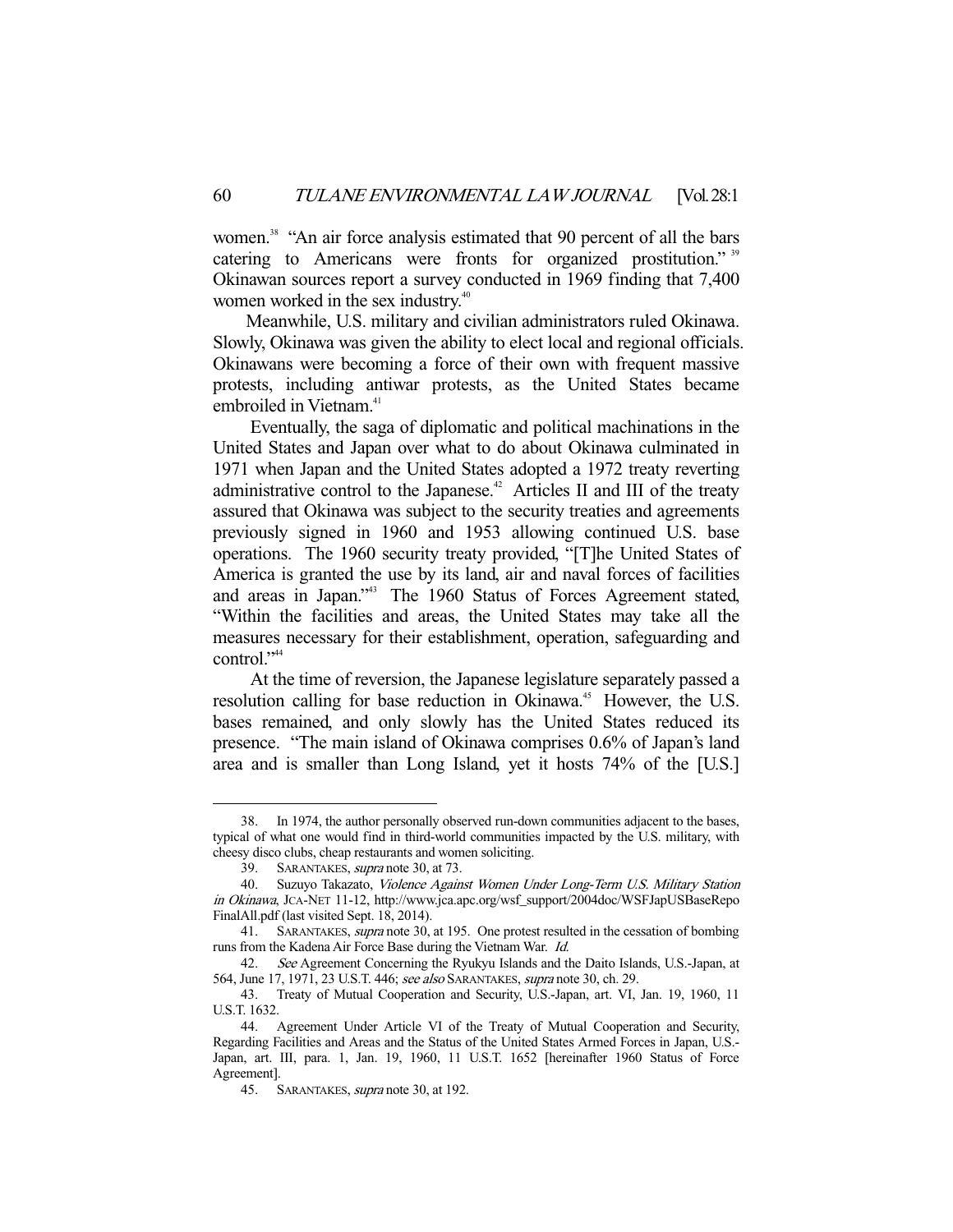women.[38] "An air force analysis estimated that 90 percent of all the bars catering to Americans were fronts for organized prostitution."[39] Okinawan sources report a survey conducted in 1969 finding that 7,400 women worked in the sex industry.[40]

Meanwhile, U.S. military and civilian administrators ruled Okinawa. Slowly, Okinawa was given the ability to elect local and regional officials. Okinawans were becoming a force of their own with frequent massive protests, including antiwar protests, as the United States became embroiled in Vietnam.[41]

Eventually, the saga of diplomatic and political machinations in the United States and Japan over what to do about Okinawa culminated in 1971 when Japan and the United States adopted a 1972 treaty reverting administrative control to the Japanese.[42] Articles II and III of the treaty assured that Okinawa was subject to the security treaties and agreements previously signed in 1960 and 1953 allowing continued U.S. base operations. The 1960 security treaty provided, "[T]he United States of America is granted the use by its land, air and naval forces of facilities and areas in Japan."[43] The 1960 Status of Forces Agreement stated, "Within the facilities and areas, the United States may take all the measures necessary for their establishment, operation, safeguarding and control."[44]

At the time of reversion, the Japanese legislature separately passed a resolution calling for base reduction in Okinawa.[45] However, the U.S. bases remained, and only slowly has the United States reduced its presence. "The main island of Okinawa comprises 0.6% of Japan's land area and is smaller than Long Island, yet it hosts 74% of the [U.S.]

---

38. In 1974, the author personally observed run-down communities adjacent to the bases, typical of what one would find in third-world communities impacted by the U.S. military, with cheesy disco clubs, cheap restaurants and women soliciting.

39. SARANTAKES, *supra* note 30, at 73.

40. Suzuyo Takazato, *Violence Against Women Under Long-Term U.S. Military Station in Okinawa*, JCA-NET 11-12, http://www.jca.apc.org/wsf_support/2004doc/WSFJapUSBaseRepoFinalAll.pdf (last visited Sept. 18, 2014).

41. SARANTAKES, *supra* note 30, at 195. One protest resulted in the cessation of bombing runs from the Kadena Air Force Base during the Vietnam War. *Id.*

42. *See* Agreement Concerning the Ryukyu Islands and the Daito Islands, U.S.-Japan, at 564, June 17, 1971, 23 U.S.T. 446; *see also* SARANTAKES, *supra* note 30, ch. 29.

43. Treaty of Mutual Cooperation and Security, U.S.-Japan, art. VI, Jan. 19, 1960, 11 U.S.T. 1632.

44. Agreement Under Article VI of the Treaty of Mutual Cooperation and Security, Regarding Facilities and Areas and the Status of the United States Armed Forces in Japan, U.S.-Japan, art. III, para. 1, Jan. 19, 1960, 11 U.S.T. 1652 [hereinafter 1960 Status of Force Agreement].

45. SARANTAKES, *supra* note 30, at 192.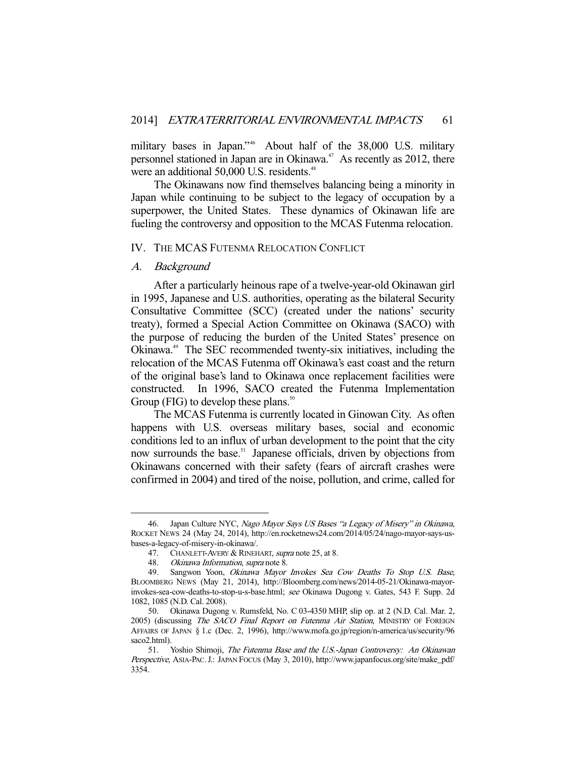military bases in Japan."[46] About half of the 38,000 U.S. military personnel stationed in Japan are in Okinawa.[47] As recently as 2012, there were an additional 50,000 U.S. residents.[48]

The Okinawans now find themselves balancing being a minority in Japan while continuing to be subject to the legacy of occupation by a superpower, the United States. These dynamics of Okinawan life are fueling the controversy and opposition to the MCAS Futenma relocation.

## IV. THE MCAS FUTENMA RELOCATION CONFLICT

### A. *Background*

After a particularly heinous rape of a twelve-year-old Okinawan girl in 1995, Japanese and U.S. authorities, operating as the bilateral Security Consultative Committee (SCC) (created under the nations' security treaty), formed a Special Action Committee on Okinawa (SACO) with the purpose of reducing the burden of the United States' presence on Okinawa.[49] The SEC recommended twenty-six initiatives, including the relocation of the MCAS Futenma off Okinawa's east coast and the return of the original base's land to Okinawa once replacement facilities were constructed. In 1996, SACO created the Futenma Implementation Group (FIG) to develop these plans.[50]

The MCAS Futenma is currently located in Ginowan City. As often happens with U.S. overseas military bases, social and economic conditions led to an influx of urban development to the point that the city now surrounds the base.[51] Japanese officials, driven by objections from Okinawans concerned with their safety (fears of aircraft crashes were confirmed in 2004) and tired of the noise, pollution, and crime, called for

---

46. Japan Culture NYC, *Nago Mayor Says US Bases "a Legacy of Misery" in Okinawa*, ROCKET NEWS 24 (May 24, 2014), http://en.rocketnews24.com/2014/05/24/nago-mayor-says-us-bases-a-legacy-of-misery-in-okinawa/.

47. CHANLETT-AVERY & RINEHART, *supra* note 25, at 8.

48. *Okinawa Information*, *supra* note 8.

49. Sangwon Yoon, *Okinawa Mayor Invokes Sea Cow Deaths To Stop U.S. Base*, BLOOMBERG NEWS (May 21, 2014), http://Bloomberg.com/news/2014-05-21/Okinawa-mayor-invokes-sea-cow-deaths-to-stop-u-s-base.html; *see* Okinawa Dugong v. Gates, 543 F. Supp. 2d 1082, 1085 (N.D. Cal. 2008).

50. Okinawa Dugong v. Rumsfeld, No. C 03-4350 MHP, slip op. at 2 (N.D. Cal. Mar. 2, 2005) (discussing *The SACO Final Report on Futenma Air Station*, MINISTRY OF FOREIGN AFFAIRS OF JAPAN § 1.c (Dec. 2, 1996), http://www.mofa.go.jp/region/n-america/us/security/96saco2.html).

51. Yoshio Shimoji, *The Futenma Base and the U.S.-Japan Controversy: An Okinawan Perspective*, ASIA-PAC. J.: JAPAN FOCUS (May 3, 2010), http://www.japanfocus.org/site/make_pdf/3354.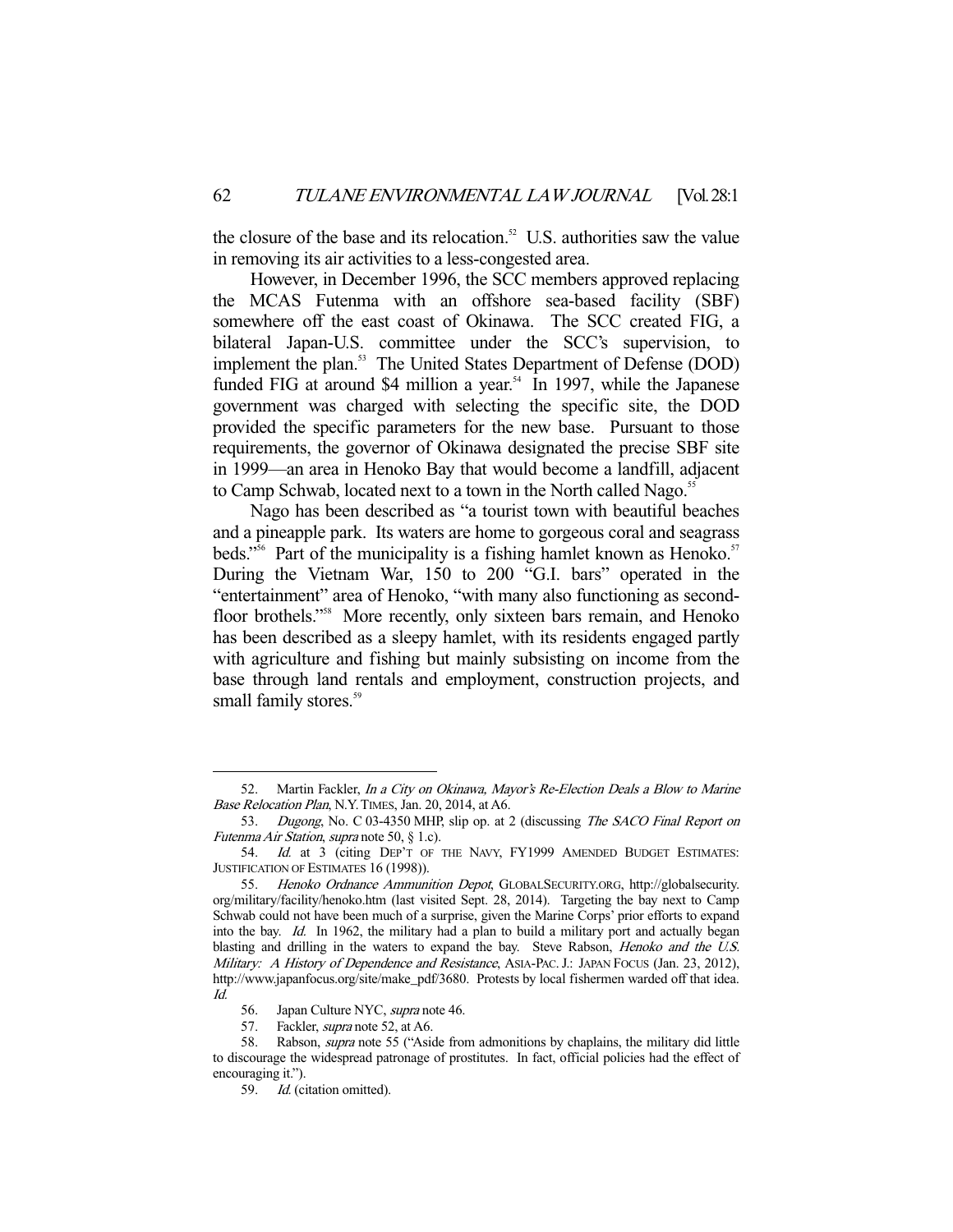the closure of the base and its relocation.[52] U.S. authorities saw the value in removing its air activities to a less-congested area.

However, in December 1996, the SCC members approved replacing the MCAS Futenma with an offshore sea-based facility (SBF) somewhere off the east coast of Okinawa. The SCC created FIG, a bilateral Japan-U.S. committee under the SCC's supervision, to implement the plan.[53] The United States Department of Defense (DOD) funded FIG at around $4 million a year.[54] In 1997, while the Japanese government was charged with selecting the specific site, the DOD provided the specific parameters for the new base. Pursuant to those requirements, the governor of Okinawa designated the precise SBF site in 1999—an area in Henoko Bay that would become a landfill, adjacent to Camp Schwab, located next to a town in the North called Nago.[55]

Nago has been described as "a tourist town with beautiful beaches and a pineapple park. Its waters are home to gorgeous coral and seagrass beds."[56] Part of the municipality is a fishing hamlet known as Henoko.[57] During the Vietnam War, 150 to 200 "G.I. bars" operated in the "entertainment" area of Henoko, "with many also functioning as second-floor brothels."[58] More recently, only sixteen bars remain, and Henoko has been described as a sleepy hamlet, with its residents engaged partly with agriculture and fishing but mainly subsisting on income from the base through land rentals and employment, construction projects, and small family stores.[59]

---

52. Martin Fackler, *In a City on Okinawa, Mayor's Re-Election Deals a Blow to Marine Base Relocation Plan*, N.Y. TIMES, Jan. 20, 2014, at A6.

53. *Dugong*, No. C 03-4350 MHP, slip op. at 2 (discussing *The SACO Final Report on Futenma Air Station*, *supra* note 50, § 1.c).

54. *Id.* at 3 (citing DEP'T OF THE NAVY, FY1999 AMENDED BUDGET ESTIMATES: JUSTIFICATION OF ESTIMATES 16 (1998)).

55. *Henoko Ordnance Ammunition Depot*, GLOBALSECURITY.ORG, http://globalsecurity.org/military/facility/henoko.htm (last visited Sept. 28, 2014). Targeting the bay next to Camp Schwab could not have been much of a surprise, given the Marine Corps' prior efforts to expand into the bay. *Id.* In 1962, the military had a plan to build a military port and actually began blasting and drilling in the waters to expand the bay. Steve Rabson, *Henoko and the U.S. Military: A History of Dependence and Resistance*, ASIA-PAC. J.: JAPAN FOCUS (Jan. 23, 2012), http://www.japanfocus.org/site/make_pdf/3680. Protests by local fishermen warded off that idea. *Id.*

56. Japan Culture NYC, *supra* note 46.

57. Fackler, *supra* note 52, at A6.

58. Rabson, *supra* note 55 ("Aside from admonitions by chaplains, the military did little to discourage the widespread patronage of prostitutes. In fact, official policies had the effect of encouraging it.").

59. *Id.* (citation omitted).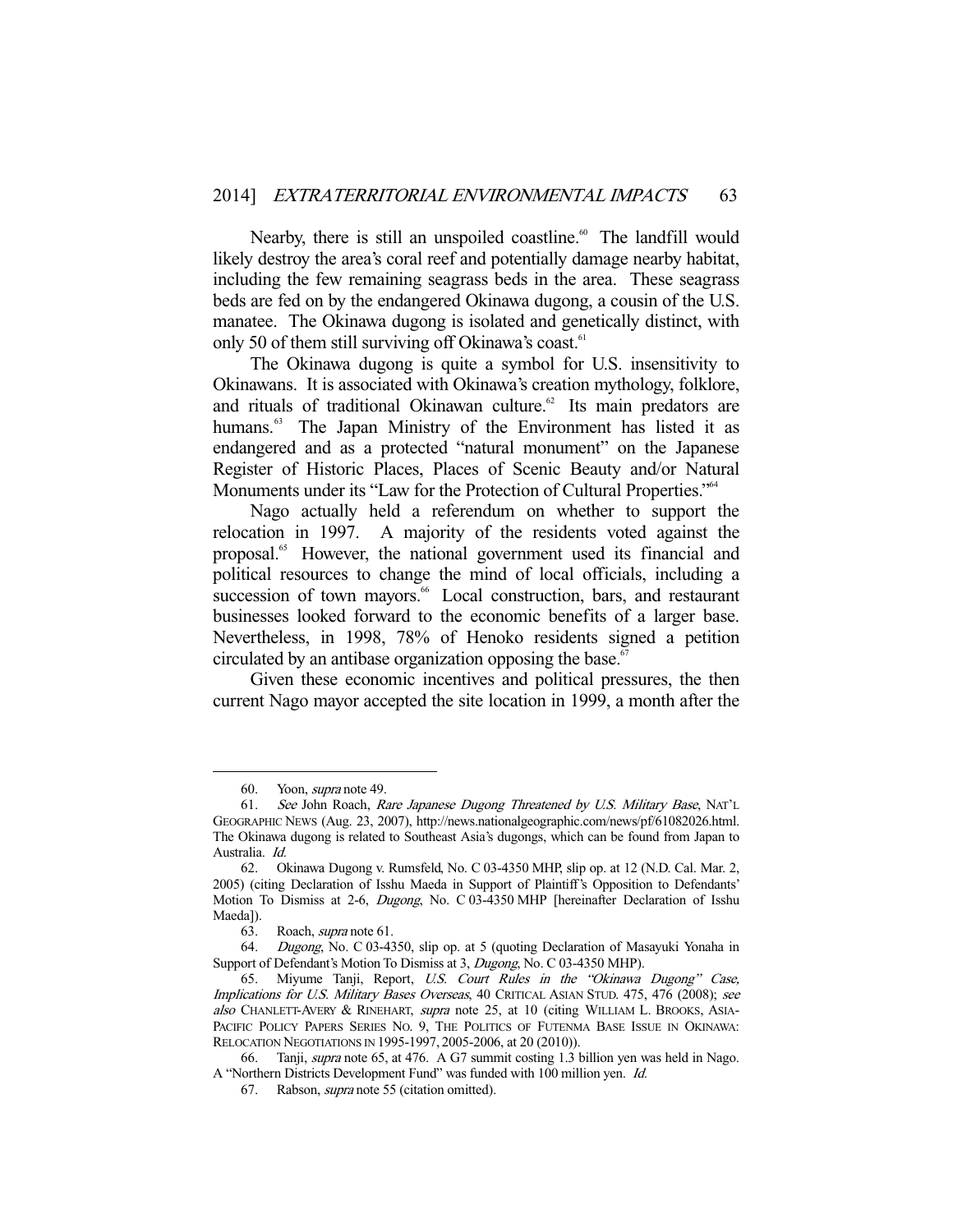Nearby, there is still an unspoiled coastline.[60] The landfill would likely destroy the area's coral reef and potentially damage nearby habitat, including the few remaining seagrass beds in the area. These seagrass beds are fed on by the endangered Okinawa dugong, a cousin of the U.S. manatee. The Okinawa dugong is isolated and genetically distinct, with only 50 of them still surviving off Okinawa's coast.[61]

The Okinawa dugong is quite a symbol for U.S. insensitivity to Okinawans. It is associated with Okinawa's creation mythology, folklore, and rituals of traditional Okinawan culture.[62] Its main predators are humans.[63] The Japan Ministry of the Environment has listed it as endangered and as a protected "natural monument" on the Japanese Register of Historic Places, Places of Scenic Beauty and/or Natural Monuments under its "Law for the Protection of Cultural Properties."[64]

Nago actually held a referendum on whether to support the relocation in 1997. A majority of the residents voted against the proposal.[65] However, the national government used its financial and political resources to change the mind of local officials, including a succession of town mayors.[66] Local construction, bars, and restaurant businesses looked forward to the economic benefits of a larger base. Nevertheless, in 1998, 78% of Henoko residents signed a petition circulated by an antibase organization opposing the base.[67]

Given these economic incentives and political pressures, the then current Nago mayor accepted the site location in 1999, a month after the

---

60. Yoon, *supra* note 49.

61. *See* John Roach, *Rare Japanese Dugong Threatened by U.S. Military Base*, NAT'L GEOGRAPHIC NEWS (Aug. 23, 2007), http://news.nationalgeographic.com/news/pf/61082026.html. The Okinawa dugong is related to Southeast Asia's dugongs, which can be found from Japan to Australia. *Id.*

62. Okinawa Dugong v. Rumsfeld, No. C 03-4350 MHP, slip op. at 12 (N.D. Cal. Mar. 2, 2005) (citing Declaration of Isshu Maeda in Support of Plaintiff's Opposition to Defendants' Motion To Dismiss at 2-6, *Dugong*, No. C 03-4350 MHP [hereinafter Declaration of Isshu Maeda]).

63. Roach, *supra* note 61.

64. *Dugong*, No. C 03-4350, slip op. at 5 (quoting Declaration of Masayuki Yonaha in Support of Defendant's Motion To Dismiss at 3, *Dugong*, No. C 03-4350 MHP).

65. Miyume Tanji, Report, *U.S. Court Rules in the "Okinawa Dugong" Case, Implications for U.S. Military Bases Overseas*, 40 CRITICAL ASIAN STUD. 475, 476 (2008); *see also* CHANLETT-AVERY & RINEHART, *supra* note 25, at 10 (citing WILLIAM L. BROOKS, ASIA-PACIFIC POLICY PAPERS SERIES NO. 9, THE POLITICS OF FUTENMA BASE ISSUE IN OKINAWA: RELOCATION NEGOTIATIONS IN 1995-1997, 2005-2006, at 20 (2010)).

66. Tanji, *supra* note 65, at 476. A G7 summit costing 1.3 billion yen was held in Nago. A "Northern Districts Development Fund" was funded with 100 million yen. *Id.*

67. Rabson, *supra* note 55 (citation omitted).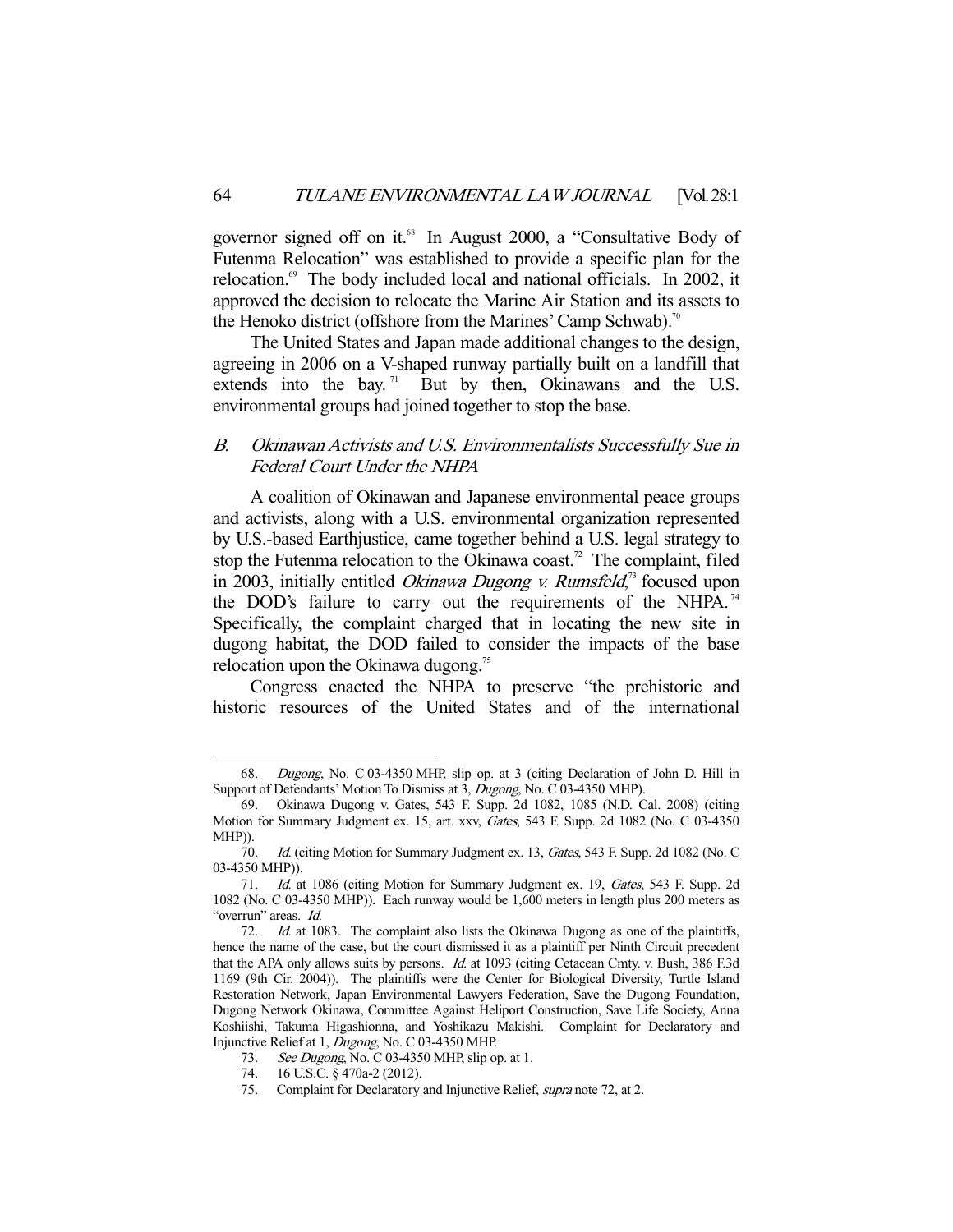governor signed off on it.[68] In August 2000, a "Consultative Body of Futenma Relocation" was established to provide a specific plan for the relocation.[69] The body included local and national officials. In 2002, it approved the decision to relocate the Marine Air Station and its assets to the Henoko district (offshore from the Marines' Camp Schwab).[70]

The United States and Japan made additional changes to the design, agreeing in 2006 on a V-shaped runway partially built on a landfill that extends into the bay.[71] But by then, Okinawans and the U.S. environmental groups had joined together to stop the base.

### B. *Okinawan Activists and U.S. Environmentalists Successfully Sue in Federal Court Under the NHPA*

A coalition of Okinawan and Japanese environmental peace groups and activists, along with a U.S. environmental organization represented by U.S.-based Earthjustice, came together behind a U.S. legal strategy to stop the Futenma relocation to the Okinawa coast.[72] The complaint, filed in 2003, initially entitled *Okinawa Dugong v. Rumsfeld*,[73] focused upon the DOD's failure to carry out the requirements of the NHPA.[74] Specifically, the complaint charged that in locating the new site in dugong habitat, the DOD failed to consider the impacts of the base relocation upon the Okinawa dugong.[75]

Congress enacted the NHPA to preserve "the prehistoric and historic resources of the United States and of the international

---

68. *Dugong*, No. C 03-4350 MHP, slip op. at 3 (citing Declaration of John D. Hill in Support of Defendants' Motion To Dismiss at 3, *Dugong*, No. C 03-4350 MHP).

69. Okinawa Dugong v. Gates, 543 F. Supp. 2d 1082, 1085 (N.D. Cal. 2008) (citing Motion for Summary Judgment ex. 15, art. xxv, *Gates*, 543 F. Supp. 2d 1082 (No. C 03-4350 MHP)).

70. *Id.* (citing Motion for Summary Judgment ex. 13, *Gates*, 543 F. Supp. 2d 1082 (No. C 03-4350 MHP)).

71. *Id.* at 1086 (citing Motion for Summary Judgment ex. 19, *Gates*, 543 F. Supp. 2d 1082 (No. C 03-4350 MHP)). Each runway would be 1,600 meters in length plus 200 meters as "overrun" areas. *Id.*

72. *Id.* at 1083. The complaint also lists the Okinawa Dugong as one of the plaintiffs, hence the name of the case, but the court dismissed it as a plaintiff per Ninth Circuit precedent that the APA only allows suits by persons. *Id.* at 1093 (citing Cetacean Cmty. v. Bush, 386 F.3d 1169 (9th Cir. 2004)). The plaintiffs were the Center for Biological Diversity, Turtle Island Restoration Network, Japan Environmental Lawyers Federation, Save the Dugong Foundation, Dugong Network Okinawa, Committee Against Heliport Construction, Save Life Society, Anna Koshiishi, Takuma Higashionna, and Yoshikazu Makishi. Complaint for Declaratory and Injunctive Relief at 1, *Dugong*, No. C 03-4350 MHP.

73. *See Dugong*, No. C 03-4350 MHP, slip op. at 1.

74. 16 U.S.C. § 470a-2 (2012).

75. Complaint for Declaratory and Injunctive Relief, *supra* note 72, at 2.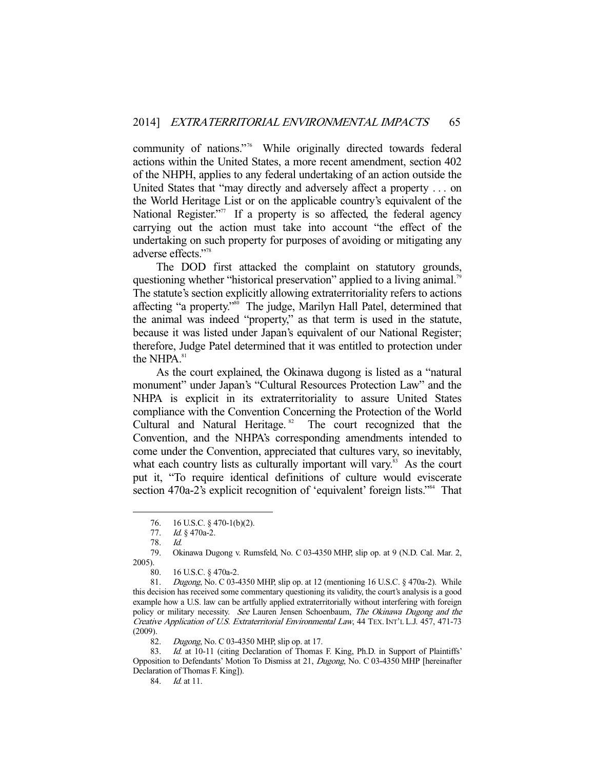community of nations."[76] While originally directed towards federal actions within the United States, a more recent amendment, section 402 of the NHPH, applies to any federal undertaking of an action outside the United States that "may directly and adversely affect a property . . . on the World Heritage List or on the applicable country's equivalent of the National Register."[77] If a property is so affected, the federal agency carrying out the action must take into account "the effect of the undertaking on such property for purposes of avoiding or mitigating any adverse effects."[78]

The DOD first attacked the complaint on statutory grounds, questioning whether "historical preservation" applied to a living animal.[79] The statute's section explicitly allowing extraterritoriality refers to actions affecting "a property."[80] The judge, Marilyn Hall Patel, determined that the animal was indeed "property," as that term is used in the statute, because it was listed under Japan's equivalent of our National Register; therefore, Judge Patel determined that it was entitled to protection under the NHPA.[81]

As the court explained, the Okinawa dugong is listed as a "natural monument" under Japan's "Cultural Resources Protection Law" and the NHPA is explicit in its extraterritoriality to assure United States compliance with the Convention Concerning the Protection of the World Cultural and Natural Heritage.[82] The court recognized that the Convention, and the NHPA's corresponding amendments intended to come under the Convention, appreciated that cultures vary, so inevitably, what each country lists as culturally important will vary.[83] As the court put it, "To require identical definitions of culture would eviscerate section 470a-2's explicit recognition of 'equivalent' foreign lists."[84] That

---

76. 16 U.S.C. § 470-1(b)(2).

77. *Id.* § 470a-2.

78. *Id.*

79. Okinawa Dugong v. Rumsfeld, No. C 03-4350 MHP, slip op. at 9 (N.D. Cal. Mar. 2, 2005).

80. 16 U.S.C. § 470a-2.

81. *Dugong*, No. C 03-4350 MHP, slip op. at 12 (mentioning 16 U.S.C. § 470a-2). While this decision has received some commentary questioning its validity, the court's analysis is a good example how a U.S. law can be artfully applied extraterritorially without interfering with foreign policy or military necessity. *See* Lauren Jensen Schoenbaum, *The Okinawa Dugong and the Creative Application of U.S. Extraterritorial Environmental Law*, 44 TEX. INT'L L.J. 457, 471-73 (2009).

82. *Dugong*, No. C 03-4350 MHP, slip op. at 17.

83. *Id.* at 10-11 (citing Declaration of Thomas F. King, Ph.D. in Support of Plaintiffs' Opposition to Defendants' Motion To Dismiss at 21, *Dugong*, No. C 03-4350 MHP [hereinafter Declaration of Thomas F. King]).

84. *Id.* at 11.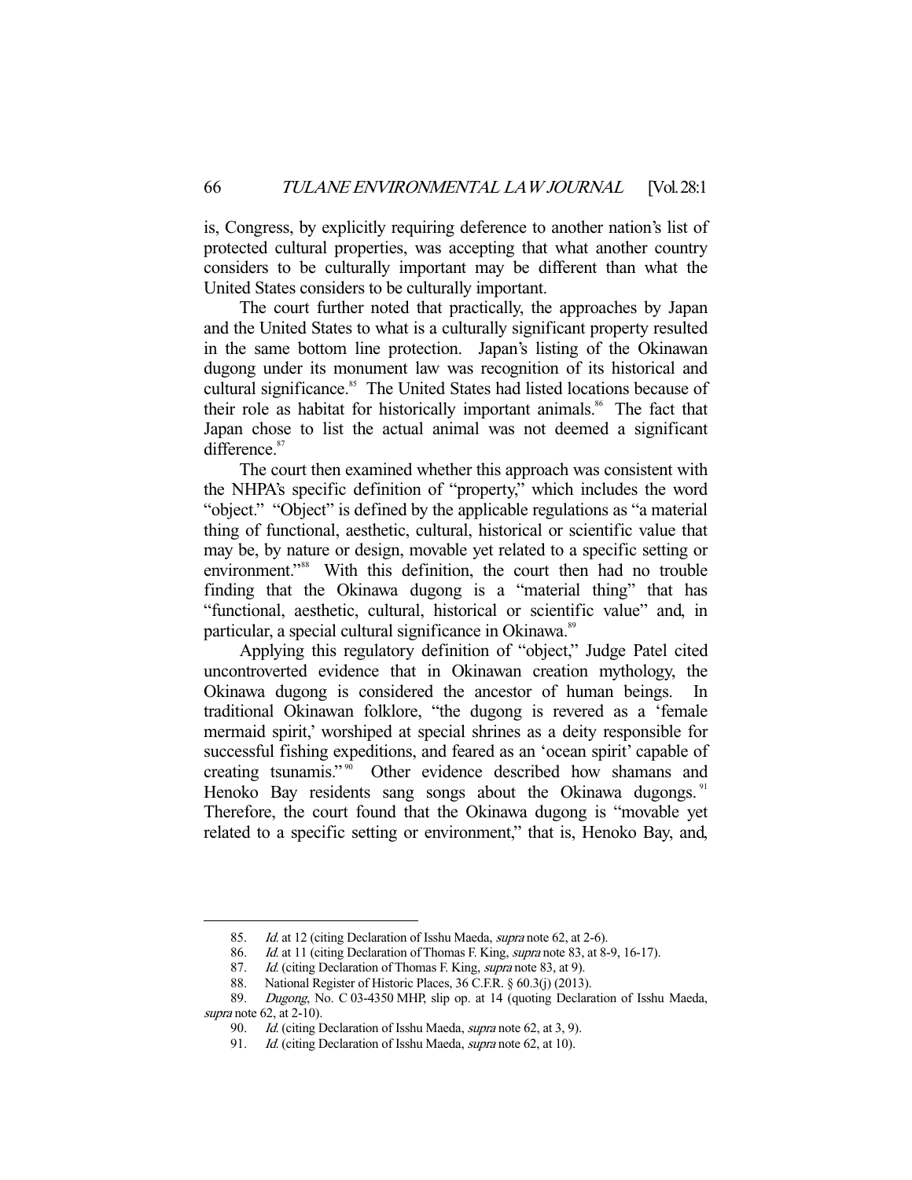is, Congress, by explicitly requiring deference to another nation's list of protected cultural properties, was accepting that what another country considers to be culturally important may be different than what the United States considers to be culturally important.

The court further noted that practically, the approaches by Japan and the United States to what is a culturally significant property resulted in the same bottom line protection. Japan's listing of the Okinawan dugong under its monument law was recognition of its historical and cultural significance.[85] The United States had listed locations because of their role as habitat for historically important animals.[86] The fact that Japan chose to list the actual animal was not deemed a significant difference.[87]

The court then examined whether this approach was consistent with the NHPA's specific definition of "property," which includes the word "object." "Object" is defined by the applicable regulations as "a material thing of functional, aesthetic, cultural, historical or scientific value that may be, by nature or design, movable yet related to a specific setting or environment."[88] With this definition, the court then had no trouble finding that the Okinawa dugong is a "material thing" that has "functional, aesthetic, cultural, historical or scientific value" and, in particular, a special cultural significance in Okinawa.[89]

Applying this regulatory definition of "object," Judge Patel cited uncontroverted evidence that in Okinawan creation mythology, the Okinawa dugong is considered the ancestor of human beings. In traditional Okinawan folklore, "the dugong is revered as a 'female mermaid spirit,' worshiped at special shrines as a deity responsible for successful fishing expeditions, and feared as an 'ocean spirit' capable of creating tsunamis."[90] Other evidence described how shamans and Henoko Bay residents sang songs about the Okinawa dugongs.[91] Therefore, the court found that the Okinawa dugong is "movable yet related to a specific setting or environment," that is, Henoko Bay, and,

---

85. *Id.* at 12 (citing Declaration of Isshu Maeda, *supra* note 62, at 2-6).

86. *Id.* at 11 (citing Declaration of Thomas F. King, *supra* note 83, at 8-9, 16-17).

87. *Id.* (citing Declaration of Thomas F. King, *supra* note 83, at 9).

88. National Register of Historic Places, 36 C.F.R. § 60.3(j) (2013).

89. *Dugong*, No. C 03-4350 MHP, slip op. at 14 (quoting Declaration of Isshu Maeda, *supra* note 62, at 2-10).

90. *Id.* (citing Declaration of Isshu Maeda, *supra* note 62, at 3, 9).

91. *Id.* (citing Declaration of Isshu Maeda, *supra* note 62, at 10).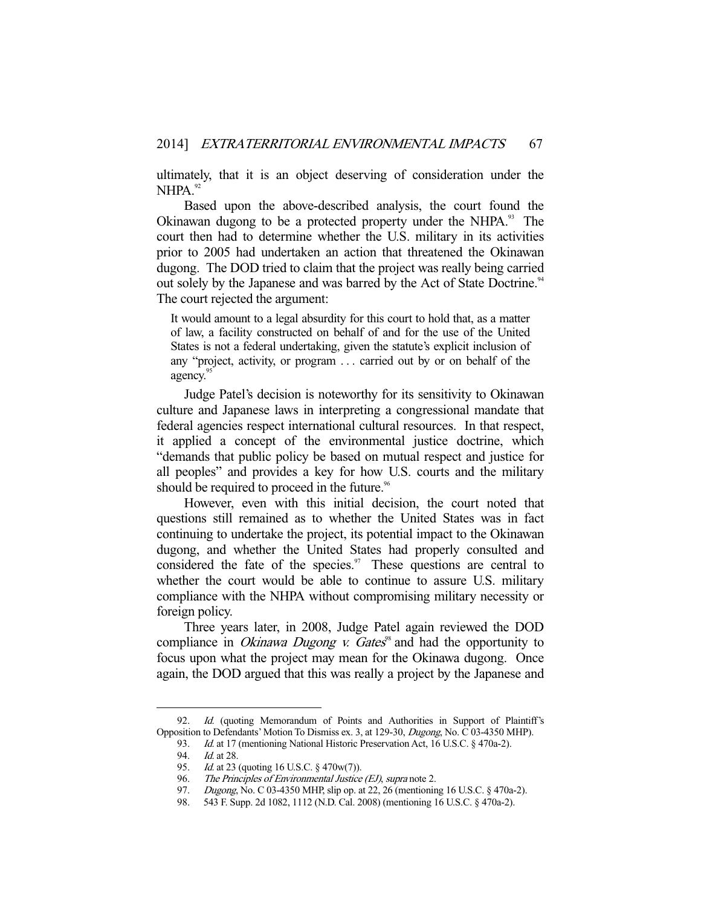ultimately, that it is an object deserving of consideration under the NHPA.[92]

Based upon the above-described analysis, the court found the Okinawan dugong to be a protected property under the NHPA.[93] The court then had to determine whether the U.S. military in its activities prior to 2005 had undertaken an action that threatened the Okinawan dugong. The DOD tried to claim that the project was really being carried out solely by the Japanese and was barred by the Act of State Doctrine.[94] The court rejected the argument:

> It would amount to a legal absurdity for this court to hold that, as a matter of law, a facility constructed on behalf of and for the use of the United States is not a federal undertaking, given the statute's explicit inclusion of any "project, activity, or program . . . carried out by or on behalf of the agency.[95]

Judge Patel's decision is noteworthy for its sensitivity to Okinawan culture and Japanese laws in interpreting a congressional mandate that federal agencies respect international cultural resources. In that respect, it applied a concept of the environmental justice doctrine, which "demands that public policy be based on mutual respect and justice for all peoples" and provides a key for how U.S. courts and the military should be required to proceed in the future.[96]

However, even with this initial decision, the court noted that questions still remained as to whether the United States was in fact continuing to undertake the project, its potential impact to the Okinawan dugong, and whether the United States had properly consulted and considered the fate of the species.[97] These questions are central to whether the court would be able to continue to assure U.S. military compliance with the NHPA without compromising military necessity or foreign policy.

Three years later, in 2008, Judge Patel again reviewed the DOD compliance in *Okinawa Dugong v. Gates*[98] and had the opportunity to focus upon what the project may mean for the Okinawa dugong. Once again, the DOD argued that this was really a project by the Japanese and

---

92. *Id.* (quoting Memorandum of Points and Authorities in Support of Plaintiff's Opposition to Defendants' Motion To Dismiss ex. 3, at 129-30, *Dugong*, No. C 03-4350 MHP).

93. *Id.* at 17 (mentioning National Historic Preservation Act, 16 U.S.C. § 470a-2).

94. *Id.* at 28.

95. *Id.* at 23 (quoting 16 U.S.C. § 470w(7)).

96. *The Principles of Environmental Justice (EJ)*, *supra* note 2.

97. *Dugong*, No. C 03-4350 MHP, slip op. at 22, 26 (mentioning 16 U.S.C. § 470a-2).

98. 543 F. Supp. 2d 1082, 1112 (N.D. Cal. 2008) (mentioning 16 U.S.C. § 470a-2).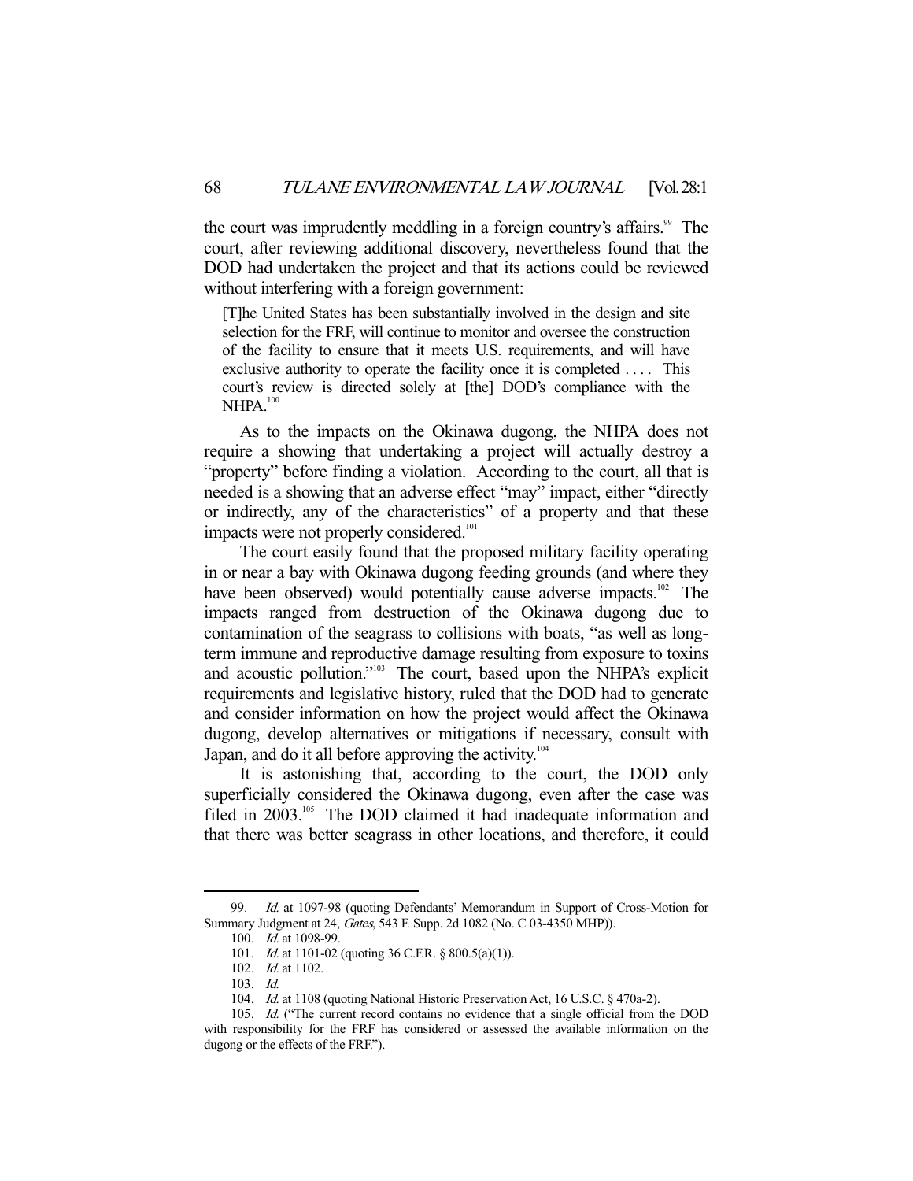the court was imprudently meddling in a foreign country's affairs.[99] The court, after reviewing additional discovery, nevertheless found that the DOD had undertaken the project and that its actions could be reviewed without interfering with a foreign government:

> [T]he United States has been substantially involved in the design and site selection for the FRF, will continue to monitor and oversee the construction of the facility to ensure that it meets U.S. requirements, and will have exclusive authority to operate the facility once it is completed . . . . This court's review is directed solely at [the] DOD's compliance with the NHPA.[100]

As to the impacts on the Okinawa dugong, the NHPA does not require a showing that undertaking a project will actually destroy a "property" before finding a violation. According to the court, all that is needed is a showing that an adverse effect "may" impact, either "directly or indirectly, any of the characteristics" of a property and that these impacts were not properly considered.[101]

The court easily found that the proposed military facility operating in or near a bay with Okinawa dugong feeding grounds (and where they have been observed) would potentially cause adverse impacts.[102] The impacts ranged from destruction of the Okinawa dugong due to contamination of the seagrass to collisions with boats, "as well as long-term immune and reproductive damage resulting from exposure to toxins and acoustic pollution."[103] The court, based upon the NHPA's explicit requirements and legislative history, ruled that the DOD had to generate and consider information on how the project would affect the Okinawa dugong, develop alternatives or mitigations if necessary, consult with Japan, and do it all before approving the activity.[104]

It is astonishing that, according to the court, the DOD only superficially considered the Okinawa dugong, even after the case was filed in 2003.[105] The DOD claimed it had inadequate information and that there was better seagrass in other locations, and therefore, it could

---

99. *Id.* at 1097-98 (quoting Defendants' Memorandum in Support of Cross-Motion for Summary Judgment at 24, *Gates*, 543 F. Supp. 2d 1082 (No. C 03-4350 MHP)).

100. *Id.* at 1098-99.

101. *Id.* at 1101-02 (quoting 36 C.F.R. § 800.5(a)(1)).

102. *Id.* at 1102.

103. *Id.*

104. *Id.* at 1108 (quoting National Historic Preservation Act, 16 U.S.C. § 470a-2).

105. *Id.* ("The current record contains no evidence that a single official from the DOD with responsibility for the FRF has considered or assessed the available information on the dugong or the effects of the FRF.").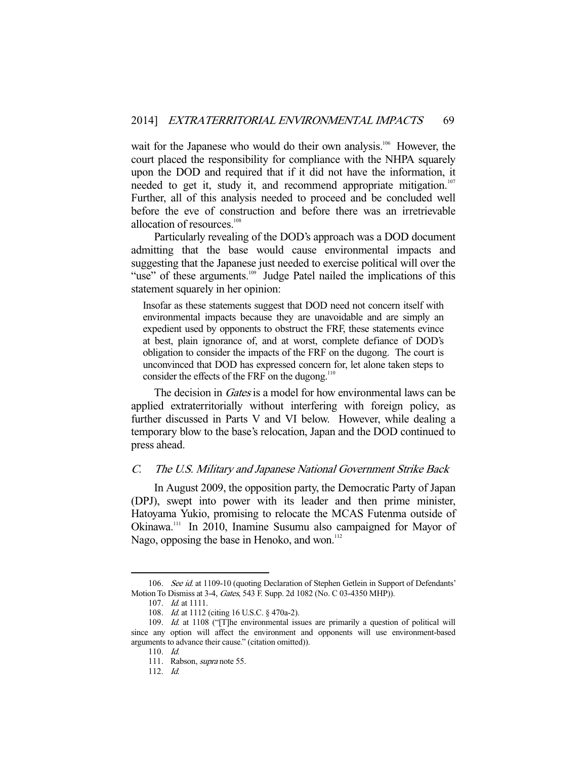wait for the Japanese who would do their own analysis.[106] However, the court placed the responsibility for compliance with the NHPA squarely upon the DOD and required that if it did not have the information, it needed to get it, study it, and recommend appropriate mitigation.[107] Further, all of this analysis needed to proceed and be concluded well before the eve of construction and before there was an irretrievable allocation of resources.[108]

Particularly revealing of the DOD's approach was a DOD document admitting that the base would cause environmental impacts and suggesting that the Japanese just needed to exercise political will over the "use" of these arguments.[109] Judge Patel nailed the implications of this statement squarely in her opinion:

> Insofar as these statements suggest that DOD need not concern itself with environmental impacts because they are unavoidable and are simply an expedient used by opponents to obstruct the FRF, these statements evince at best, plain ignorance of, and at worst, complete defiance of DOD's obligation to consider the impacts of the FRF on the dugong. The court is unconvinced that DOD has expressed concern for, let alone taken steps to consider the effects of the FRF on the dugong.[110]

The decision in *Gates* is a model for how environmental laws can be applied extraterritorially without interfering with foreign policy, as further discussed in Parts V and VI below. However, while dealing a temporary blow to the base's relocation, Japan and the DOD continued to press ahead.

### *C. The U.S. Military and Japanese National Government Strike Back*

In August 2009, the opposition party, the Democratic Party of Japan (DPJ), swept into power with its leader and then prime minister, Hatoyama Yukio, promising to relocate the MCAS Futenma outside of Okinawa.[111] In 2010, Inamine Susumu also campaigned for Mayor of Nago, opposing the base in Henoko, and won.[112]

---

106. *See id.* at 1109-10 (quoting Declaration of Stephen Getlein in Support of Defendants' Motion To Dismiss at 3-4, *Gates*, 543 F. Supp. 2d 1082 (No. C 03-4350 MHP)).

107. *Id.* at 1111.

108. *Id.* at 1112 (citing 16 U.S.C. § 470a-2).

109. *Id.* at 1108 ("[T]he environmental issues are primarily a question of political will since any option will affect the environment and opponents will use environment-based arguments to advance their cause." (citation omitted)).

110. *Id.*

111. Rabson, *supra* note 55.

112. *Id.*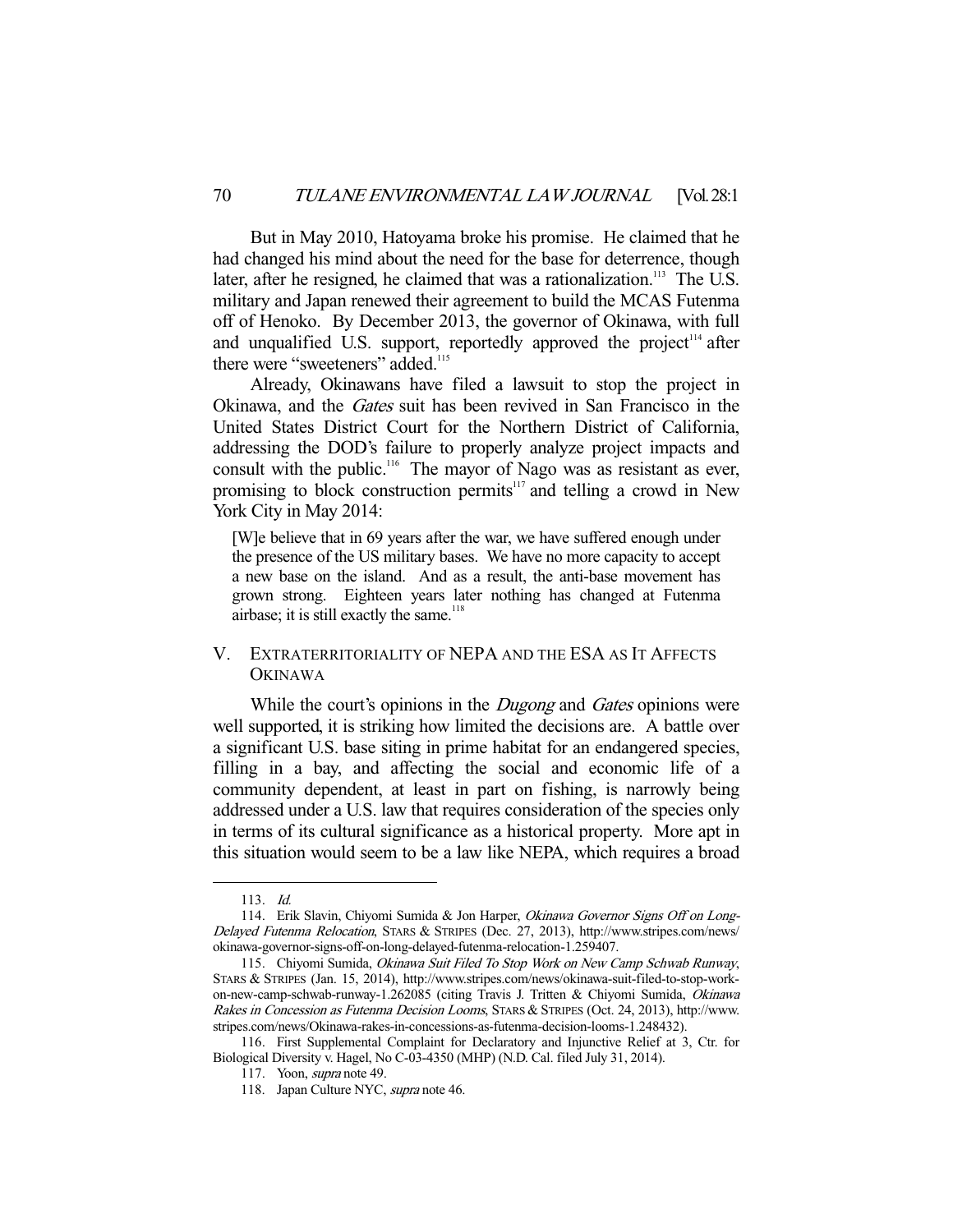But in May 2010, Hatoyama broke his promise. He claimed that he had changed his mind about the need for the base for deterrence, though later, after he resigned, he claimed that was a rationalization.[113] The U.S. military and Japan renewed their agreement to build the MCAS Futenma off of Henoko. By December 2013, the governor of Okinawa, with full and unqualified U.S. support, reportedly approved the project[114] after there were "sweeteners" added.[115]

Already, Okinawans have filed a lawsuit to stop the project in Okinawa, and the *Gates* suit has been revived in San Francisco in the United States District Court for the Northern District of California, addressing the DOD's failure to properly analyze project impacts and consult with the public.[116] The mayor of Nago was as resistant as ever, promising to block construction permits[117] and telling a crowd in New York City in May 2014:

> [W]e believe that in 69 years after the war, we have suffered enough under the presence of the US military bases. We have no more capacity to accept a new base on the island. And as a result, the anti-base movement has grown strong. Eighteen years later nothing has changed at Futenma airbase; it is still exactly the same.[118]

## V. Extraterritoriality of NEPA and the ESA as It Affects Okinawa

While the court's opinions in the *Dugong* and *Gates* opinions were well supported, it is striking how limited the decisions are. A battle over a significant U.S. base siting in prime habitat for an endangered species, filling in a bay, and affecting the social and economic life of a community dependent, at least in part on fishing, is narrowly being addressed under a U.S. law that requires consideration of the species only in terms of its cultural significance as a historical property. More apt in this situation would seem to be a law like NEPA, which requires a broad

---

113. *Id.*

114. Erik Slavin, Chiyomi Sumida & Jon Harper, *Okinawa Governor Signs Off on Long-Delayed Futenma Relocation*, STARS & STRIPES (Dec. 27, 2013), http://www.stripes.com/news/okinawa-governor-signs-off-on-long-delayed-futenma-relocation-1.259407.

115. Chiyomi Sumida, *Okinawa Suit Filed To Stop Work on New Camp Schwab Runway*, STARS & STRIPES (Jan. 15, 2014), http://www.stripes.com/news/okinawa-suit-filed-to-stop-work-on-new-camp-schwab-runway-1.262085 (citing Travis J. Tritten & Chiyomi Sumida, *Okinawa Rakes in Concession as Futenma Decision Looms*, STARS & STRIPES (Oct. 24, 2013), http://www.stripes.com/news/Okinawa-rakes-in-concessions-as-futenma-decision-looms-1.248432).

116. First Supplemental Complaint for Declaratory and Injunctive Relief at 3, Ctr. for Biological Diversity v. Hagel, No C-03-4350 (MHP) (N.D. Cal. filed July 31, 2014).

117. Yoon, *supra* note 49.

118. Japan Culture NYC, *supra* note 46.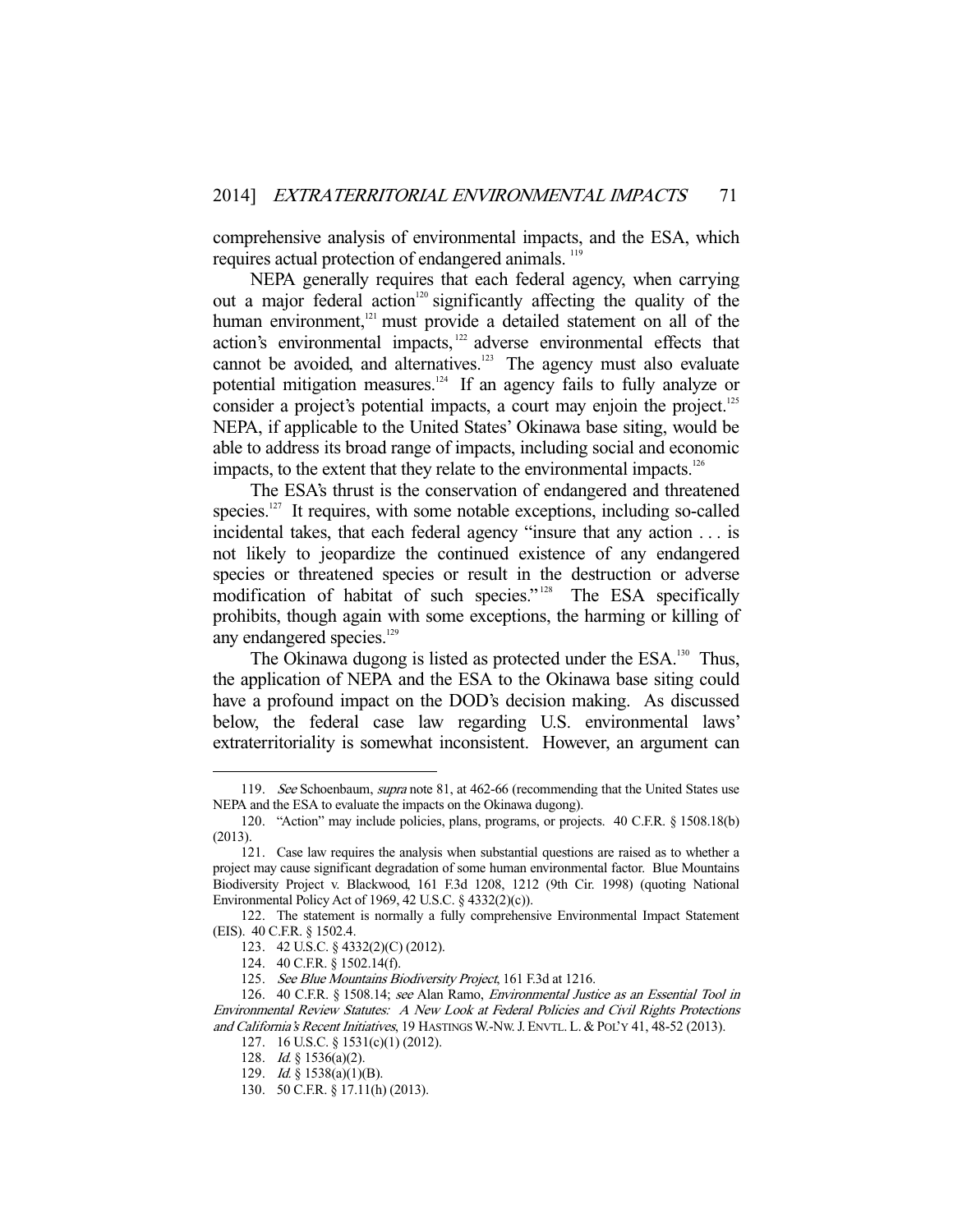comprehensive analysis of environmental impacts, and the ESA, which requires actual protection of endangered animals. [119]

NEPA generally requires that each federal agency, when carrying out a major federal action[120] significantly affecting the quality of the human environment,[121] must provide a detailed statement on all of the action's environmental impacts,[122] adverse environmental effects that cannot be avoided, and alternatives.[123] The agency must also evaluate potential mitigation measures.[124] If an agency fails to fully analyze or consider a project's potential impacts, a court may enjoin the project.[125] NEPA, if applicable to the United States' Okinawa base siting, would be able to address its broad range of impacts, including social and economic impacts, to the extent that they relate to the environmental impacts.[126]

The ESA's thrust is the conservation of endangered and threatened species.[127] It requires, with some notable exceptions, including so-called incidental takes, that each federal agency "insure that any action . . . is not likely to jeopardize the continued existence of any endangered species or threatened species or result in the destruction or adverse modification of habitat of such species."[128] The ESA specifically prohibits, though again with some exceptions, the harming or killing of any endangered species.[129]

The Okinawa dugong is listed as protected under the ESA.[130] Thus, the application of NEPA and the ESA to the Okinawa base siting could have a profound impact on the DOD's decision making. As discussed below, the federal case law regarding U.S. environmental laws' extraterritoriality is somewhat inconsistent. However, an argument can

---

119. *See* Schoenbaum, *supra* note 81, at 462-66 (recommending that the United States use NEPA and the ESA to evaluate the impacts on the Okinawa dugong).

120. "Action" may include policies, plans, programs, or projects. 40 C.F.R. § 1508.18(b) (2013).

121. Case law requires the analysis when substantial questions are raised as to whether a project may cause significant degradation of some human environmental factor. Blue Mountains Biodiversity Project v. Blackwood, 161 F.3d 1208, 1212 (9th Cir. 1998) (quoting National Environmental Policy Act of 1969, 42 U.S.C. § 4332(2)(c)).

122. The statement is normally a fully comprehensive Environmental Impact Statement (EIS). 40 C.F.R. § 1502.4.

123. 42 U.S.C. § 4332(2)(C) (2012).

124. 40 C.F.R. § 1502.14(f).

125. *See Blue Mountains Biodiversity Project*, 161 F.3d at 1216.

126. 40 C.F.R. § 1508.14; *see* Alan Ramo, *Environmental Justice as an Essential Tool in Environmental Review Statutes: A New Look at Federal Policies and Civil Rights Protections and California's Recent Initiatives*, 19 HASTINGS W.-NW. J. ENVTL. L. & POL'Y 41, 48-52 (2013).

127. 16 U.S.C. § 1531(c)(1) (2012).

128. *Id.* § 1536(a)(2).

129. *Id.* § 1538(a)(1)(B).

130. 50 C.F.R. § 17.11(h) (2013).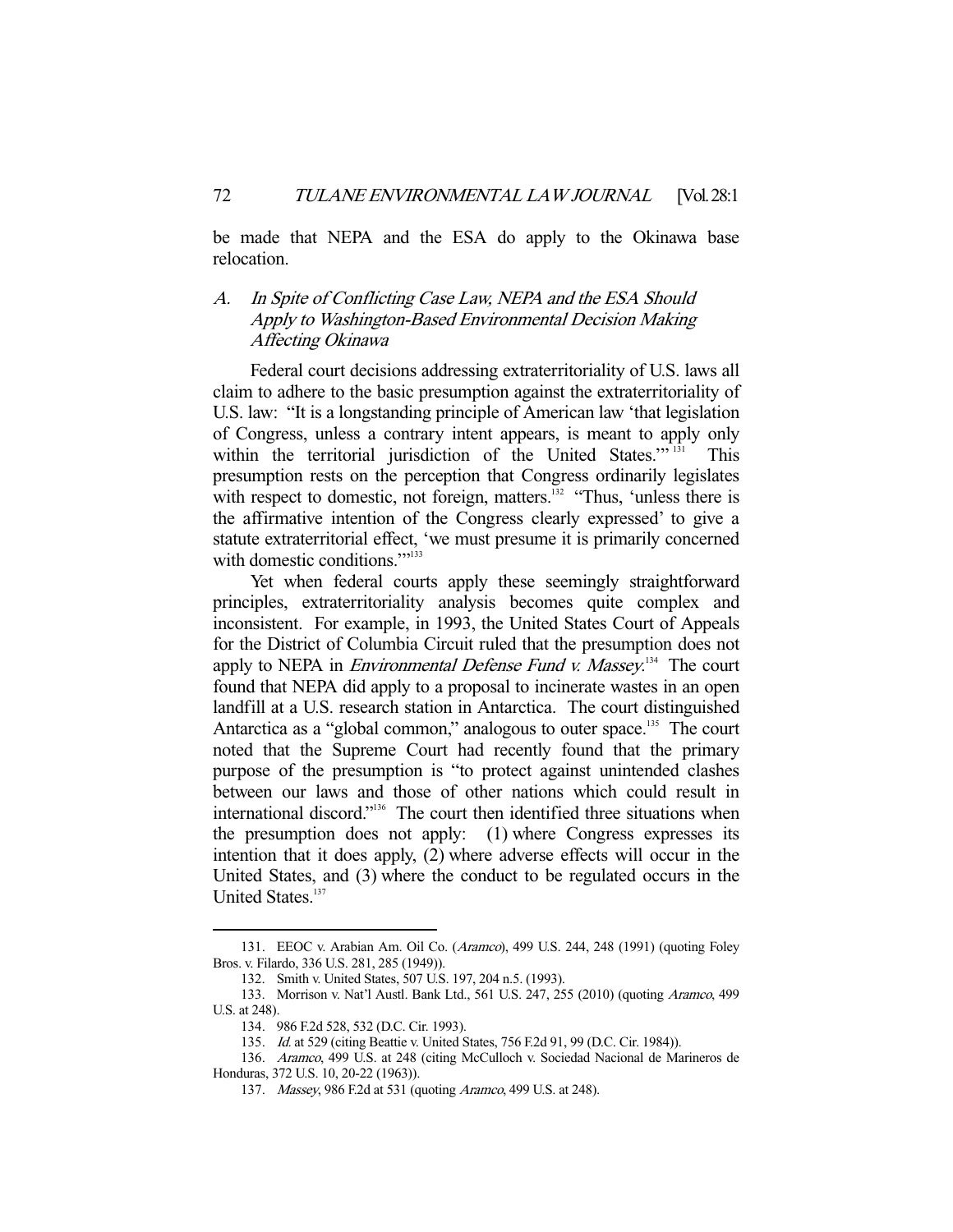be made that NEPA and the ESA do apply to the Okinawa base relocation.

### A. *In Spite of Conflicting Case Law, NEPA and the ESA Should Apply to Washington-Based Environmental Decision Making Affecting Okinawa*

Federal court decisions addressing extraterritoriality of U.S. laws all claim to adhere to the basic presumption against the extraterritoriality of U.S. law: "It is a longstanding principle of American law 'that legislation of Congress, unless a contrary intent appears, is meant to apply only within the territorial jurisdiction of the United States.'"[131] This presumption rests on the perception that Congress ordinarily legislates with respect to domestic, not foreign, matters.[132] "Thus, 'unless there is the affirmative intention of the Congress clearly expressed' to give a statute extraterritorial effect, 'we must presume it is primarily concerned with domestic conditions.'"[133]

Yet when federal courts apply these seemingly straightforward principles, extraterritoriality analysis becomes quite complex and inconsistent. For example, in 1993, the United States Court of Appeals for the District of Columbia Circuit ruled that the presumption does not apply to NEPA in *Environmental Defense Fund v. Massey*.[134] The court found that NEPA did apply to a proposal to incinerate wastes in an open landfill at a U.S. research station in Antarctica. The court distinguished Antarctica as a "global common," analogous to outer space.[135] The court noted that the Supreme Court had recently found that the primary purpose of the presumption is "to protect against unintended clashes between our laws and those of other nations which could result in international discord."[136] The court then identified three situations when the presumption does not apply: (1) where Congress expresses its intention that it does apply, (2) where adverse effects will occur in the United States, and (3) where the conduct to be regulated occurs in the United States.[137]

---

131. EEOC v. Arabian Am. Oil Co. (*Aramco*), 499 U.S. 244, 248 (1991) (quoting Foley Bros. v. Filardo, 336 U.S. 281, 285 (1949)).

132. Smith v. United States, 507 U.S. 197, 204 n.5. (1993).

133. Morrison v. Nat'l Austl. Bank Ltd., 561 U.S. 247, 255 (2010) (quoting *Aramco*, 499 U.S. at 248).

134. 986 F.2d 528, 532 (D.C. Cir. 1993).

135. *Id.* at 529 (citing Beattie v. United States, 756 F.2d 91, 99 (D.C. Cir. 1984)).

136. *Aramco*, 499 U.S. at 248 (citing McCulloch v. Sociedad Nacional de Marineros de Honduras, 372 U.S. 10, 20-22 (1963)).

137. *Massey*, 986 F.2d at 531 (quoting *Aramco*, 499 U.S. at 248).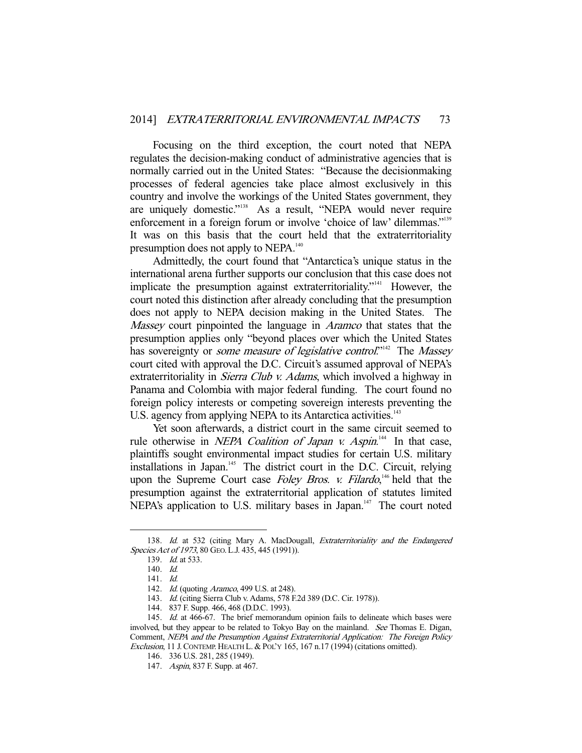Focusing on the third exception, the court noted that NEPA regulates the decision-making conduct of administrative agencies that is normally carried out in the United States: "Because the decisionmaking processes of federal agencies take place almost exclusively in this country and involve the workings of the United States government, they are uniquely domestic."[138] As a result, "NEPA would never require enforcement in a foreign forum or involve 'choice of law' dilemmas."[139] It was on this basis that the court held that the extraterritoriality presumption does not apply to NEPA.[140]

Admittedly, the court found that "Antarctica's unique status in the international arena further supports our conclusion that this case does not implicate the presumption against extraterritoriality."[141] However, the court noted this distinction after already concluding that the presumption does not apply to NEPA decision making in the United States. The *Massey* court pinpointed the language in *Aramco* that states that the presumption applies only "beyond places over which the United States has sovereignty or *some measure of legislative control*."[142] The *Massey* court cited with approval the D.C. Circuit's assumed approval of NEPA's extraterritoriality in *Sierra Club v. Adams*, which involved a highway in Panama and Colombia with major federal funding. The court found no foreign policy interests or competing sovereign interests preventing the U.S. agency from applying NEPA to its Antarctica activities.[143]

Yet soon afterwards, a district court in the same circuit seemed to rule otherwise in *NEPA Coalition of Japan v. Aspin*.[144] In that case, plaintiffs sought environmental impact studies for certain U.S. military installations in Japan.[145] The district court in the D.C. Circuit, relying upon the Supreme Court case *Foley Bros. v. Filardo*,[146] held that the presumption against the extraterritorial application of statutes limited NEPA's application to U.S. military bases in Japan.[147] The court noted

---

138. *Id.* at 532 (citing Mary A. MacDougall, *Extraterritoriality and the Endangered Species Act of 1973*, 80 GEO. L.J. 435, 445 (1991)).

139. *Id.* at 533.

140. *Id.*

141. *Id.*

142. *Id.* (quoting *Aramco*, 499 U.S. at 248).

143. *Id.* (citing Sierra Club v. Adams, 578 F.2d 389 (D.C. Cir. 1978)).

144. 837 F. Supp. 466, 468 (D.D.C. 1993).

145. *Id.* at 466-67. The brief memorandum opinion fails to delineate which bases were involved, but they appear to be related to Tokyo Bay on the mainland. *See* Thomas E. Digan, Comment, *NEPA and the Presumption Against Extraterritorial Application: The Foreign Policy Exclusion*, 11 J. CONTEMP. HEALTH L. & POL'Y 165, 167 n.17 (1994) (citations omitted).

146. 336 U.S. 281, 285 (1949).

147. *Aspin*, 837 F. Supp. at 467.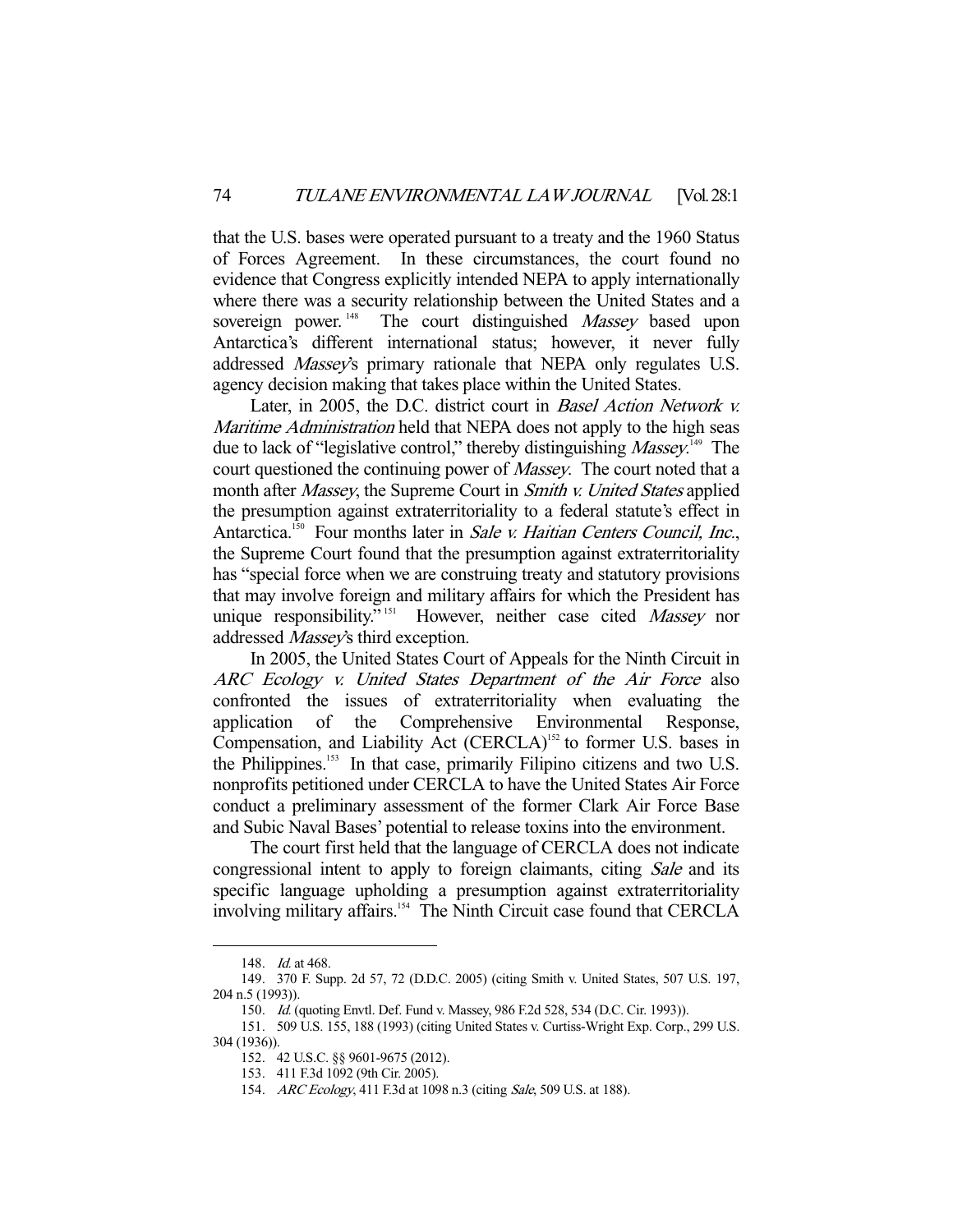that the U.S. bases were operated pursuant to a treaty and the 1960 Status of Forces Agreement. In these circumstances, the court found no evidence that Congress explicitly intended NEPA to apply internationally where there was a security relationship between the United States and a sovereign power.[148] The court distinguished *Massey* based upon Antarctica's different international status; however, it never fully addressed *Massey*'s primary rationale that NEPA only regulates U.S. agency decision making that takes place within the United States.

Later, in 2005, the D.C. district court in *Basel Action Network v. Maritime Administration* held that NEPA does not apply to the high seas due to lack of "legislative control," thereby distinguishing *Massey*.[149] The court questioned the continuing power of *Massey*. The court noted that a month after *Massey*, the Supreme Court in *Smith v. United States* applied the presumption against extraterritoriality to a federal statute's effect in Antarctica.[150] Four months later in *Sale v. Haitian Centers Council, Inc.*, the Supreme Court found that the presumption against extraterritoriality has "special force when we are construing treaty and statutory provisions that may involve foreign and military affairs for which the President has unique responsibility."[151] However, neither case cited *Massey* nor addressed *Massey*'s third exception.

In 2005, the United States Court of Appeals for the Ninth Circuit in *ARC Ecology v. United States Department of the Air Force* also confronted the issues of extraterritoriality when evaluating the application of the Comprehensive Environmental Response, Compensation, and Liability Act (CERCLA)[152] to former U.S. bases in the Philippines.[153] In that case, primarily Filipino citizens and two U.S. nonprofits petitioned under CERCLA to have the United States Air Force conduct a preliminary assessment of the former Clark Air Force Base and Subic Naval Bases' potential to release toxins into the environment.

The court first held that the language of CERCLA does not indicate congressional intent to apply to foreign claimants, citing *Sale* and its specific language upholding a presumption against extraterritoriality involving military affairs.[154] The Ninth Circuit case found that CERCLA

---

148. *Id.* at 468.

149. 370 F. Supp. 2d 57, 72 (D.D.C. 2005) (citing Smith v. United States, 507 U.S. 197, 204 n.5 (1993)).

150. *Id.* (quoting Envtl. Def. Fund v. Massey, 986 F.2d 528, 534 (D.C. Cir. 1993)).

151. 509 U.S. 155, 188 (1993) (citing United States v. Curtiss-Wright Exp. Corp., 299 U.S. 304 (1936)).

152. 42 U.S.C. §§ 9601-9675 (2012).

153. 411 F.3d 1092 (9th Cir. 2005).

154. *ARC Ecology*, 411 F.3d at 1098 n.3 (citing *Sale*, 509 U.S. at 188).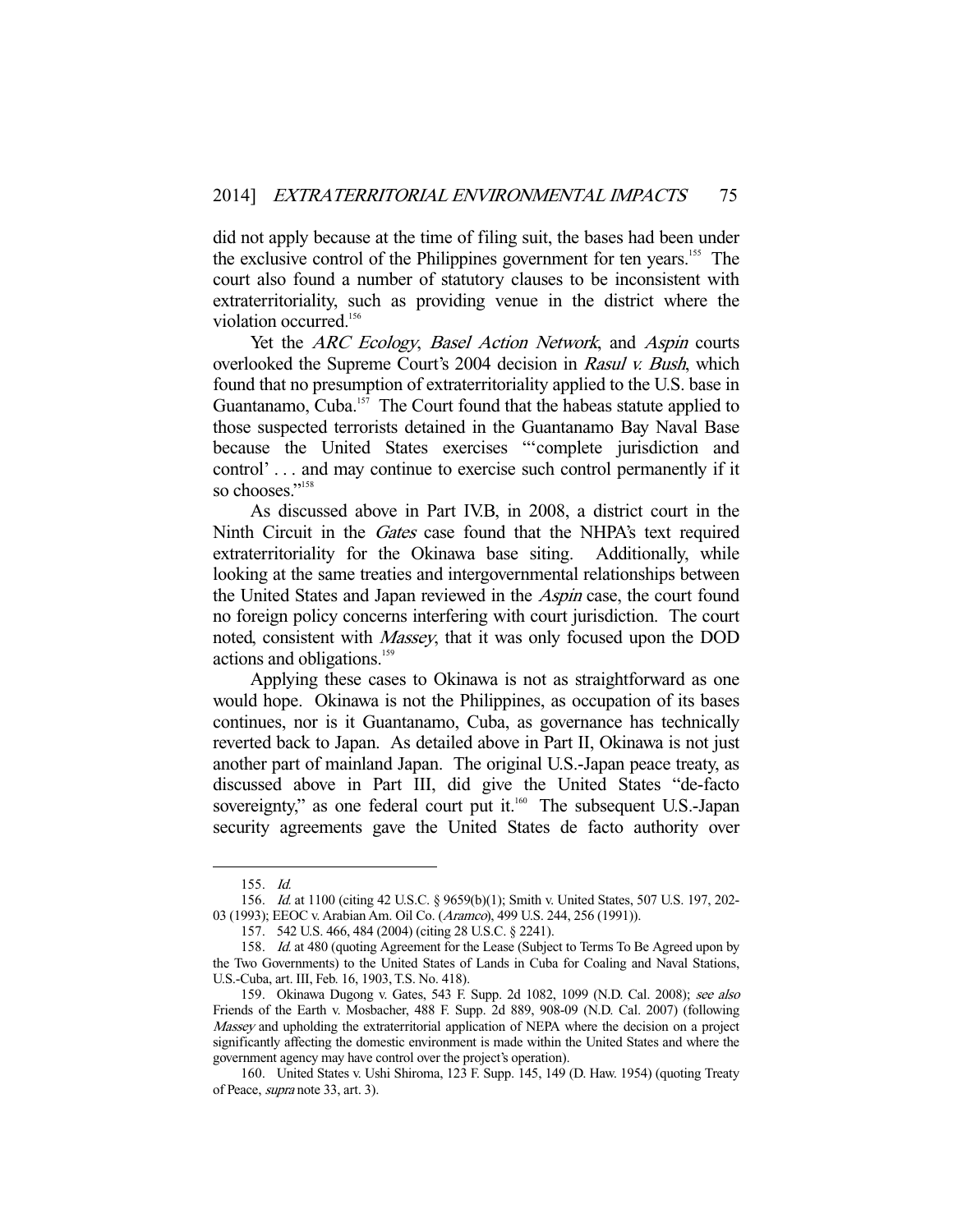did not apply because at the time of filing suit, the bases had been under the exclusive control of the Philippines government for ten years.[155] The court also found a number of statutory clauses to be inconsistent with extraterritoriality, such as providing venue in the district where the violation occurred.[156]

Yet the *ARC Ecology*, *Basel Action Network*, and *Aspin* courts overlooked the Supreme Court's 2004 decision in *Rasul v. Bush*, which found that no presumption of extraterritoriality applied to the U.S. base in Guantanamo, Cuba.[157] The Court found that the habeas statute applied to those suspected terrorists detained in the Guantanamo Bay Naval Base because the United States exercises "'complete jurisdiction and control' . . . and may continue to exercise such control permanently if it so chooses."[158]

As discussed above in Part IV.B, in 2008, a district court in the Ninth Circuit in the *Gates* case found that the NHPA's text required extraterritoriality for the Okinawa base siting. Additionally, while looking at the same treaties and intergovernmental relationships between the United States and Japan reviewed in the *Aspin* case, the court found no foreign policy concerns interfering with court jurisdiction. The court noted, consistent with *Massey*, that it was only focused upon the DOD actions and obligations.[159]

Applying these cases to Okinawa is not as straightforward as one would hope. Okinawa is not the Philippines, as occupation of its bases continues, nor is it Guantanamo, Cuba, as governance has technically reverted back to Japan. As detailed above in Part II, Okinawa is not just another part of mainland Japan. The original U.S.-Japan peace treaty, as discussed above in Part III, did give the United States "de-facto sovereignty," as one federal court put it.[160] The subsequent U.S.-Japan security agreements gave the United States de facto authority over

---

155. *Id.*

156. *Id.* at 1100 (citing 42 U.S.C. § 9659(b)(1); Smith v. United States, 507 U.S. 197, 202-03 (1993); EEOC v. Arabian Am. Oil Co. (*Aramco*), 499 U.S. 244, 256 (1991)).

157. 542 U.S. 466, 484 (2004) (citing 28 U.S.C. § 2241).

158. *Id.* at 480 (quoting Agreement for the Lease (Subject to Terms To Be Agreed upon by the Two Governments) to the United States of Lands in Cuba for Coaling and Naval Stations, U.S.-Cuba, art. III, Feb. 16, 1903, T.S. No. 418).

159. Okinawa Dugong v. Gates, 543 F. Supp. 2d 1082, 1099 (N.D. Cal. 2008); *see also* Friends of the Earth v. Mosbacher, 488 F. Supp. 2d 889, 908-09 (N.D. Cal. 2007) (following *Massey* and upholding the extraterritorial application of NEPA where the decision on a project significantly affecting the domestic environment is made within the United States and where the government agency may have control over the project's operation).

160. United States v. Ushi Shiroma, 123 F. Supp. 145, 149 (D. Haw. 1954) (quoting Treaty of Peace, *supra* note 33, art. 3).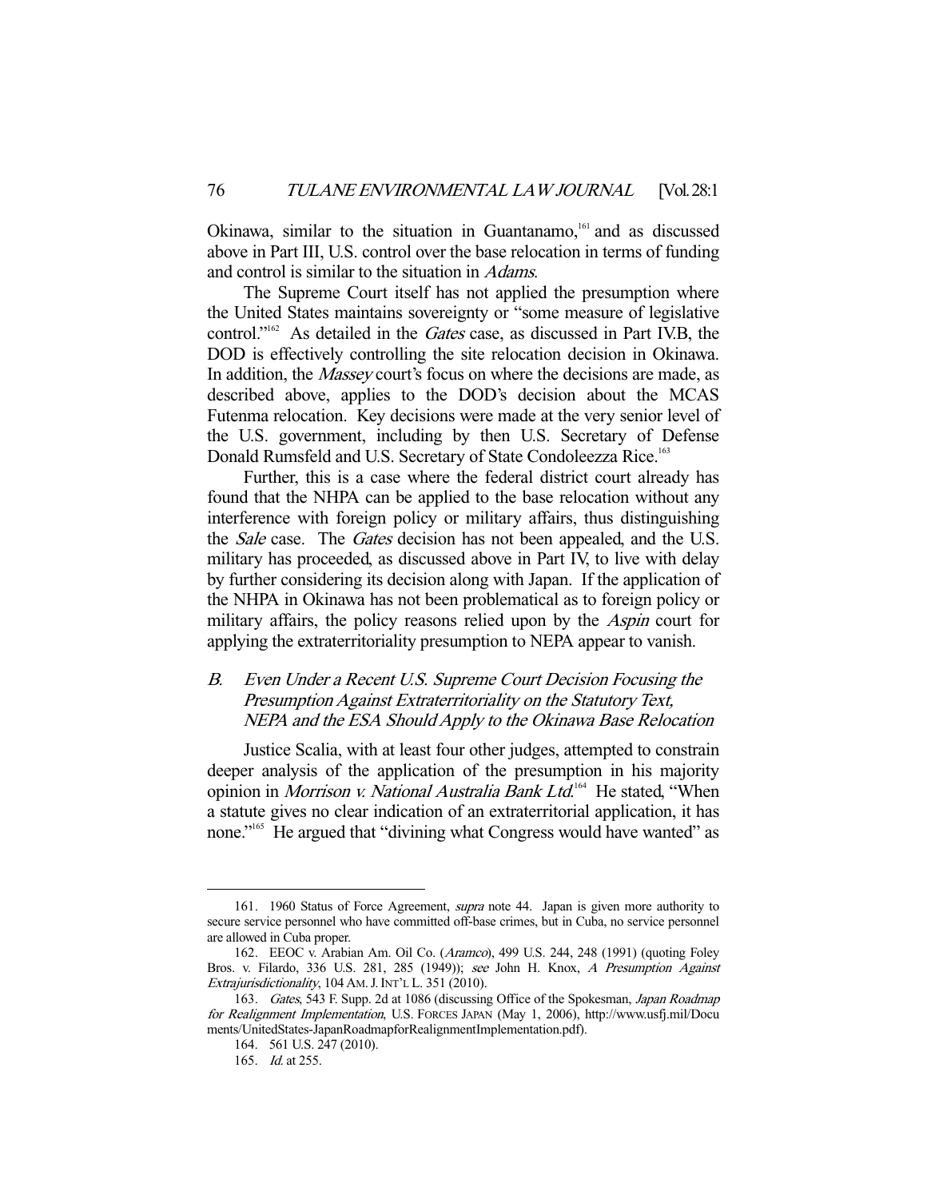Okinawa, similar to the situation in Guantanamo,[161] and as discussed above in Part III, U.S. control over the base relocation in terms of funding and control is similar to the situation in *Adams*.

The Supreme Court itself has not applied the presumption where the United States maintains sovereignty or "some measure of legislative control."[162] As detailed in the *Gates* case, as discussed in Part IV.B, the DOD is effectively controlling the site relocation decision in Okinawa. In addition, the *Massey* court's focus on where the decisions are made, as described above, applies to the DOD's decision about the MCAS Futenma relocation. Key decisions were made at the very senior level of the U.S. government, including by then U.S. Secretary of Defense Donald Rumsfeld and U.S. Secretary of State Condoleezza Rice.[163]

Further, this is a case where the federal district court already has found that the NHPA can be applied to the base relocation without any interference with foreign policy or military affairs, thus distinguishing the *Sale* case. The *Gates* decision has not been appealed, and the U.S. military has proceeded, as discussed above in Part IV, to live with delay by further considering its decision along with Japan. If the application of the NHPA in Okinawa has not been problematical as to foreign policy or military affairs, the policy reasons relied upon by the *Aspin* court for applying the extraterritoriality presumption to NEPA appear to vanish.

### *B. Even Under a Recent U.S. Supreme Court Decision Focusing the Presumption Against Extraterritoriality on the Statutory Text, NEPA and the ESA Should Apply to the Okinawa Base Relocation*

Justice Scalia, with at least four other judges, attempted to constrain deeper analysis of the application of the presumption in his majority opinion in *Morrison v. National Australia Bank Ltd.*[164] He stated, "When a statute gives no clear indication of an extraterritorial application, it has none."[165] He argued that "divining what Congress would have wanted" as

---

161. 1960 Status of Force Agreement, *supra* note 44. Japan is given more authority to secure service personnel who have committed off-base crimes, but in Cuba, no service personnel are allowed in Cuba proper.

162. EEOC v. Arabian Am. Oil Co. (*Aramco*), 499 U.S. 244, 248 (1991) (quoting Foley Bros. v. Filardo, 336 U.S. 281, 285 (1949)); *see* John H. Knox, *A Presumption Against Extrajurisdictionality*, 104 AM. J. INT'L L. 351 (2010).

163. *Gates*, 543 F. Supp. 2d at 1086 (discussing Office of the Spokesman, *Japan Roadmap for Realignment Implementation*, U.S. FORCES JAPAN (May 1, 2006), http://www.usfj.mil/Documents/UnitedStates-JapanRoadmapforRealignmentImplementation.pdf).

164. 561 U.S. 247 (2010).

165. *Id.* at 255.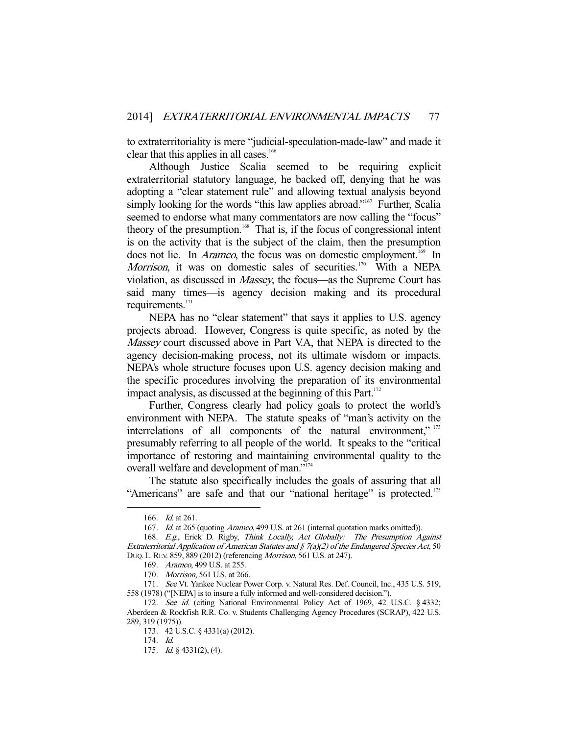to extraterritoriality is mere "judicial-speculation-made-law" and made it clear that this applies in all cases.[166]

Although Justice Scalia seemed to be requiring explicit extraterritorial statutory language, he backed off, denying that he was adopting a "clear statement rule" and allowing textual analysis beyond simply looking for the words "this law applies abroad."[167] Further, Scalia seemed to endorse what many commentators are now calling the "focus" theory of the presumption.[168] That is, if the focus of congressional intent is on the activity that is the subject of the claim, then the presumption does not lie. In *Aramco*, the focus was on domestic employment.[169] In *Morrison*, it was on domestic sales of securities.[170] With a NEPA violation, as discussed in *Massey*, the focus—as the Supreme Court has said many times—is agency decision making and its procedural requirements.[171]

NEPA has no "clear statement" that says it applies to U.S. agency projects abroad. However, Congress is quite specific, as noted by the *Massey* court discussed above in Part V.A, that NEPA is directed to the agency decision-making process, not its ultimate wisdom or impacts. NEPA's whole structure focuses upon U.S. agency decision making and the specific procedures involving the preparation of its environmental impact analysis, as discussed at the beginning of this Part.[172]

Further, Congress clearly had policy goals to protect the world's environment with NEPA. The statute speaks of "man's activity on the interrelations of all components of the natural environment,"[173] presumably referring to all people of the world. It speaks to the "critical importance of restoring and maintaining environmental quality to the overall welfare and development of man."[174]

The statute also specifically includes the goals of assuring that all "Americans" are safe and that our "national heritage" is protected.[175]

---

166. *Id.* at 261.

167. *Id.* at 265 (quoting *Aramco*, 499 U.S. at 261 (internal quotation marks omitted)).

168. *E.g.*, Erick D. Rigby, *Think Locally, Act Globally: The Presumption Against Extraterritorial Application of American Statutes and § 7(a)(2) of the Endangered Species Act*, 50 DUQ. L. REV. 859, 889 (2012) (referencing *Morrison*, 561 U.S. at 247).

169. *Aramco*, 499 U.S. at 255.

170. *Morrison*, 561 U.S. at 266.

171. *See* Vt. Yankee Nuclear Power Corp. v. Natural Res. Def. Council, Inc., 435 U.S. 519, 558 (1978) ("[NEPA] is to insure a fully informed and well-considered decision.").

172. *See id.* (citing National Environmental Policy Act of 1969, 42 U.S.C. § 4332; Aberdeen & Rockfish R.R. Co. v. Students Challenging Agency Procedures (SCRAP), 422 U.S. 289, 319 (1975)).

173. 42 U.S.C. § 4331(a) (2012).

174. *Id.*

175. *Id.* § 4331(2), (4).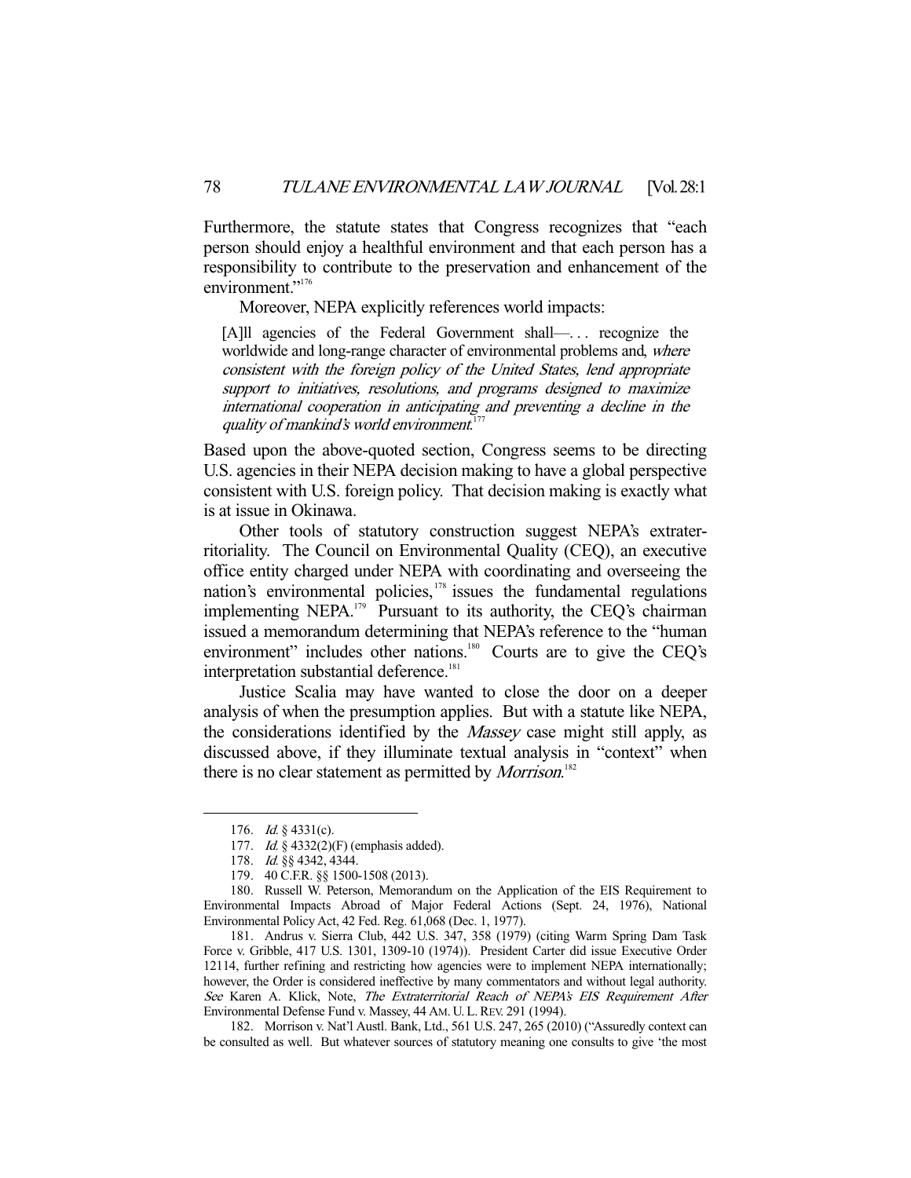Furthermore, the statute states that Congress recognizes that "each person should enjoy a healthful environment and that each person has a responsibility to contribute to the preservation and enhancement of the environment."[176]

Moreover, NEPA explicitly references world impacts:

> [A]ll agencies of the Federal Government shall—. . . recognize the worldwide and long-range character of environmental problems and, *where consistent with the foreign policy of the United States, lend appropriate support to initiatives, resolutions, and programs designed to maximize international cooperation in anticipating and preventing a decline in the quality of mankind's world environment*.[177]

Based upon the above-quoted section, Congress seems to be directing U.S. agencies in their NEPA decision making to have a global perspective consistent with U.S. foreign policy. That decision making is exactly what is at issue in Okinawa.

Other tools of statutory construction suggest NEPA's extraterritoriality. The Council on Environmental Quality (CEQ), an executive office entity charged under NEPA with coordinating and overseeing the nation's environmental policies,[178] issues the fundamental regulations implementing NEPA.[179] Pursuant to its authority, the CEQ's chairman issued a memorandum determining that NEPA's reference to the "human environment" includes other nations.[180] Courts are to give the CEQ's interpretation substantial deference.[181]

Justice Scalia may have wanted to close the door on a deeper analysis of when the presumption applies. But with a statute like NEPA, the considerations identified by the *Massey* case might still apply, as discussed above, if they illuminate textual analysis in "context" when there is no clear statement as permitted by *Morrison*.[182]

---

176. *Id.* § 4331(c).

177. *Id.* § 4332(2)(F) (emphasis added).

178. *Id.* §§ 4342, 4344.

179. 40 C.F.R. §§ 1500-1508 (2013).

180. Russell W. Peterson, Memorandum on the Application of the EIS Requirement to Environmental Impacts Abroad of Major Federal Actions (Sept. 24, 1976), National Environmental Policy Act, 42 Fed. Reg. 61,068 (Dec. 1, 1977).

181. Andrus v. Sierra Club, 442 U.S. 347, 358 (1979) (citing Warm Spring Dam Task Force v. Gribble, 417 U.S. 1301, 1309-10 (1974)). President Carter did issue Executive Order 12114, further refining and restricting how agencies were to implement NEPA internationally; however, the Order is considered ineffective by many commentators and without legal authority. *See* Karen A. Klick, Note, *The Extraterritorial Reach of NEPA's EIS Requirement After* Environmental Defense Fund v. Massey, 44 AM. U. L. REV. 291 (1994).

182. Morrison v. Nat'l Austl. Bank, Ltd., 561 U.S. 247, 265 (2010) ("Assuredly context can be consulted as well. But whatever sources of statutory meaning one consults to give 'the most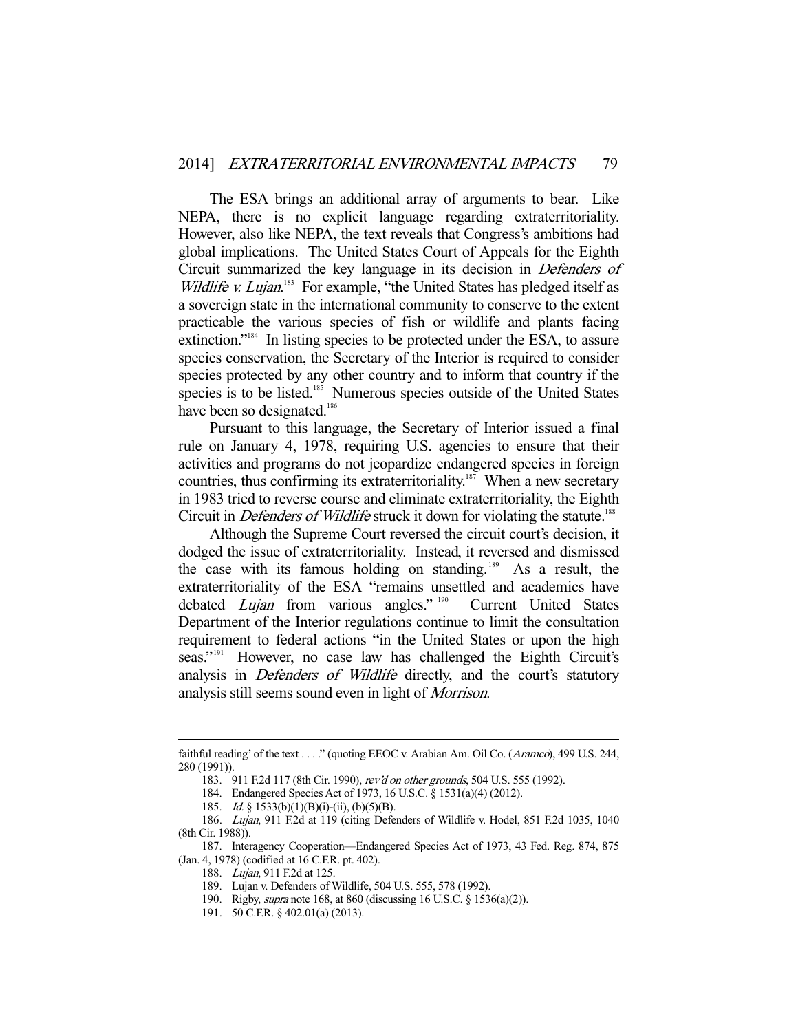The ESA brings an additional array of arguments to bear. Like NEPA, there is no explicit language regarding extraterritoriality. However, also like NEPA, the text reveals that Congress's ambitions had global implications. The United States Court of Appeals for the Eighth Circuit summarized the key language in its decision in *Defenders of Wildlife v. Lujan*.[183] For example, "the United States has pledged itself as a sovereign state in the international community to conserve to the extent practicable the various species of fish or wildlife and plants facing extinction."[184] In listing species to be protected under the ESA, to assure species conservation, the Secretary of the Interior is required to consider species protected by any other country and to inform that country if the species is to be listed.[185] Numerous species outside of the United States have been so designated.[186]

Pursuant to this language, the Secretary of Interior issued a final rule on January 4, 1978, requiring U.S. agencies to ensure that their activities and programs do not jeopardize endangered species in foreign countries, thus confirming its extraterritoriality.[187] When a new secretary in 1983 tried to reverse course and eliminate extraterritoriality, the Eighth Circuit in *Defenders of Wildlife* struck it down for violating the statute.[188]

Although the Supreme Court reversed the circuit court's decision, it dodged the issue of extraterritoriality. Instead, it reversed and dismissed the case with its famous holding on standing.[189] As a result, the extraterritoriality of the ESA "remains unsettled and academics have debated *Lujan* from various angles."[190] Current United States Department of the Interior regulations continue to limit the consultation requirement to federal actions "in the United States or upon the high seas."[191] However, no case law has challenged the Eighth Circuit's analysis in *Defenders of Wildlife* directly, and the court's statutory analysis still seems sound even in light of *Morrison*.

---

faithful reading' of the text . . . ." (quoting EEOC v. Arabian Am. Oil Co. (*Aramco*), 499 U.S. 244, 280 (1991)).

183. 911 F.2d 117 (8th Cir. 1990), *rev'd on other grounds*, 504 U.S. 555 (1992).

184. Endangered Species Act of 1973, 16 U.S.C. § 1531(a)(4) (2012).

185. *Id.* § 1533(b)(1)(B)(i)-(ii), (b)(5)(B).

186. *Lujan*, 911 F.2d at 119 (citing Defenders of Wildlife v. Hodel, 851 F.2d 1035, 1040 (8th Cir. 1988)).

187. Interagency Cooperation—Endangered Species Act of 1973, 43 Fed. Reg. 874, 875 (Jan. 4, 1978) (codified at 16 C.F.R. pt. 402).

188. *Lujan*, 911 F.2d at 125.

189. Lujan v. Defenders of Wildlife, 504 U.S. 555, 578 (1992).

190. Rigby, *supra* note 168, at 860 (discussing 16 U.S.C. § 1536(a)(2)).

191. 50 C.F.R. § 402.01(a) (2013).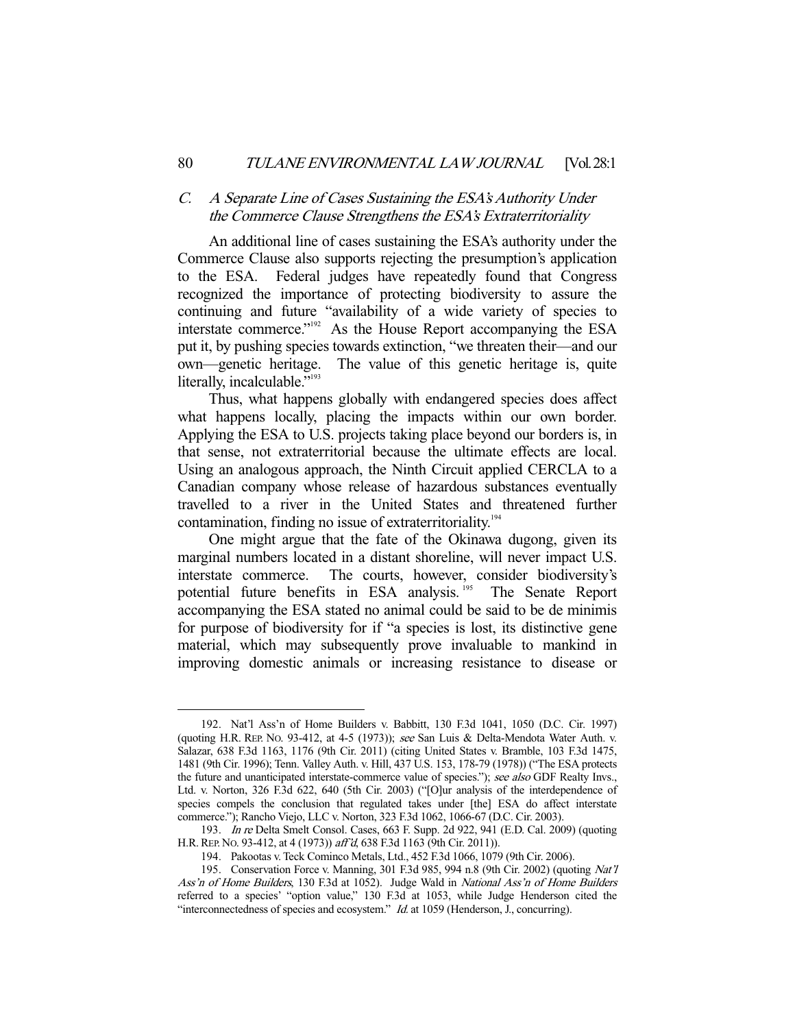### *C. A Separate Line of Cases Sustaining the ESA's Authority Under the Commerce Clause Strengthens the ESA's Extraterritoriality*

An additional line of cases sustaining the ESA's authority under the Commerce Clause also supports rejecting the presumption's application to the ESA. Federal judges have repeatedly found that Congress recognized the importance of protecting biodiversity to assure the continuing and future "availability of a wide variety of species to interstate commerce."[192] As the House Report accompanying the ESA put it, by pushing species towards extinction, "we threaten their—and our own—genetic heritage. The value of this genetic heritage is, quite literally, incalculable."[193]

Thus, what happens globally with endangered species does affect what happens locally, placing the impacts within our own border. Applying the ESA to U.S. projects taking place beyond our borders is, in that sense, not extraterritorial because the ultimate effects are local. Using an analogous approach, the Ninth Circuit applied CERCLA to a Canadian company whose release of hazardous substances eventually travelled to a river in the United States and threatened further contamination, finding no issue of extraterritoriality.[194]

One might argue that the fate of the Okinawa dugong, given its marginal numbers located in a distant shoreline, will never impact U.S. interstate commerce. The courts, however, consider biodiversity's potential future benefits in ESA analysis.[195] The Senate Report accompanying the ESA stated no animal could be said to be de minimis for purpose of biodiversity for if "a species is lost, its distinctive gene material, which may subsequently prove invaluable to mankind in improving domestic animals or increasing resistance to disease or

---

192. Nat'l Ass'n of Home Builders v. Babbitt, 130 F.3d 1041, 1050 (D.C. Cir. 1997) (quoting H.R. REP. NO. 93-412, at 4-5 (1973)); *see* San Luis & Delta-Mendota Water Auth. v. Salazar, 638 F.3d 1163, 1176 (9th Cir. 2011) (citing United States v. Bramble, 103 F.3d 1475, 1481 (9th Cir. 1996); Tenn. Valley Auth. v. Hill, 437 U.S. 153, 178-79 (1978)) ("The ESA protects the future and unanticipated interstate-commerce value of species."); *see also* GDF Realty Invs., Ltd. v. Norton, 326 F.3d 622, 640 (5th Cir. 2003) ("[O]ur analysis of the interdependence of species compels the conclusion that regulated takes under [the] ESA do affect interstate commerce."); Rancho Viejo, LLC v. Norton, 323 F.3d 1062, 1066-67 (D.C. Cir. 2003).

193. *In re* Delta Smelt Consol. Cases, 663 F. Supp. 2d 922, 941 (E.D. Cal. 2009) (quoting H.R. REP. NO. 93-412, at 4 (1973)) *aff'd*, 638 F.3d 1163 (9th Cir. 2011)).

194. Pakootas v. Teck Cominco Metals, Ltd., 452 F.3d 1066, 1079 (9th Cir. 2006).

195. Conservation Force v. Manning, 301 F.3d 985, 994 n.8 (9th Cir. 2002) (quoting *Nat'l Ass'n of Home Builders*, 130 F.3d at 1052). Judge Wald in *National Ass'n of Home Builders* referred to a species' "option value," 130 F.3d at 1053, while Judge Henderson cited the "interconnectedness of species and ecosystem." *Id.* at 1059 (Henderson, J., concurring).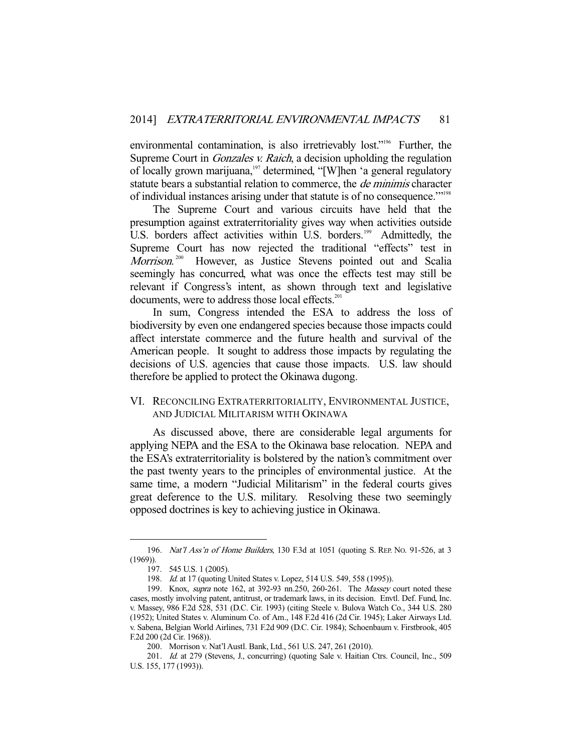environmental contamination, is also irretrievably lost."[196] Further, the Supreme Court in *Gonzales v. Raich*, a decision upholding the regulation of locally grown marijuana,[197] determined, "[W]hen 'a general regulatory statute bears a substantial relation to commerce, the *de minimis* character of individual instances arising under that statute is of no consequence.'"[198]

The Supreme Court and various circuits have held that the presumption against extraterritoriality gives way when activities outside U.S. borders affect activities within U.S. borders.[199] Admittedly, the Supreme Court has now rejected the traditional "effects" test in *Morrison*.[200] However, as Justice Stevens pointed out and Scalia seemingly has concurred, what was once the effects test may still be relevant if Congress's intent, as shown through text and legislative documents, were to address those local effects.[201]

In sum, Congress intended the ESA to address the loss of biodiversity by even one endangered species because those impacts could affect interstate commerce and the future health and survival of the American people. It sought to address those impacts by regulating the decisions of U.S. agencies that cause those impacts. U.S. law should therefore be applied to protect the Okinawa dugong.

## VI. Reconciling Extraterritoriality, Environmental Justice, and Judicial Militarism with Okinawa

As discussed above, there are considerable legal arguments for applying NEPA and the ESA to the Okinawa base relocation. NEPA and the ESA's extraterritoriality is bolstered by the nation's commitment over the past twenty years to the principles of environmental justice. At the same time, a modern "Judicial Militarism" in the federal courts gives great deference to the U.S. military. Resolving these two seemingly opposed doctrines is key to achieving justice in Okinawa.

---

196. *Nat'l Ass'n of Home Builders*, 130 F.3d at 1051 (quoting S. Rep. No. 91-526, at 3 (1969)).

197. 545 U.S. 1 (2005).

198. *Id.* at 17 (quoting United States v. Lopez, 514 U.S. 549, 558 (1995)).

199. Knox, *supra* note 162, at 392-93 nn.250, 260-261. The *Massey* court noted these cases, mostly involving patent, antitrust, or trademark laws, in its decision. Envtl. Def. Fund, Inc. v. Massey, 986 F.2d 528, 531 (D.C. Cir. 1993) (citing Steele v. Bulova Watch Co., 344 U.S. 280 (1952); United States v. Aluminum Co. of Am., 148 F.2d 416 (2d Cir. 1945); Laker Airways Ltd. v. Sabena, Belgian World Airlines, 731 F.2d 909 (D.C. Cir. 1984); Schoenbaum v. Firstbrook, 405 F.2d 200 (2d Cir. 1968)).

200. Morrison v. Nat'l Austl. Bank, Ltd., 561 U.S. 247, 261 (2010).

201. *Id.* at 279 (Stevens, J., concurring) (quoting Sale v. Haitian Ctrs. Council, Inc., 509 U.S. 155, 177 (1993)).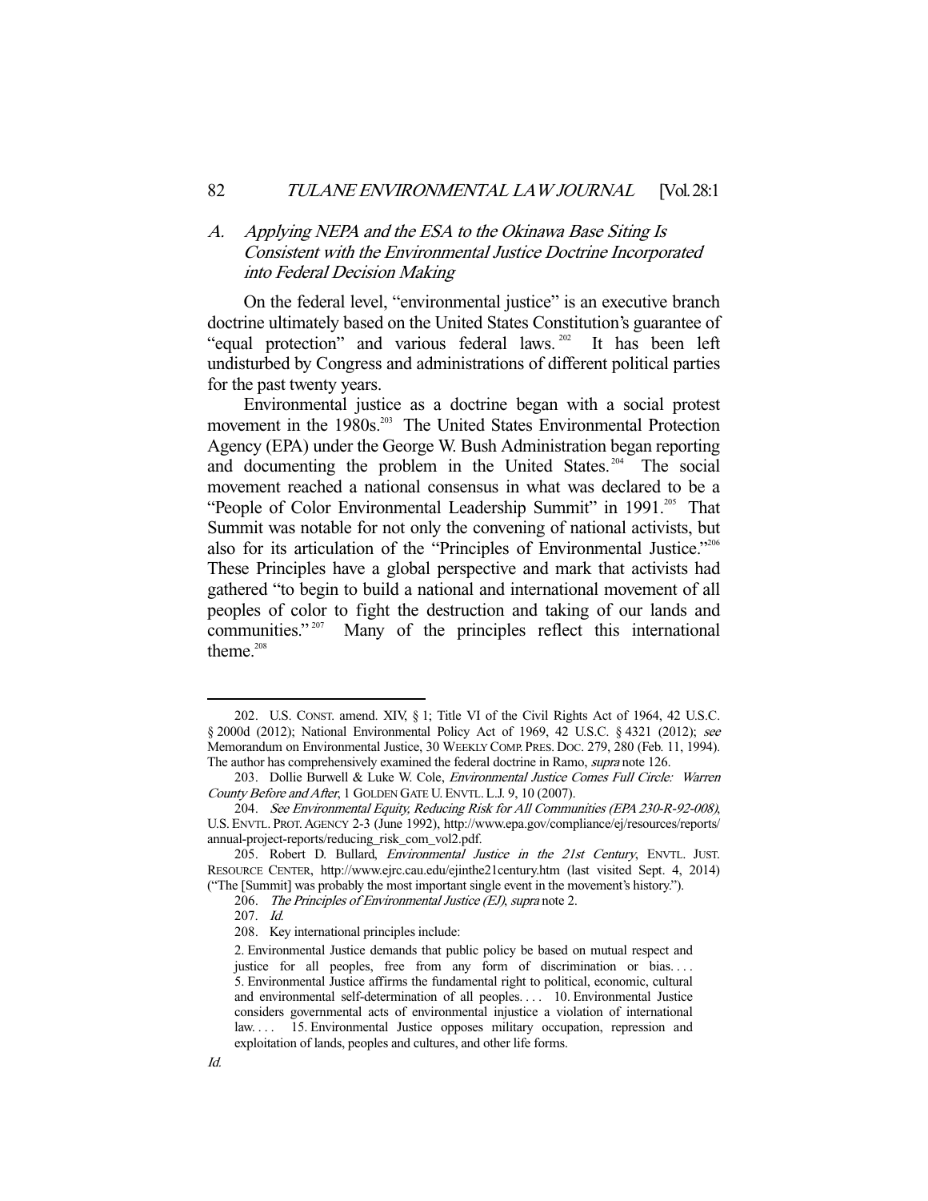### A. *Applying NEPA and the ESA to the Okinawa Base Siting Is Consistent with the Environmental Justice Doctrine Incorporated into Federal Decision Making*

On the federal level, "environmental justice" is an executive branch doctrine ultimately based on the United States Constitution's guarantee of "equal protection" and various federal laws.[202] It has been left undisturbed by Congress and administrations of different political parties for the past twenty years.

Environmental justice as a doctrine began with a social protest movement in the 1980s.[203] The United States Environmental Protection Agency (EPA) under the George W. Bush Administration began reporting and documenting the problem in the United States.[204] The social movement reached a national consensus in what was declared to be a "People of Color Environmental Leadership Summit" in 1991.[205] That Summit was notable for not only the convening of national activists, but also for its articulation of the "Principles of Environmental Justice."[206] These Principles have a global perspective and mark that activists had gathered "to begin to build a national and international movement of all peoples of color to fight the destruction and taking of our lands and communities."[207] Many of the principles reflect this international theme.[208]

---

202. U.S. CONST. amend. XIV, § 1; Title VI of the Civil Rights Act of 1964, 42 U.S.C. § 2000d (2012); National Environmental Policy Act of 1969, 42 U.S.C. § 4321 (2012); *see* Memorandum on Environmental Justice, 30 WEEKLY COMP. PRES. DOC. 279, 280 (Feb. 11, 1994). The author has comprehensively examined the federal doctrine in Ramo, *supra* note 126.

203. Dollie Burwell & Luke W. Cole, *Environmental Justice Comes Full Circle: Warren County Before and After*, 1 GOLDEN GATE U. ENVTL. L.J. 9, 10 (2007).

204. *See Environmental Equity, Reducing Risk for All Communities (EPA 230-R-92-008)*, U.S. ENVTL. PROT. AGENCY 2-3 (June 1992), http://www.epa.gov/compliance/ej/resources/reports/annual-project-reports/reducing_risk_com_vol2.pdf.

205. Robert D. Bullard, *Environmental Justice in the 21st Century*, ENVTL. JUST. RESOURCE CENTER, http://www.ejrc.cau.edu/ejinthe21century.htm (last visited Sept. 4, 2014) ("The [Summit] was probably the most important single event in the movement's history.").

206. *The Principles of Environmental Justice (EJ)*, *supra* note 2.

207. *Id.*

208. Key international principles include:

> 2. Environmental Justice demands that public policy be based on mutual respect and justice for all peoples, free from any form of discrimination or bias. . . . 5. Environmental Justice affirms the fundamental right to political, economic, cultural and environmental self-determination of all peoples. . . . 10. Environmental Justice considers governmental acts of environmental injustice a violation of international law. . . . 15. Environmental Justice opposes military occupation, repression and exploitation of lands, peoples and cultures, and other life forms.

*Id.*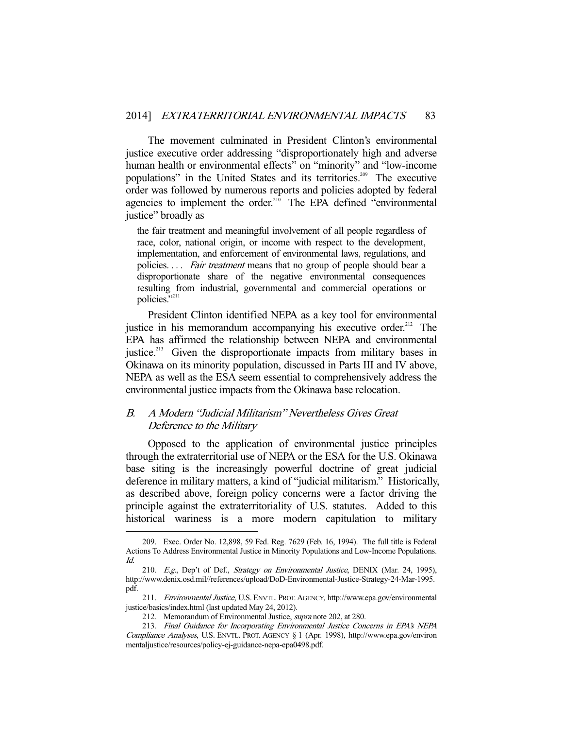The movement culminated in President Clinton's environmental justice executive order addressing "disproportionately high and adverse human health or environmental effects" on "minority" and "low-income populations" in the United States and its territories.[209] The executive order was followed by numerous reports and policies adopted by federal agencies to implement the order.[210] The EPA defined "environmental justice" broadly as

> the fair treatment and meaningful involvement of all people regardless of race, color, national origin, or income with respect to the development, implementation, and enforcement of environmental laws, regulations, and policies. . . . *Fair treatment* means that no group of people should bear a disproportionate share of the negative environmental consequences resulting from industrial, governmental and commercial operations or policies."[211]

President Clinton identified NEPA as a key tool for environmental justice in his memorandum accompanying his executive order.[212] The EPA has affirmed the relationship between NEPA and environmental justice.[213] Given the disproportionate impacts from military bases in Okinawa on its minority population, discussed in Parts III and IV above, NEPA as well as the ESA seem essential to comprehensively address the environmental justice impacts from the Okinawa base relocation.

### B. *A Modern "Judicial Militarism" Nevertheless Gives Great Deference to the Military*

Opposed to the application of environmental justice principles through the extraterritorial use of NEPA or the ESA for the U.S. Okinawa base siting is the increasingly powerful doctrine of great judicial deference in military matters, a kind of "judicial militarism." Historically, as described above, foreign policy concerns were a factor driving the principle against the extraterritoriality of U.S. statutes. Added to this historical wariness is a more modern capitulation to military

---

209. Exec. Order No. 12,898, 59 Fed. Reg. 7629 (Feb. 16, 1994). The full title is Federal Actions To Address Environmental Justice in Minority Populations and Low-Income Populations. *Id.*

210. *E.g.*, Dep't of Def., *Strategy on Environmental Justice*, DENIX (Mar. 24, 1995), http://www.denix.osd.mil//references/upload/DoD-Environmental-Justice-Strategy-24-Mar-1995.pdf.

211. *Environmental Justice*, U.S. ENVTL. PROT. AGENCY, http://www.epa.gov/environmentaljustice/basics/index.html (last updated May 24, 2012).

212. Memorandum of Environmental Justice, *supra* note 202, at 280.

213. *Final Guidance for Incorporating Environmental Justice Concerns in EPA's NEPA Compliance Analyses*, U.S. ENVTL. PROT. AGENCY § 1 (Apr. 1998), http://www.epa.gov/environmentaljustice/resources/policy-ej-guidance-nepa-epa0498.pdf.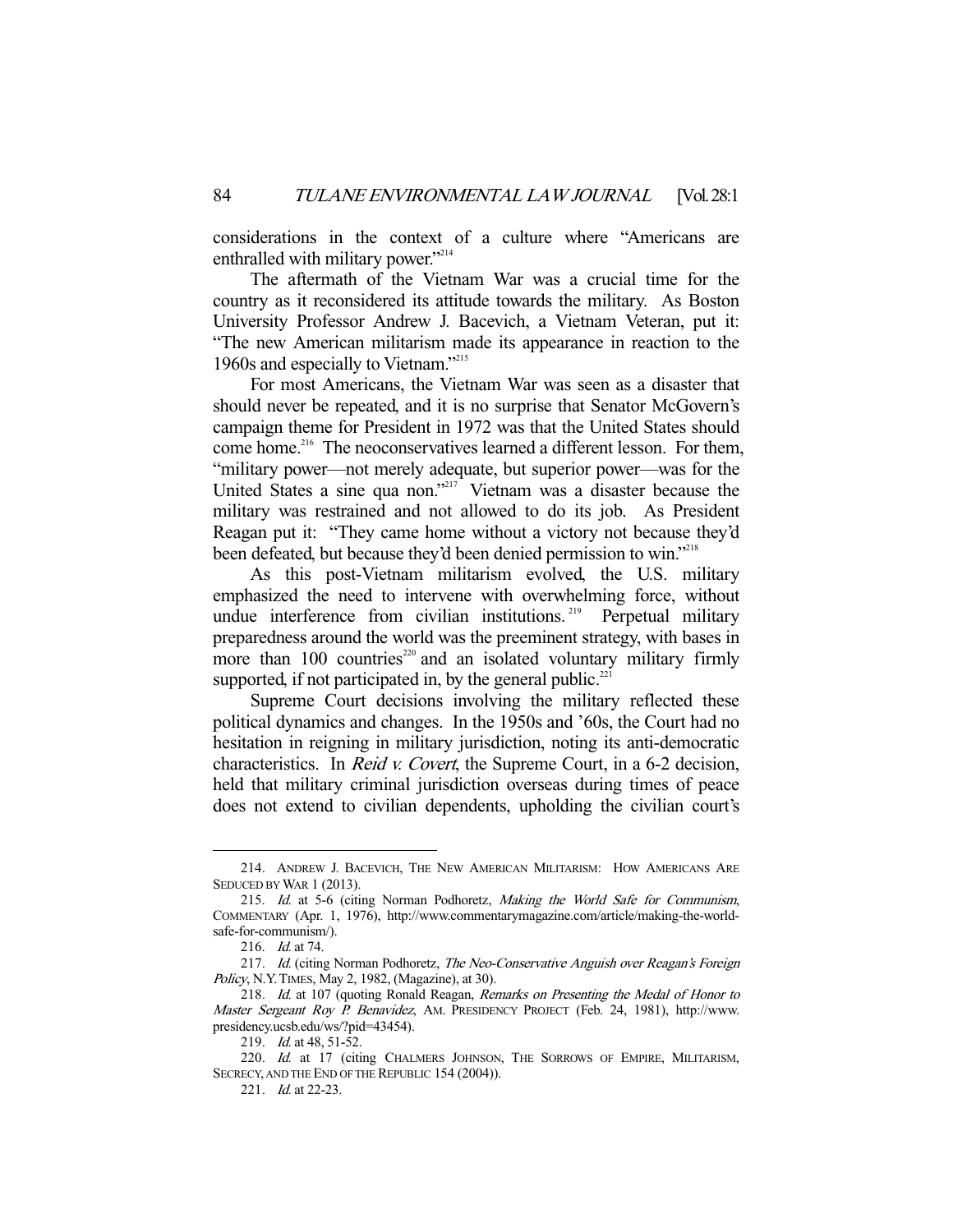considerations in the context of a culture where "Americans are enthralled with military power."[214]

The aftermath of the Vietnam War was a crucial time for the country as it reconsidered its attitude towards the military. As Boston University Professor Andrew J. Bacevich, a Vietnam Veteran, put it: "The new American militarism made its appearance in reaction to the 1960s and especially to Vietnam."[215]

For most Americans, the Vietnam War was seen as a disaster that should never be repeated, and it is no surprise that Senator McGovern's campaign theme for President in 1972 was that the United States should come home.[216] The neoconservatives learned a different lesson. For them, "military power—not merely adequate, but superior power—was for the United States a sine qua non."[217] Vietnam was a disaster because the military was restrained and not allowed to do its job. As President Reagan put it: "They came home without a victory not because they'd been defeated, but because they'd been denied permission to win."[218]

As this post-Vietnam militarism evolved, the U.S. military emphasized the need to intervene with overwhelming force, without undue interference from civilian institutions.[219] Perpetual military preparedness around the world was the preeminent strategy, with bases in more than 100 countries[220] and an isolated voluntary military firmly supported, if not participated in, by the general public.[221]

Supreme Court decisions involving the military reflected these political dynamics and changes. In the 1950s and '60s, the Court had no hesitation in reigning in military jurisdiction, noting its anti-democratic characteristics. In *Reid v. Covert*, the Supreme Court, in a 6-2 decision, held that military criminal jurisdiction overseas during times of peace does not extend to civilian dependents, upholding the civilian court's

---

214. ANDREW J. BACEVICH, THE NEW AMERICAN MILITARISM: HOW AMERICANS ARE SEDUCED BY WAR 1 (2013).

215. *Id.* at 5-6 (citing Norman Podhoretz, *Making the World Safe for Communism*, COMMENTARY (Apr. 1, 1976), http://www.commentarymagazine.com/article/making-the-world-safe-for-communism/).

216. *Id.* at 74.

217. *Id.* (citing Norman Podhoretz, *The Neo-Conservative Anguish over Reagan's Foreign Policy*, N.Y. TIMES, May 2, 1982, (Magazine), at 30).

218. *Id.* at 107 (quoting Ronald Reagan, *Remarks on Presenting the Medal of Honor to Master Sergeant Roy P. Benavidez*, AM. PRESIDENCY PROJECT (Feb. 24, 1981), http://www.presidency.ucsb.edu/ws/?pid=43454).

219. *Id.* at 48, 51-52.

220. *Id.* at 17 (citing CHALMERS JOHNSON, THE SORROWS OF EMPIRE, MILITARISM, SECRECY, AND THE END OF THE REPUBLIC 154 (2004)).

221. *Id.* at 22-23.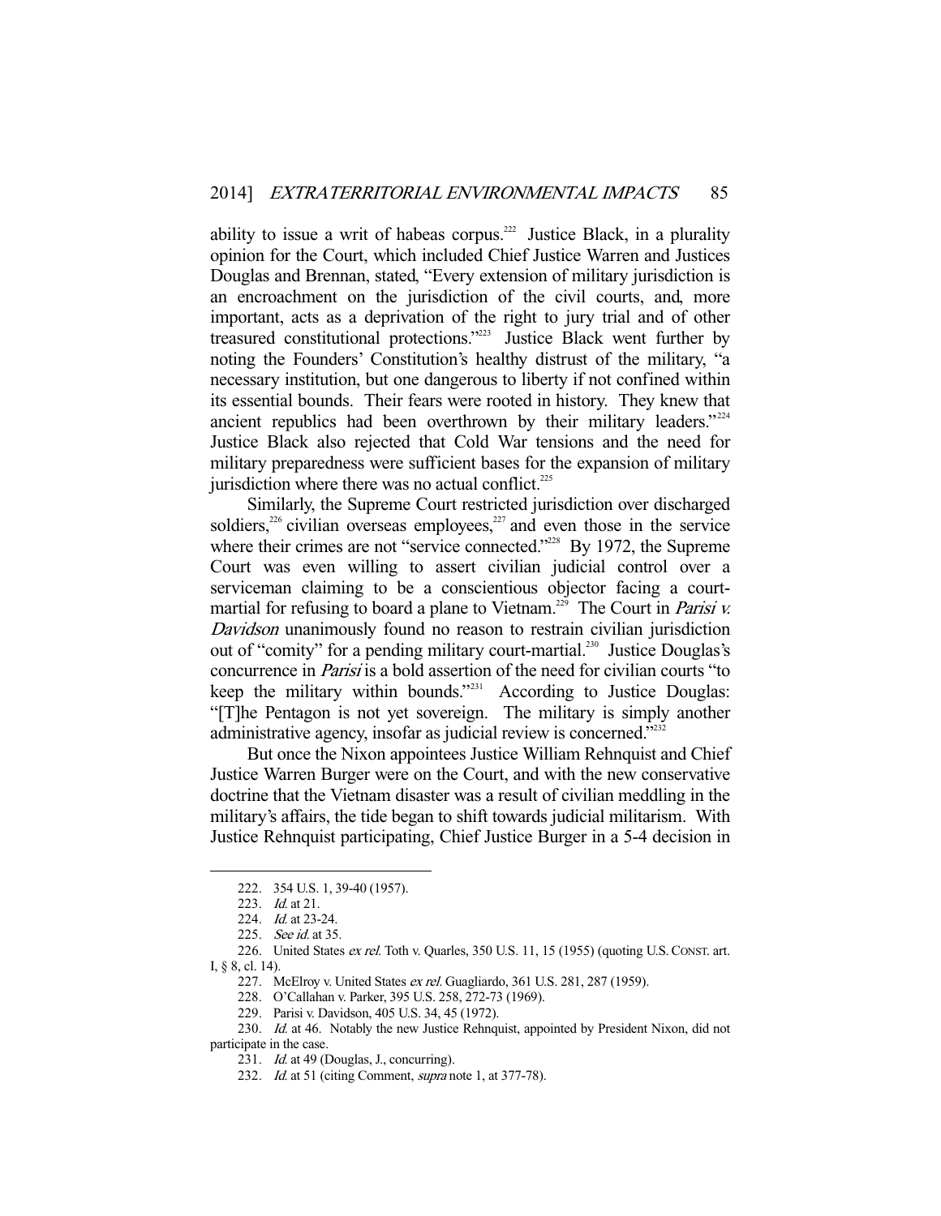ability to issue a writ of habeas corpus.[222] Justice Black, in a plurality opinion for the Court, which included Chief Justice Warren and Justices Douglas and Brennan, stated, "Every extension of military jurisdiction is an encroachment on the jurisdiction of the civil courts, and, more important, acts as a deprivation of the right to jury trial and of other treasured constitutional protections."[223] Justice Black went further by noting the Founders' Constitution's healthy distrust of the military, "a necessary institution, but one dangerous to liberty if not confined within its essential bounds. Their fears were rooted in history. They knew that ancient republics had been overthrown by their military leaders."[224] Justice Black also rejected that Cold War tensions and the need for military preparedness were sufficient bases for the expansion of military jurisdiction where there was no actual conflict.[225]

Similarly, the Supreme Court restricted jurisdiction over discharged soldiers,[226] civilian overseas employees,[227] and even those in the service where their crimes are not "service connected."[228] By 1972, the Supreme Court was even willing to assert civilian judicial control over a serviceman claiming to be a conscientious objector facing a court-martial for refusing to board a plane to Vietnam.[229] The Court in *Parisi v. Davidson* unanimously found no reason to restrain civilian jurisdiction out of "comity" for a pending military court-martial.[230] Justice Douglas's concurrence in *Parisi* is a bold assertion of the need for civilian courts "to keep the military within bounds."[231] According to Justice Douglas: "[T]he Pentagon is not yet sovereign. The military is simply another administrative agency, insofar as judicial review is concerned."[232]

But once the Nixon appointees Justice William Rehnquist and Chief Justice Warren Burger were on the Court, and with the new conservative doctrine that the Vietnam disaster was a result of civilian meddling in the military's affairs, the tide began to shift towards judicial militarism. With Justice Rehnquist participating, Chief Justice Burger in a 5-4 decision in

---

222. 354 U.S. 1, 39-40 (1957).

223. *Id.* at 21.

224. *Id.* at 23-24.

225. *See id.* at 35.

226. United States *ex rel.* Toth v. Quarles, 350 U.S. 11, 15 (1955) (quoting U.S. CONST. art. I, § 8, cl. 14).

227. McElroy v. United States *ex rel.* Guagliardo, 361 U.S. 281, 287 (1959).

228. O'Callahan v. Parker, 395 U.S. 258, 272-73 (1969).

229. Parisi v. Davidson, 405 U.S. 34, 45 (1972).

230. *Id.* at 46. Notably the new Justice Rehnquist, appointed by President Nixon, did not participate in the case.

231. *Id.* at 49 (Douglas, J., concurring).

232. *Id.* at 51 (citing Comment, *supra* note 1, at 377-78).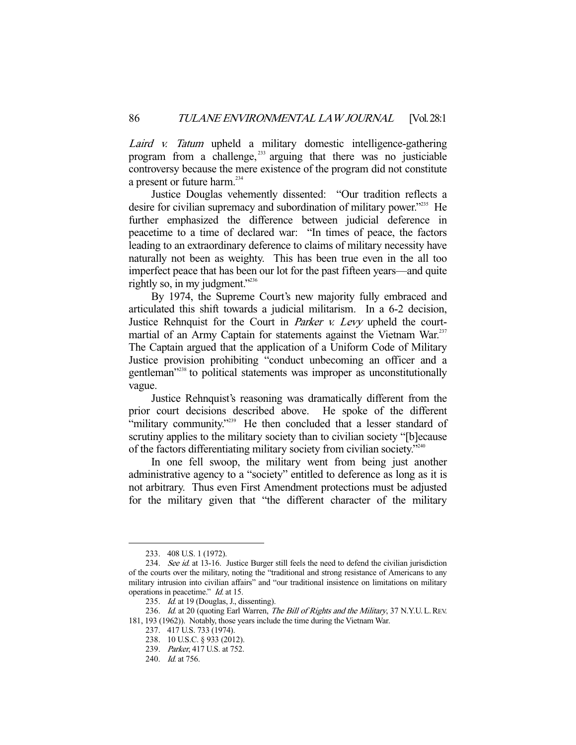*Laird v. Tatum* upheld a military domestic intelligence-gathering program from a challenge,[233] arguing that there was no justiciable controversy because the mere existence of the program did not constitute a present or future harm.[234]

Justice Douglas vehemently dissented: "Our tradition reflects a desire for civilian supremacy and subordination of military power."[235] He further emphasized the difference between judicial deference in peacetime to a time of declared war: "In times of peace, the factors leading to an extraordinary deference to claims of military necessity have naturally not been as weighty. This has been true even in the all too imperfect peace that has been our lot for the past fifteen years—and quite rightly so, in my judgment."[236]

By 1974, the Supreme Court's new majority fully embraced and articulated this shift towards a judicial militarism. In a 6-2 decision, Justice Rehnquist for the Court in *Parker v. Levy* upheld the court-martial of an Army Captain for statements against the Vietnam War.[237] The Captain argued that the application of a Uniform Code of Military Justice provision prohibiting "conduct unbecoming an officer and a gentleman"[238] to political statements was improper as unconstitutionally vague.

Justice Rehnquist's reasoning was dramatically different from the prior court decisions described above. He spoke of the different "military community."[239] He then concluded that a lesser standard of scrutiny applies to the military society than to civilian society "[b]ecause of the factors differentiating military society from civilian society."[240]

In one fell swoop, the military went from being just another administrative agency to a "society" entitled to deference as long as it is not arbitrary. Thus even First Amendment protections must be adjusted for the military given that "the different character of the military

---

233. 408 U.S. 1 (1972).

234. *See id.* at 13-16. Justice Burger still feels the need to defend the civilian jurisdiction of the courts over the military, noting the "traditional and strong resistance of Americans to any military intrusion into civilian affairs" and "our traditional insistence on limitations on military operations in peacetime." *Id.* at 15.

235. *Id.* at 19 (Douglas, J., dissenting).

236. *Id.* at 20 (quoting Earl Warren, *The Bill of Rights and the Military*, 37 N.Y.U. L. REV. 181, 193 (1962)). Notably, those years include the time during the Vietnam War.

237. 417 U.S. 733 (1974).

238. 10 U.S.C. § 933 (2012).

239. *Parker*, 417 U.S. at 752.

240. *Id.* at 756.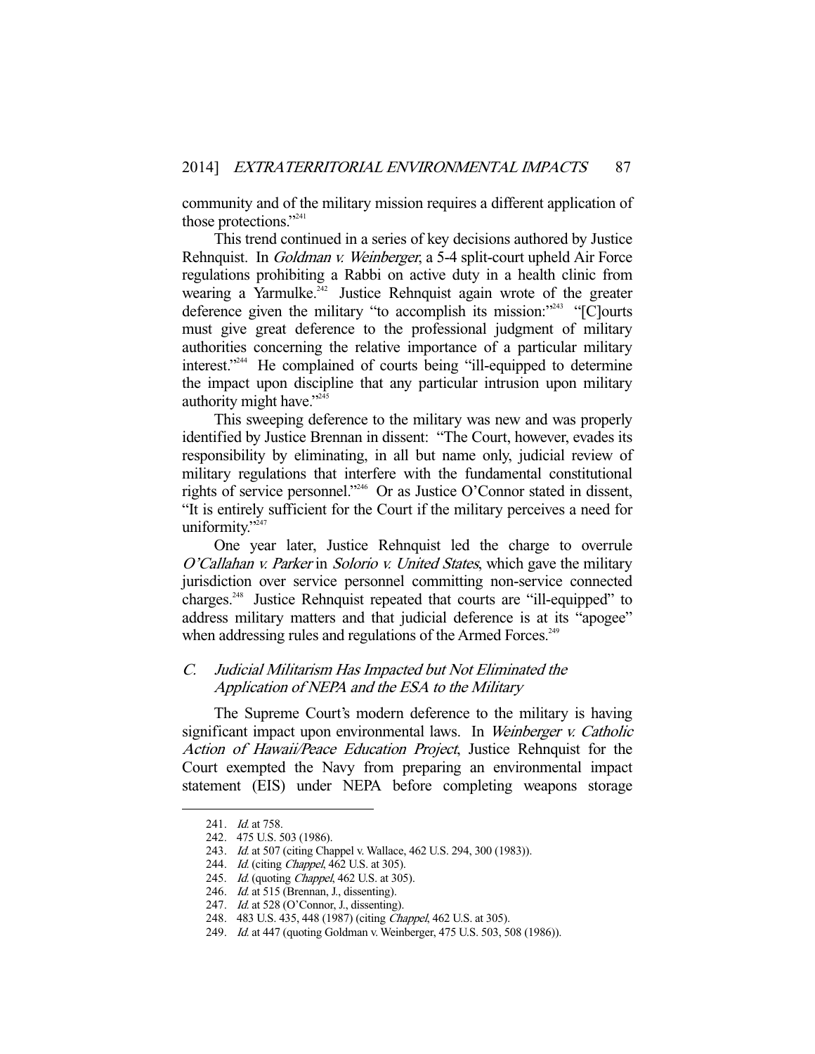community and of the military mission requires a different application of those protections."[241]

This trend continued in a series of key decisions authored by Justice Rehnquist. In *Goldman v. Weinberger*, a 5-4 split-court upheld Air Force regulations prohibiting a Rabbi on active duty in a health clinic from wearing a Yarmulke.[242] Justice Rehnquist again wrote of the greater deference given the military "to accomplish its mission:"[243] "[C]ourts must give great deference to the professional judgment of military authorities concerning the relative importance of a particular military interest."[244] He complained of courts being "ill-equipped to determine the impact upon discipline that any particular intrusion upon military authority might have."[245]

This sweeping deference to the military was new and was properly identified by Justice Brennan in dissent: "The Court, however, evades its responsibility by eliminating, in all but name only, judicial review of military regulations that interfere with the fundamental constitutional rights of service personnel."[246] Or as Justice O'Connor stated in dissent, "It is entirely sufficient for the Court if the military perceives a need for uniformity."[247]

One year later, Justice Rehnquist led the charge to overrule *O'Callahan v. Parker* in *Solorio v. United States*, which gave the military jurisdiction over service personnel committing non-service connected charges.[248] Justice Rehnquist repeated that courts are "ill-equipped" to address military matters and that judicial deference is at its "apogee" when addressing rules and regulations of the Armed Forces.[249]

### C. *Judicial Militarism Has Impacted but Not Eliminated the Application of NEPA and the ESA to the Military*

The Supreme Court's modern deference to the military is having significant impact upon environmental laws. In *Weinberger v. Catholic Action of Hawaii/Peace Education Project*, Justice Rehnquist for the Court exempted the Navy from preparing an environmental impact statement (EIS) under NEPA before completing weapons storage

---

241. *Id.* at 758.
242. 475 U.S. 503 (1986).
243. *Id.* at 507 (citing Chappel v. Wallace, 462 U.S. 294, 300 (1983)).
244. *Id.* (citing *Chappel*, 462 U.S. at 305).
245. *Id.* (quoting *Chappel*, 462 U.S. at 305).
246. *Id.* at 515 (Brennan, J., dissenting).
247. *Id.* at 528 (O'Connor, J., dissenting).
248. 483 U.S. 435, 448 (1987) (citing *Chappel*, 462 U.S. at 305).
249. *Id.* at 447 (quoting Goldman v. Weinberger, 475 U.S. 503, 508 (1986)).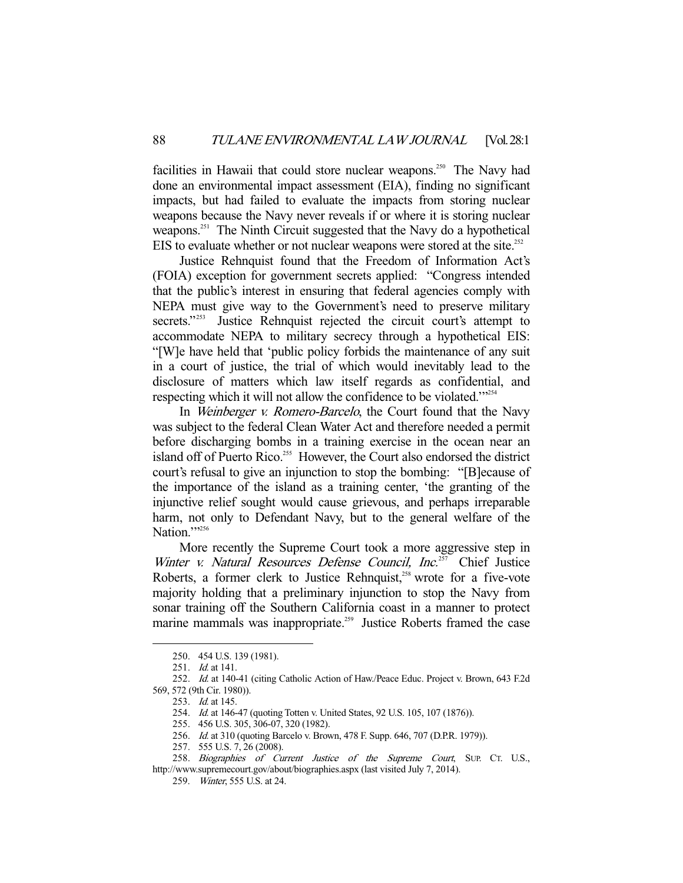facilities in Hawaii that could store nuclear weapons.[250] The Navy had done an environmental impact assessment (EIA), finding no significant impacts, but had failed to evaluate the impacts from storing nuclear weapons because the Navy never reveals if or where it is storing nuclear weapons.[251] The Ninth Circuit suggested that the Navy do a hypothetical EIS to evaluate whether or not nuclear weapons were stored at the site.[252]

Justice Rehnquist found that the Freedom of Information Act's (FOIA) exception for government secrets applied: "Congress intended that the public's interest in ensuring that federal agencies comply with NEPA must give way to the Government's need to preserve military secrets."[253] Justice Rehnquist rejected the circuit court's attempt to accommodate NEPA to military secrecy through a hypothetical EIS: "[W]e have held that 'public policy forbids the maintenance of any suit in a court of justice, the trial of which would inevitably lead to the disclosure of matters which law itself regards as confidential, and respecting which it will not allow the confidence to be violated.'"[254]

In *Weinberger v. Romero-Barcelo*, the Court found that the Navy was subject to the federal Clean Water Act and therefore needed a permit before discharging bombs in a training exercise in the ocean near an island off of Puerto Rico.[255] However, the Court also endorsed the district court's refusal to give an injunction to stop the bombing: "[B]ecause of the importance of the island as a training center, 'the granting of the injunctive relief sought would cause grievous, and perhaps irreparable harm, not only to Defendant Navy, but to the general welfare of the Nation.'"[256]

More recently the Supreme Court took a more aggressive step in *Winter v. Natural Resources Defense Council, Inc.*[257] Chief Justice Roberts, a former clerk to Justice Rehnquist,[258] wrote for a five-vote majority holding that a preliminary injunction to stop the Navy from sonar training off the Southern California coast in a manner to protect marine mammals was inappropriate.[259] Justice Roberts framed the case

---

250. 454 U.S. 139 (1981).

251. *Id.* at 141.

252. *Id.* at 140-41 (citing Catholic Action of Haw./Peace Educ. Project v. Brown, 643 F.2d 569, 572 (9th Cir. 1980)).

253. *Id.* at 145.

254. *Id.* at 146-47 (quoting Totten v. United States, 92 U.S. 105, 107 (1876)).

255. 456 U.S. 305, 306-07, 320 (1982).

256. *Id.* at 310 (quoting Barcelo v. Brown, 478 F. Supp. 646, 707 (D.P.R. 1979)).

257. 555 U.S. 7, 26 (2008).

258. *Biographies of Current Justice of the Supreme Court*, SUP. CT. U.S., http://www.supremecourt.gov/about/biographies.aspx (last visited July 7, 2014).

259. *Winter*, 555 U.S. at 24.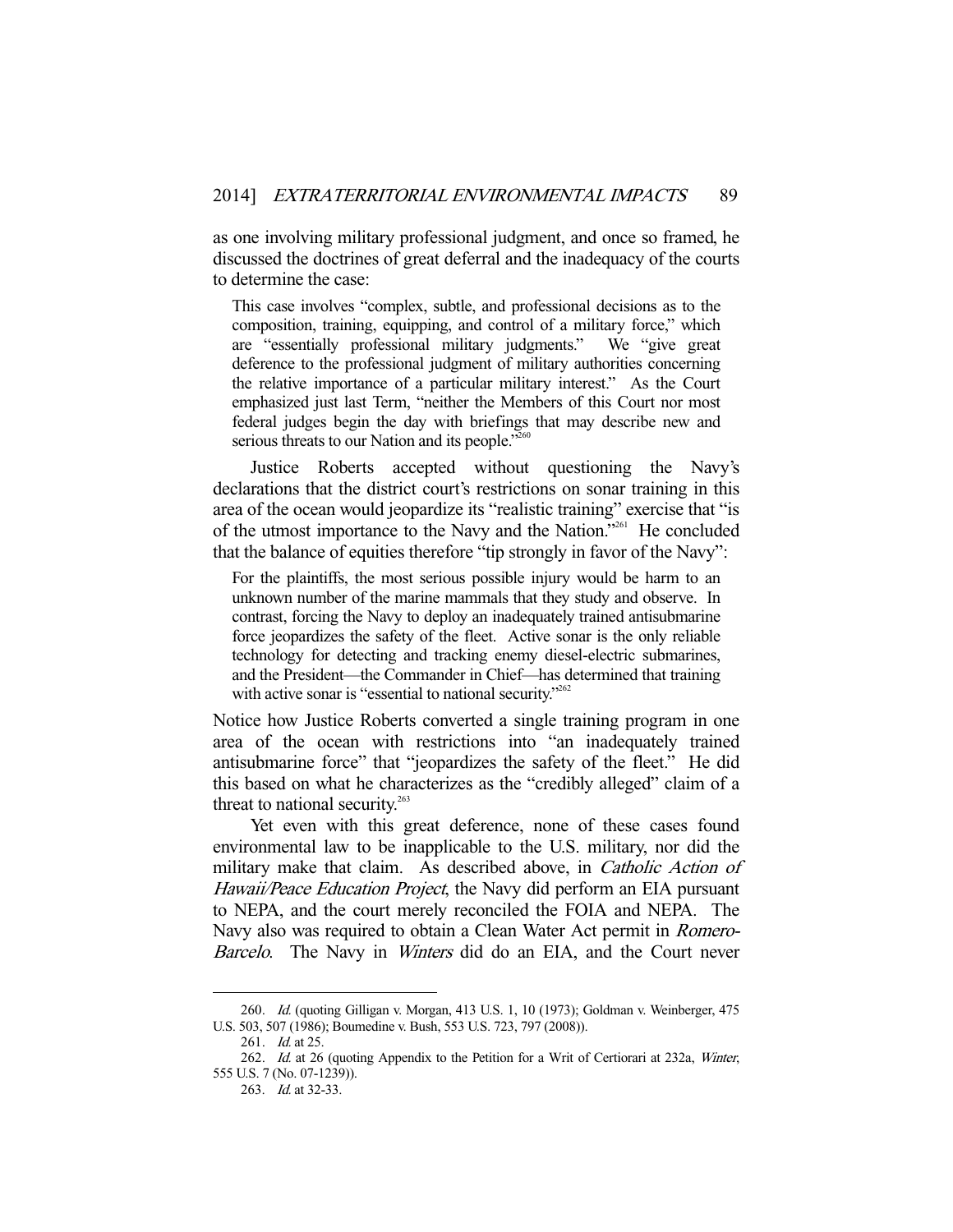as one involving military professional judgment, and once so framed, he discussed the doctrines of great deferral and the inadequacy of the courts to determine the case:

> This case involves "complex, subtle, and professional decisions as to the composition, training, equipping, and control of a military force," which are "essentially professional military judgments." We "give great deference to the professional judgment of military authorities concerning the relative importance of a particular military interest." As the Court emphasized just last Term, "neither the Members of this Court nor most federal judges begin the day with briefings that may describe new and serious threats to our Nation and its people."[260]

Justice Roberts accepted without questioning the Navy's declarations that the district court's restrictions on sonar training in this area of the ocean would jeopardize its "realistic training" exercise that "is of the utmost importance to the Navy and the Nation."[261] He concluded that the balance of equities therefore "tip strongly in favor of the Navy":

> For the plaintiffs, the most serious possible injury would be harm to an unknown number of the marine mammals that they study and observe. In contrast, forcing the Navy to deploy an inadequately trained antisubmarine force jeopardizes the safety of the fleet. Active sonar is the only reliable technology for detecting and tracking enemy diesel-electric submarines, and the President—the Commander in Chief—has determined that training with active sonar is "essential to national security."[262]

Notice how Justice Roberts converted a single training program in one area of the ocean with restrictions into "an inadequately trained antisubmarine force" that "jeopardizes the safety of the fleet." He did this based on what he characterizes as the "credibly alleged" claim of a threat to national security.[263]

Yet even with this great deference, none of these cases found environmental law to be inapplicable to the U.S. military, nor did the military make that claim. As described above, in *Catholic Action of Hawaii/Peace Education Project*, the Navy did perform an EIA pursuant to NEPA, and the court merely reconciled the FOIA and NEPA. The Navy also was required to obtain a Clean Water Act permit in *Romero-Barcelo*. The Navy in *Winters* did do an EIA, and the Court never

---

260. *Id.* (quoting Gilligan v. Morgan, 413 U.S. 1, 10 (1973); Goldman v. Weinberger, 475 U.S. 503, 507 (1986); Boumedine v. Bush, 553 U.S. 723, 797 (2008)).

261. *Id.* at 25.

262. *Id.* at 26 (quoting Appendix to the Petition for a Writ of Certiorari at 232a, *Winter*, 555 U.S. 7 (No. 07-1239)).

263. *Id.* at 32-33.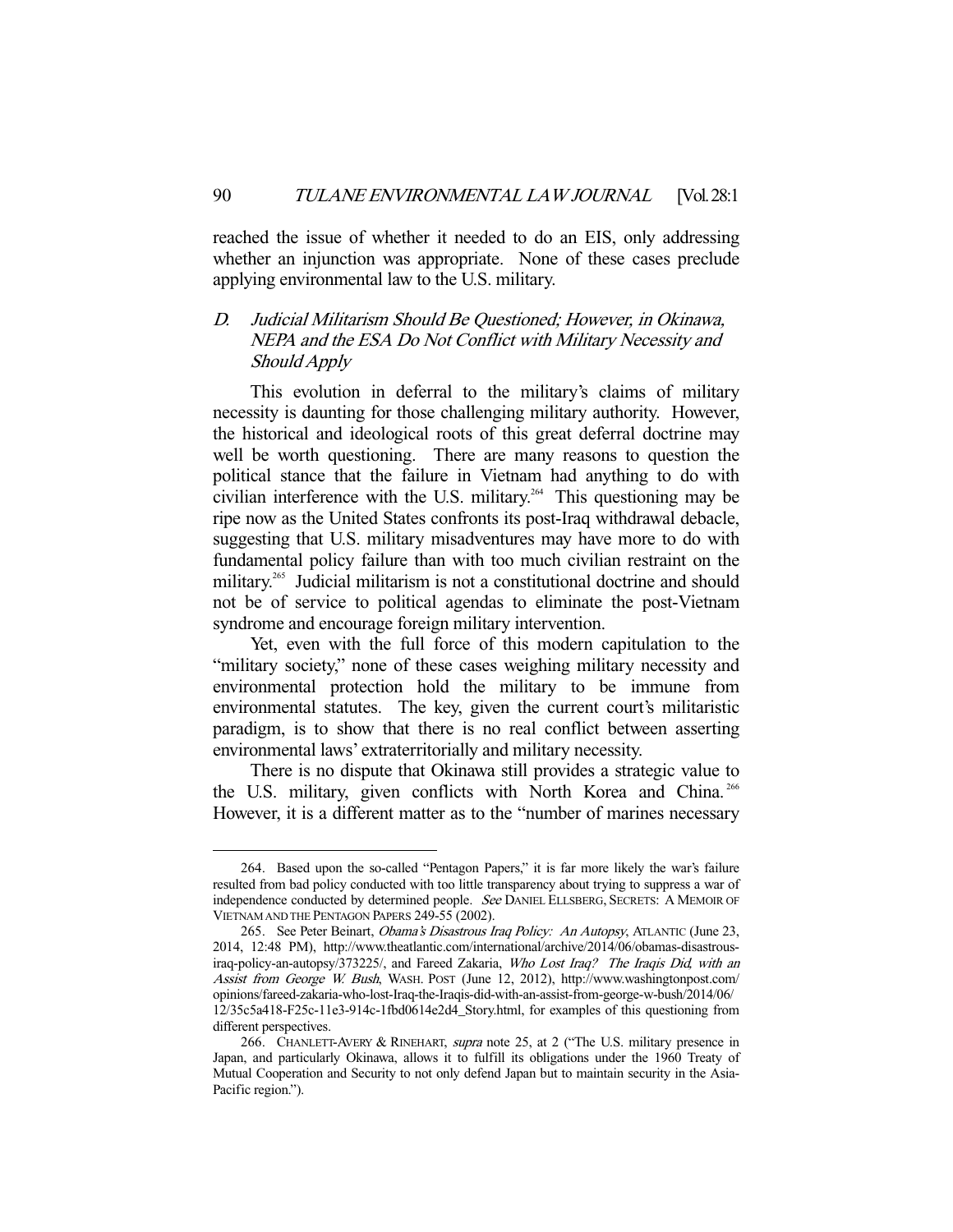reached the issue of whether it needed to do an EIS, only addressing whether an injunction was appropriate. None of these cases preclude applying environmental law to the U.S. military.

### D. *Judicial Militarism Should Be Questioned; However, in Okinawa, NEPA and the ESA Do Not Conflict with Military Necessity and Should Apply*

This evolution in deferral to the military's claims of military necessity is daunting for those challenging military authority. However, the historical and ideological roots of this great deferral doctrine may well be worth questioning. There are many reasons to question the political stance that the failure in Vietnam had anything to do with civilian interference with the U.S. military.[264] This questioning may be ripe now as the United States confronts its post-Iraq withdrawal debacle, suggesting that U.S. military misadventures may have more to do with fundamental policy failure than with too much civilian restraint on the military.[265] Judicial militarism is not a constitutional doctrine and should not be of service to political agendas to eliminate the post-Vietnam syndrome and encourage foreign military intervention.

Yet, even with the full force of this modern capitulation to the "military society," none of these cases weighing military necessity and environmental protection hold the military to be immune from environmental statutes. The key, given the current court's militaristic paradigm, is to show that there is no real conflict between asserting environmental laws' extraterritorially and military necessity.

There is no dispute that Okinawa still provides a strategic value to the U.S. military, given conflicts with North Korea and China.[266] However, it is a different matter as to the "number of marines necessary

---

264. Based upon the so-called "Pentagon Papers," it is far more likely the war's failure resulted from bad policy conducted with too little transparency about trying to suppress a war of independence conducted by determined people. *See* DANIEL ELLSBERG, SECRETS: A MEMOIR OF VIETNAM AND THE PENTAGON PAPERS 249-55 (2002).

265. See Peter Beinart, *Obama's Disastrous Iraq Policy: An Autopsy*, ATLANTIC (June 23, 2014, 12:48 PM), http://www.theatlantic.com/international/archive/2014/06/obamas-disastrous-iraq-policy-an-autopsy/373225/, and Fareed Zakaria, *Who Lost Iraq? The Iraqis Did, with an Assist from George W. Bush*, WASH. POST (June 12, 2012), http://www.washingtonpost.com/opinions/fareed-zakaria-who-lost-Iraq-the-Iraqis-did-with-an-assist-from-george-w-bush/2014/06/12/35c5a418-F25c-11e3-914c-1fbd0614e2d4_Story.html, for examples of this questioning from different perspectives.

266. CHANLETT-AVERY & RINEHART, *supra* note 25, at 2 ("The U.S. military presence in Japan, and particularly Okinawa, allows it to fulfill its obligations under the 1960 Treaty of Mutual Cooperation and Security to not only defend Japan but to maintain security in the Asia-Pacific region.").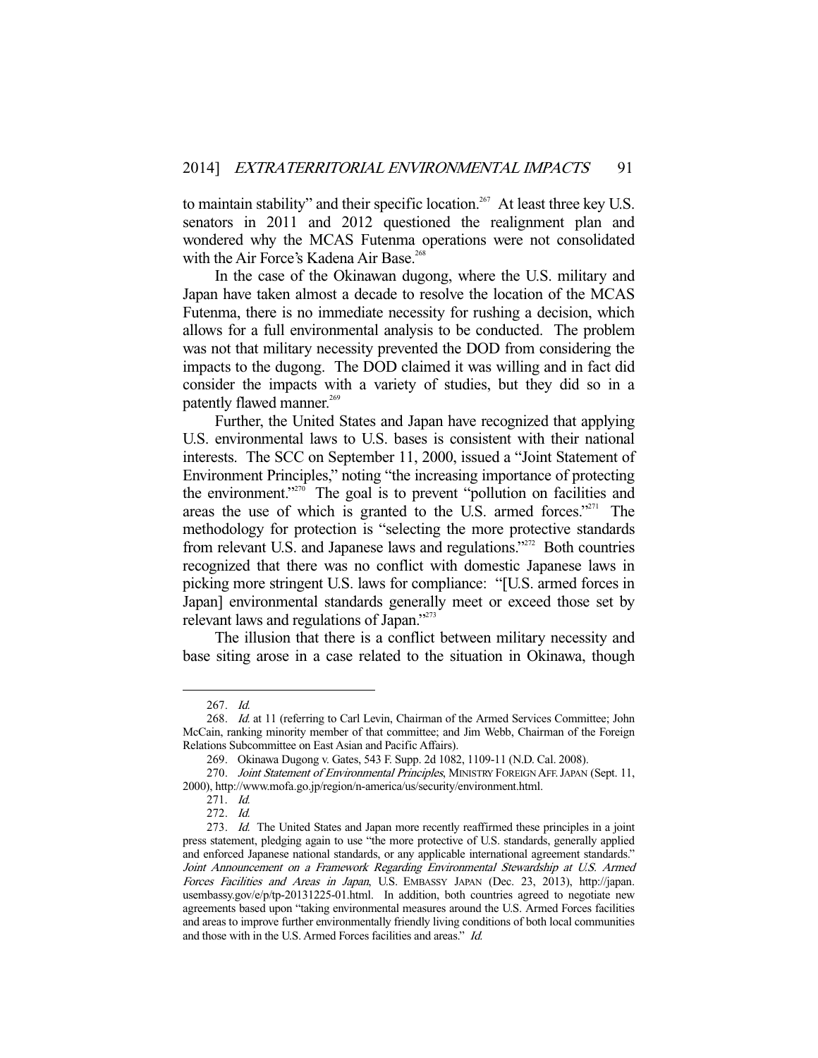to maintain stability" and their specific location.[267] At least three key U.S. senators in 2011 and 2012 questioned the realignment plan and wondered why the MCAS Futenma operations were not consolidated with the Air Force's Kadena Air Base.[268]

In the case of the Okinawan dugong, where the U.S. military and Japan have taken almost a decade to resolve the location of the MCAS Futenma, there is no immediate necessity for rushing a decision, which allows for a full environmental analysis to be conducted. The problem was not that military necessity prevented the DOD from considering the impacts to the dugong. The DOD claimed it was willing and in fact did consider the impacts with a variety of studies, but they did so in a patently flawed manner.[269]

Further, the United States and Japan have recognized that applying U.S. environmental laws to U.S. bases is consistent with their national interests. The SCC on September 11, 2000, issued a "Joint Statement of Environment Principles," noting "the increasing importance of protecting the environment."[270] The goal is to prevent "pollution on facilities and areas the use of which is granted to the U.S. armed forces."[271] The methodology for protection is "selecting the more protective standards from relevant U.S. and Japanese laws and regulations."[272] Both countries recognized that there was no conflict with domestic Japanese laws in picking more stringent U.S. laws for compliance: "[U.S. armed forces in Japan] environmental standards generally meet or exceed those set by relevant laws and regulations of Japan."[273]

The illusion that there is a conflict between military necessity and base siting arose in a case related to the situation in Okinawa, though

---

267. *Id.*

268. *Id.* at 11 (referring to Carl Levin, Chairman of the Armed Services Committee; John McCain, ranking minority member of that committee; and Jim Webb, Chairman of the Foreign Relations Subcommittee on East Asian and Pacific Affairs).

269. Okinawa Dugong v. Gates, 543 F. Supp. 2d 1082, 1109-11 (N.D. Cal. 2008).

270. *Joint Statement of Environmental Principles*, MINISTRY FOREIGN AFF. JAPAN (Sept. 11, 2000), http://www.mofa.go.jp/region/n-america/us/security/environment.html.

271. *Id.*

272. *Id.*

273. *Id.* The United States and Japan more recently reaffirmed these principles in a joint press statement, pledging again to use "the more protective of U.S. standards, generally applied and enforced Japanese national standards, or any applicable international agreement standards." *Joint Announcement on a Framework Regarding Environmental Stewardship at U.S. Armed Forces Facilities and Areas in Japan*, U.S. EMBASSY JAPAN (Dec. 23, 2013), http://japan.usembassy.gov/e/p/tp-20131225-01.html. In addition, both countries agreed to negotiate new agreements based upon "taking environmental measures around the U.S. Armed Forces facilities and areas to improve further environmentally friendly living conditions of both local communities and those with in the U.S. Armed Forces facilities and areas." *Id.*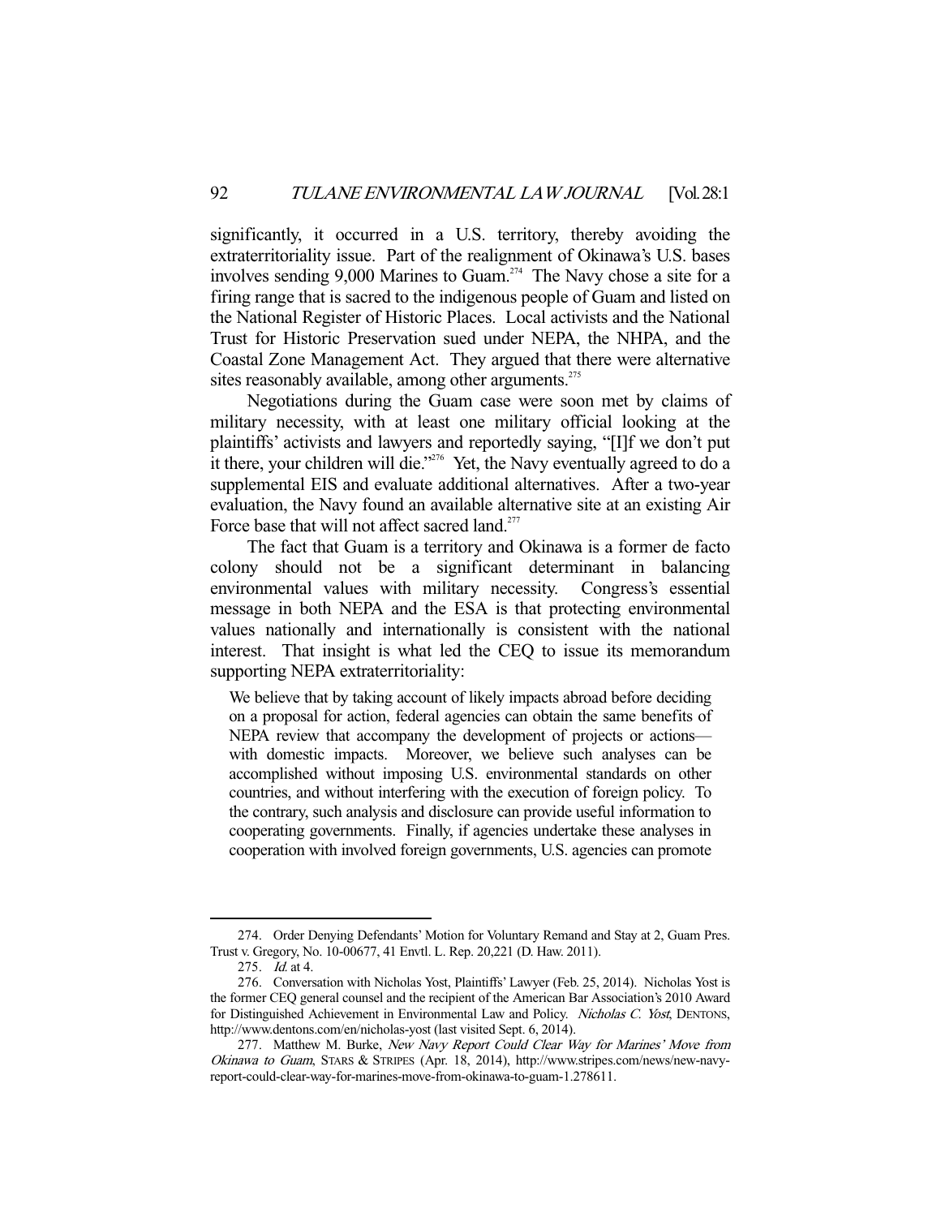significantly, it occurred in a U.S. territory, thereby avoiding the extraterritoriality issue. Part of the realignment of Okinawa's U.S. bases involves sending 9,000 Marines to Guam.[274] The Navy chose a site for a firing range that is sacred to the indigenous people of Guam and listed on the National Register of Historic Places. Local activists and the National Trust for Historic Preservation sued under NEPA, the NHPA, and the Coastal Zone Management Act. They argued that there were alternative sites reasonably available, among other arguments.[275]

Negotiations during the Guam case were soon met by claims of military necessity, with at least one military official looking at the plaintiffs' activists and lawyers and reportedly saying, "[I]f we don't put it there, your children will die."[276] Yet, the Navy eventually agreed to do a supplemental EIS and evaluate additional alternatives. After a two-year evaluation, the Navy found an available alternative site at an existing Air Force base that will not affect sacred land.[277]

The fact that Guam is a territory and Okinawa is a former de facto colony should not be a significant determinant in balancing environmental values with military necessity. Congress's essential message in both NEPA and the ESA is that protecting environmental values nationally and internationally is consistent with the national interest. That insight is what led the CEQ to issue its memorandum supporting NEPA extraterritoriality:

> We believe that by taking account of likely impacts abroad before deciding on a proposal for action, federal agencies can obtain the same benefits of NEPA review that accompany the development of projects or actions—with domestic impacts. Moreover, we believe such analyses can be accomplished without imposing U.S. environmental standards on other countries, and without interfering with the execution of foreign policy. To the contrary, such analysis and disclosure can provide useful information to cooperating governments. Finally, if agencies undertake these analyses in cooperation with involved foreign governments, U.S. agencies can promote

---

274. Order Denying Defendants' Motion for Voluntary Remand and Stay at 2, Guam Pres. Trust v. Gregory, No. 10-00677, 41 Envtl. L. Rep. 20,221 (D. Haw. 2011).

275. *Id.* at 4.

276. Conversation with Nicholas Yost, Plaintiffs' Lawyer (Feb. 25, 2014). Nicholas Yost is the former CEQ general counsel and the recipient of the American Bar Association's 2010 Award for Distinguished Achievement in Environmental Law and Policy. *Nicholas C. Yost*, DENTONS, http://www.dentons.com/en/nicholas-yost (last visited Sept. 6, 2014).

277. Matthew M. Burke, *New Navy Report Could Clear Way for Marines' Move from Okinawa to Guam*, STARS & STRIPES (Apr. 18, 2014), http://www.stripes.com/news/new-navy-report-could-clear-way-for-marines-move-from-okinawa-to-guam-1.278611.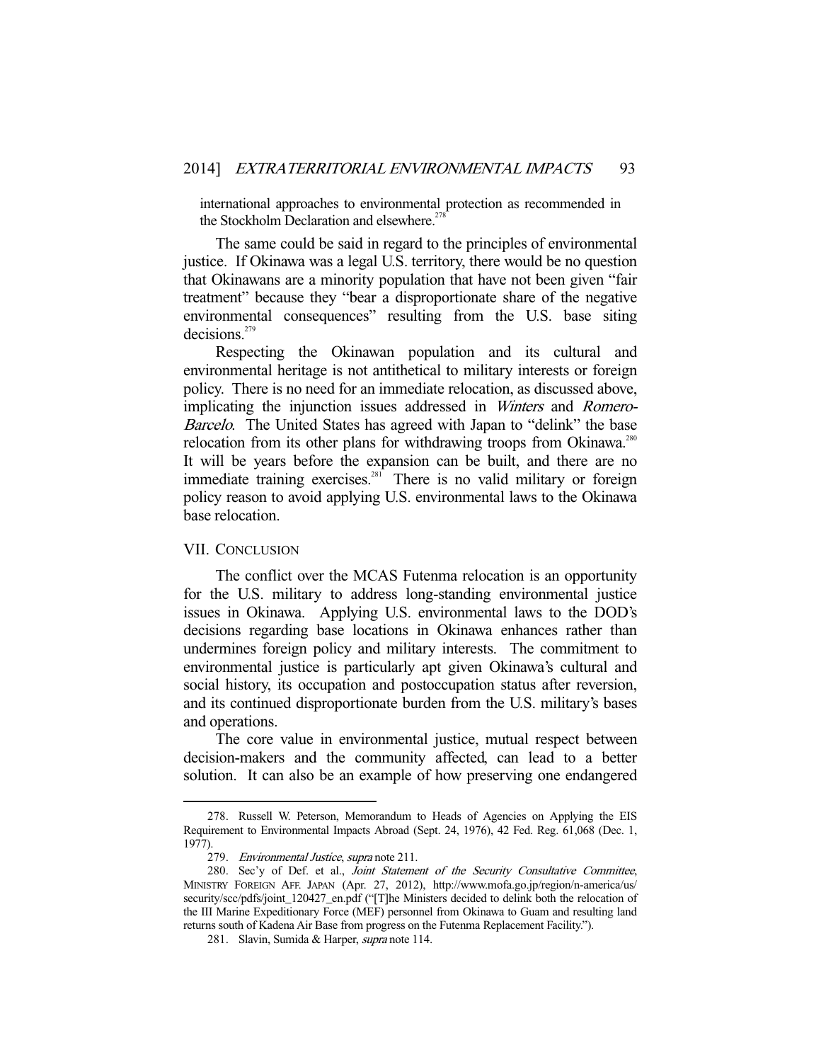international approaches to environmental protection as recommended in the Stockholm Declaration and elsewhere.[278]

The same could be said in regard to the principles of environmental justice. If Okinawa was a legal U.S. territory, there would be no question that Okinawans are a minority population that have not been given "fair treatment" because they "bear a disproportionate share of the negative environmental consequences" resulting from the U.S. base siting decisions.[279]

Respecting the Okinawan population and its cultural and environmental heritage is not antithetical to military interests or foreign policy. There is no need for an immediate relocation, as discussed above, implicating the injunction issues addressed in *Winters* and *Romero-Barcelo*. The United States has agreed with Japan to "delink" the base relocation from its other plans for withdrawing troops from Okinawa.[280] It will be years before the expansion can be built, and there are no immediate training exercises.[281] There is no valid military or foreign policy reason to avoid applying U.S. environmental laws to the Okinawa base relocation.

## VII. CONCLUSION

The conflict over the MCAS Futenma relocation is an opportunity for the U.S. military to address long-standing environmental justice issues in Okinawa. Applying U.S. environmental laws to the DOD's decisions regarding base locations in Okinawa enhances rather than undermines foreign policy and military interests. The commitment to environmental justice is particularly apt given Okinawa's cultural and social history, its occupation and postoccupation status after reversion, and its continued disproportionate burden from the U.S. military's bases and operations.

The core value in environmental justice, mutual respect between decision-makers and the community affected, can lead to a better solution. It can also be an example of how preserving one endangered

---

278. Russell W. Peterson, Memorandum to Heads of Agencies on Applying the EIS Requirement to Environmental Impacts Abroad (Sept. 24, 1976), 42 Fed. Reg. 61,068 (Dec. 1, 1977).

279. *Environmental Justice*, *supra* note 211.

280. Sec'y of Def. et al., *Joint Statement of the Security Consultative Committee*, MINISTRY FOREIGN AFF. JAPAN (Apr. 27, 2012), http://www.mofa.go.jp/region/n-america/us/security/scc/pdfs/joint_120427_en.pdf ("[T]he Ministers decided to delink both the relocation of the III Marine Expeditionary Force (MEF) personnel from Okinawa to Guam and resulting land returns south of Kadena Air Base from progress on the Futenma Replacement Facility.").

281. Slavin, Sumida & Harper, *supra* note 114.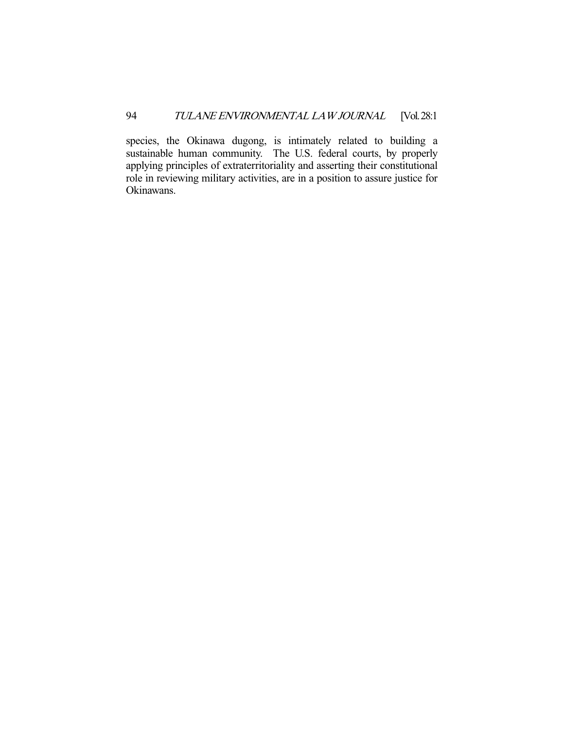species, the Okinawa dugong, is intimately related to building a sustainable human community. The U.S. federal courts, by properly applying principles of extraterritoriality and asserting their constitutional role in reviewing military activities, are in a position to assure justice for Okinawans.